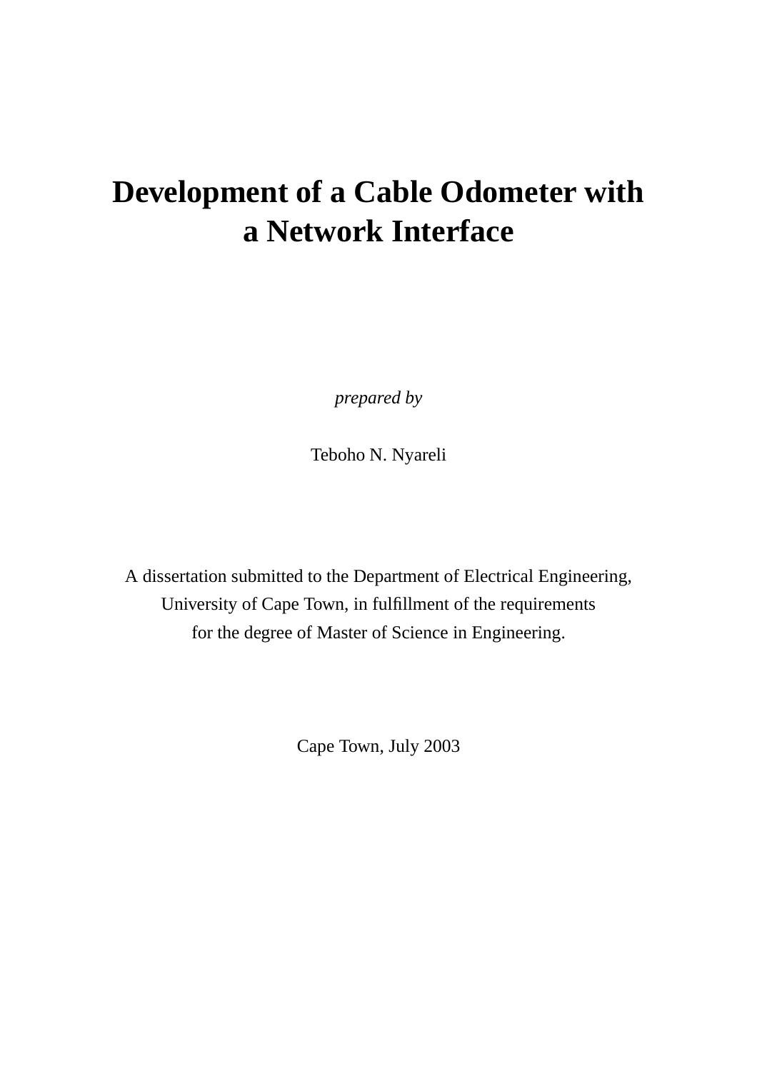# Development of a Cable Odometer with a Network Interface

*prepared by*

Teboho N. Nyareli

A dissertation submitted to the Department of Electrical Engineering,
University of Cape Town, in fulfillment of the requirements
for the degree of Master of Science in Engineering.

Cape Town, July 2003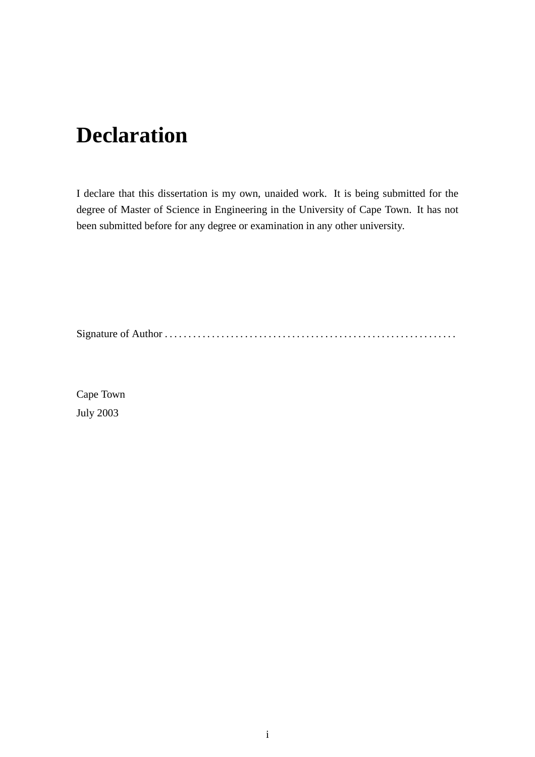# Declaration

I declare that this dissertation is my own, unaided work. It is being submitted for the degree of Master of Science in Engineering in the University of Cape Town. It has not been submitted before for any degree or examination in any other university.

Signature of Author . . . . . . . . . . . . . . . . . . . . . . . . . . . . . . . . . . . . . . . . . . . . . . . . . . . . . . . . . . . . .

Cape Town
July 2003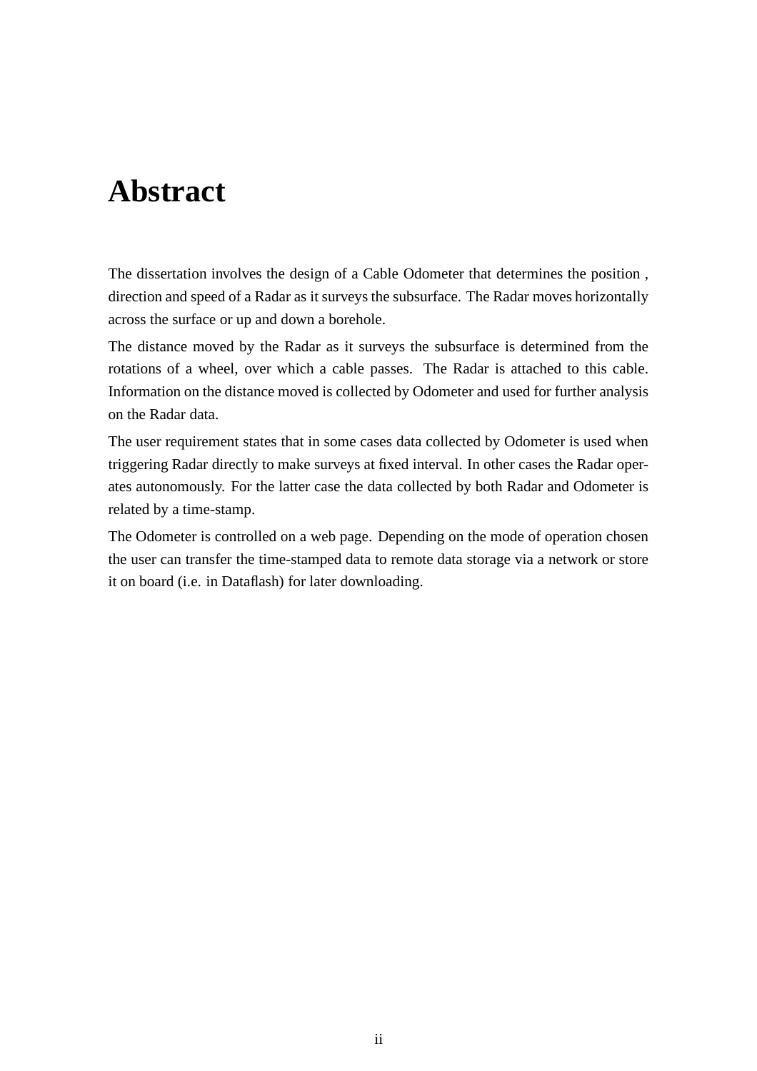# Abstract

The dissertation involves the design of a Cable Odometer that determines the position , direction and speed of a Radar as it surveys the subsurface. The Radar moves horizontally across the surface or up and down a borehole.

The distance moved by the Radar as it surveys the subsurface is determined from the rotations of a wheel, over which a cable passes. The Radar is attached to this cable. Information on the distance moved is collected by Odometer and used for further analysis on the Radar data.

The user requirement states that in some cases data collected by Odometer is used when triggering Radar directly to make surveys at fixed interval. In other cases the Radar operates autonomously. For the latter case the data collected by both Radar and Odometer is related by a time-stamp.

The Odometer is controlled on a web page. Depending on the mode of operation chosen the user can transfer the time-stamped data to remote data storage via a network or store it on board (i.e. in Dataflash) for later downloading.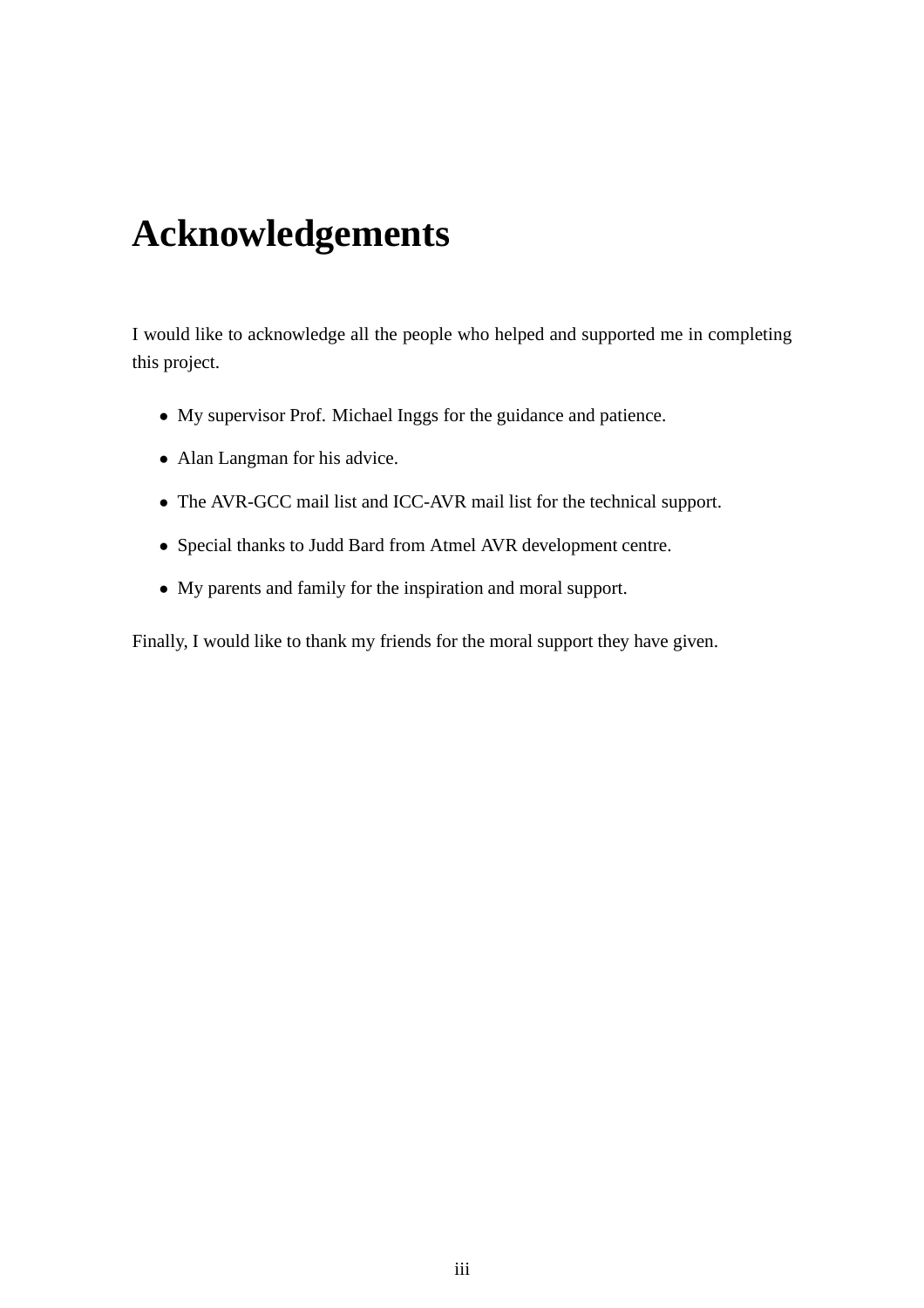# Acknowledgements

I would like to acknowledge all the people who helped and supported me in completing this project.

- My supervisor Prof. Michael Inggs for the guidance and patience.
- Alan Langman for his advice.
- The AVR-GCC mail list and ICC-AVR mail list for the technical support.
- Special thanks to Judd Bard from Atmel AVR development centre.
- My parents and family for the inspiration and moral support.

Finally, I would like to thank my friends for the moral support they have given.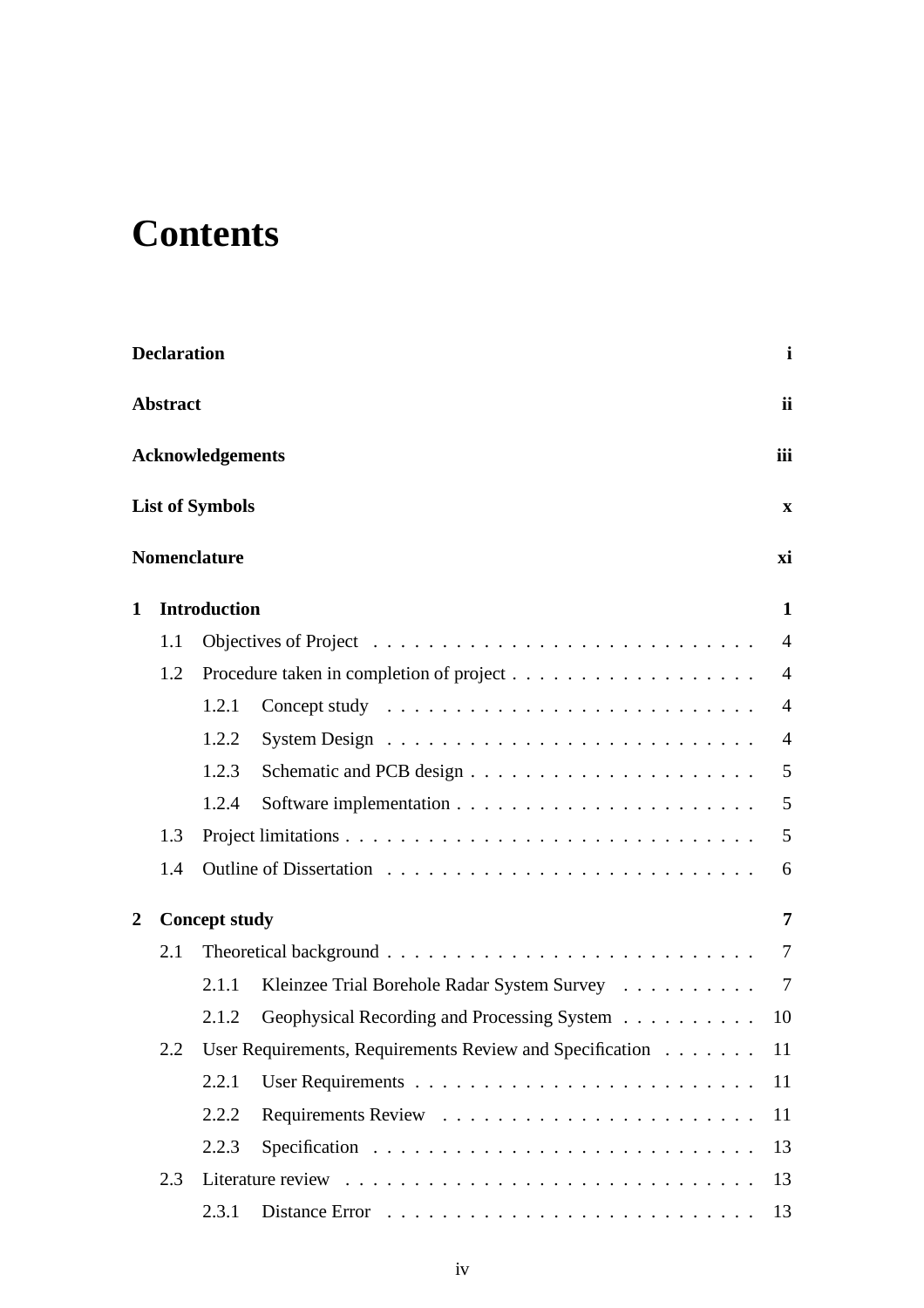# Contents

**Declaration** **i**

**Abstract** **ii**

**Acknowledgements** **iii**

**List of Symbols** **x**

**Nomenclature** **xi**

**1 Introduction** **1**

- 1.1 Objectives of Project . . . . . . . . . . . . . . . . . . . . . . . . . . . . 4
- 1.2 Procedure taken in completion of project . . . . . . . . . . . . . . . . . . 4
  - 1.2.1 Concept study . . . . . . . . . . . . . . . . . . . . . . . . . . . 4
  - 1.2.2 System Design . . . . . . . . . . . . . . . . . . . . . . . . . . . 4
  - 1.2.3 Schematic and PCB design . . . . . . . . . . . . . . . . . . . . . 5
  - 1.2.4 Software implementation . . . . . . . . . . . . . . . . . . . . . . 5
- 1.3 Project limitations . . . . . . . . . . . . . . . . . . . . . . . . . . . . . 5
- 1.4 Outline of Dissertation . . . . . . . . . . . . . . . . . . . . . . . . . . . 6

**2 Concept study** **7**

- 2.1 Theoretical background . . . . . . . . . . . . . . . . . . . . . . . . . . . 7
  - 2.1.1 Kleinzee Trial Borehole Radar System Survey . . . . . . . . . . 7
  - 2.1.2 Geophysical Recording and Processing System . . . . . . . . . . 10
- 2.2 User Requirements, Requirements Review and Specification . . . . . . . 11
  - 2.2.1 User Requirements . . . . . . . . . . . . . . . . . . . . . . . . . 11
  - 2.2.2 Requirements Review . . . . . . . . . . . . . . . . . . . . . . . 11
  - 2.2.3 Specification . . . . . . . . . . . . . . . . . . . . . . . . . . . . 13
- 2.3 Literature review . . . . . . . . . . . . . . . . . . . . . . . . . . . . . . 13
  - 2.3.1 Distance Error . . . . . . . . . . . . . . . . . . . . . . . . . . . 13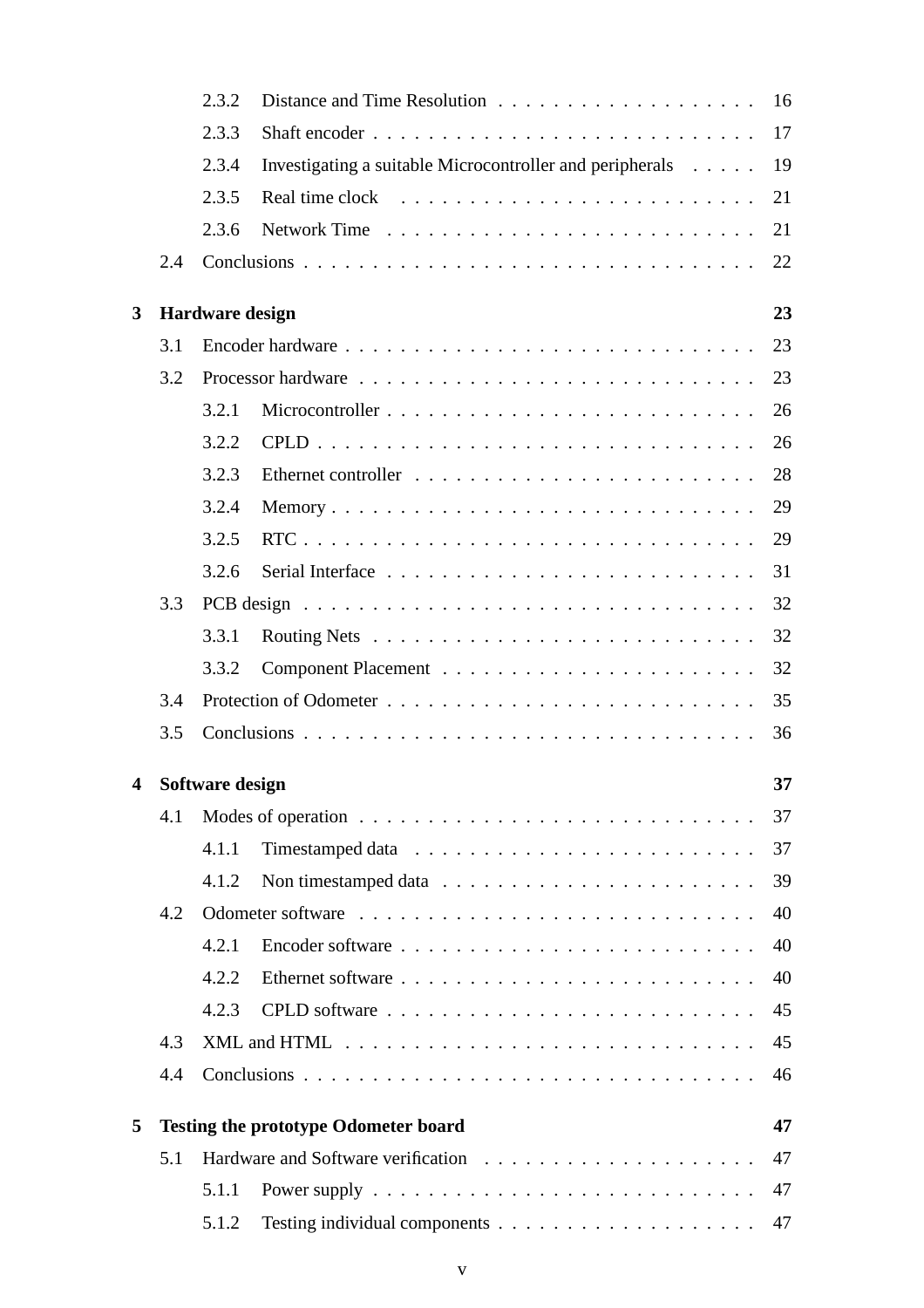- 2.3.2 Distance and Time Resolution . . . . . . . . . . . . . . . . . . 16
- 2.3.3 Shaft encoder . . . . . . . . . . . . . . . . . . . . . . . . . . 17
- 2.3.4 Investigating a suitable Microcontroller and peripherals . . . . . 19
- 2.3.5 Real time clock . . . . . . . . . . . . . . . . . . . . . . . . . 21
- 2.3.6 Network Time . . . . . . . . . . . . . . . . . . . . . . . . . . 21

2.4 Conclusions . . . . . . . . . . . . . . . . . . . . . . . . . . . . . . . 22

**3 Hardware design** **23**

3.1 Encoder hardware . . . . . . . . . . . . . . . . . . . . . . . . . . . . 23

3.2 Processor hardware . . . . . . . . . . . . . . . . . . . . . . . . . . . 23

- 3.2.1 Microcontroller . . . . . . . . . . . . . . . . . . . . . . . . . . 26
- 3.2.2 CPLD . . . . . . . . . . . . . . . . . . . . . . . . . . . . . . . 26
- 3.2.3 Ethernet controller . . . . . . . . . . . . . . . . . . . . . . . . 28
- 3.2.4 Memory . . . . . . . . . . . . . . . . . . . . . . . . . . . . . . 29
- 3.2.5 RTC . . . . . . . . . . . . . . . . . . . . . . . . . . . . . . . . 29
- 3.2.6 Serial Interface . . . . . . . . . . . . . . . . . . . . . . . . . . 31

3.3 PCB design . . . . . . . . . . . . . . . . . . . . . . . . . . . . . . . 32

- 3.3.1 Routing Nets . . . . . . . . . . . . . . . . . . . . . . . . . . . 32
- 3.3.2 Component Placement . . . . . . . . . . . . . . . . . . . . . . 32

3.4 Protection of Odometer . . . . . . . . . . . . . . . . . . . . . . . . . 35

3.5 Conclusions . . . . . . . . . . . . . . . . . . . . . . . . . . . . . . . 36

**4 Software design** **37**

4.1 Modes of operation . . . . . . . . . . . . . . . . . . . . . . . . . . . 37

- 4.1.1 Timestamped data . . . . . . . . . . . . . . . . . . . . . . . . 37
- 4.1.2 Non timestamped data . . . . . . . . . . . . . . . . . . . . . . 39

4.2 Odometer software . . . . . . . . . . . . . . . . . . . . . . . . . . . 40

- 4.2.1 Encoder software . . . . . . . . . . . . . . . . . . . . . . . . . 40
- 4.2.2 Ethernet software . . . . . . . . . . . . . . . . . . . . . . . . . 40
- 4.2.3 CPLD software . . . . . . . . . . . . . . . . . . . . . . . . . . 45

4.3 XML and HTML . . . . . . . . . . . . . . . . . . . . . . . . . . . . 45

4.4 Conclusions . . . . . . . . . . . . . . . . . . . . . . . . . . . . . . . 46

**5 Testing the prototype Odometer board** **47**

5.1 Hardware and Software verification . . . . . . . . . . . . . . . . . . 47

- 5.1.1 Power supply . . . . . . . . . . . . . . . . . . . . . . . . . . . 47
- 5.1.2 Testing individual components . . . . . . . . . . . . . . . . . . 47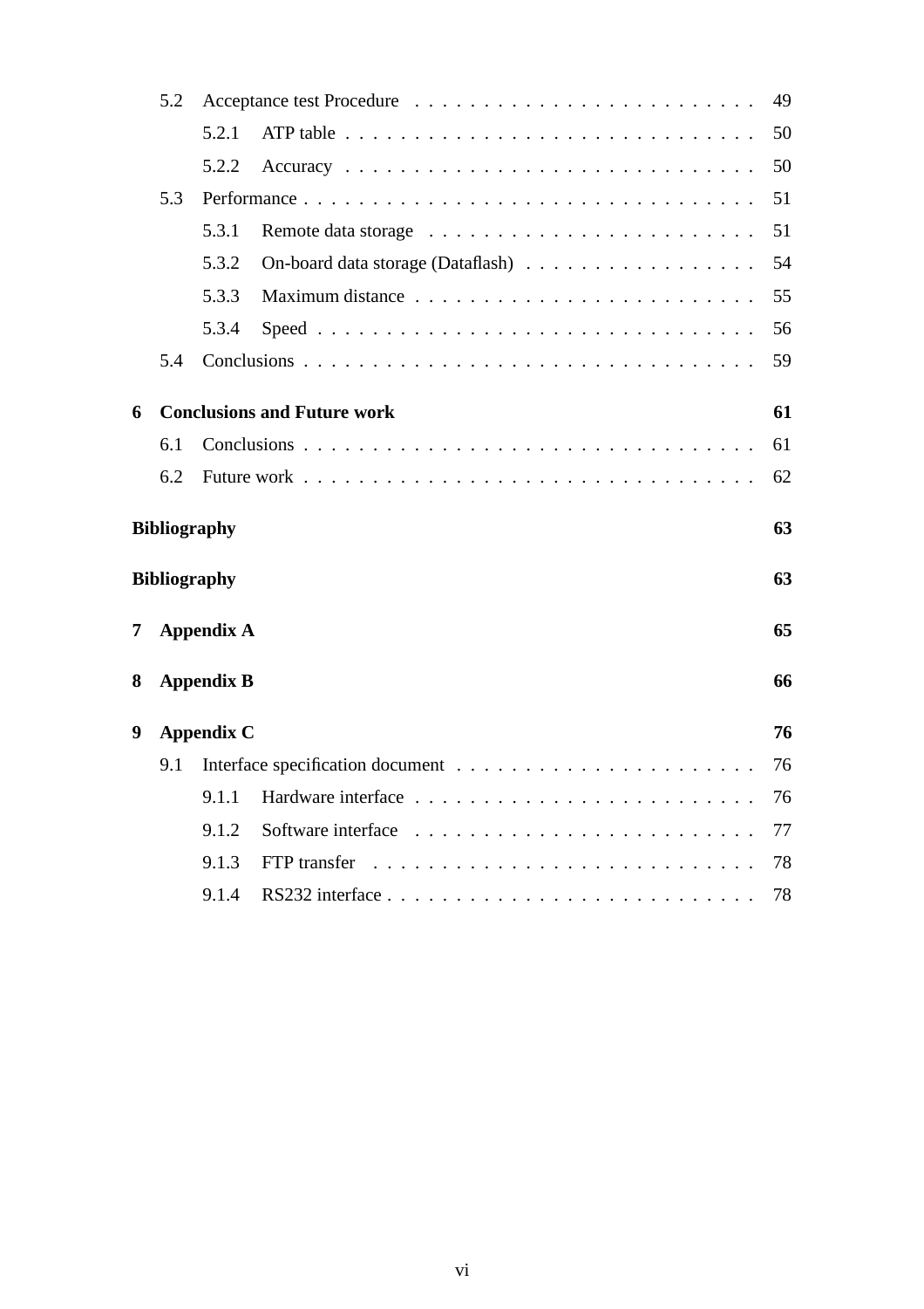- 5.2 Acceptance test Procedure . . . . . . . . . . . . . . . . . . . . . . . . 49
  - 5.2.1 ATP table . . . . . . . . . . . . . . . . . . . . . . . . . . . . . 50
  - 5.2.2 Accuracy . . . . . . . . . . . . . . . . . . . . . . . . . . . . . 50
- 5.3 Performance . . . . . . . . . . . . . . . . . . . . . . . . . . . . . . . . 51
  - 5.3.1 Remote data storage . . . . . . . . . . . . . . . . . . . . . . . 51
  - 5.3.2 On-board data storage (Dataflash) . . . . . . . . . . . . . . . . . 54
  - 5.3.3 Maximum distance . . . . . . . . . . . . . . . . . . . . . . . . 55
  - 5.3.4 Speed . . . . . . . . . . . . . . . . . . . . . . . . . . . . . . . 56
- 5.4 Conclusions . . . . . . . . . . . . . . . . . . . . . . . . . . . . . . . . 59

**6 Conclusions and Future work** **61**

- 6.1 Conclusions . . . . . . . . . . . . . . . . . . . . . . . . . . . . . . . . 61
- 6.2 Future work . . . . . . . . . . . . . . . . . . . . . . . . . . . . . . . . 62

**Bibliography** **63**

**Bibliography** **63**

**7 Appendix A** **65**

**8 Appendix B** **66**

**9 Appendix C** **76**

- 9.1 Interface specification document . . . . . . . . . . . . . . . . . . . . . . 76
  - 9.1.1 Hardware interface . . . . . . . . . . . . . . . . . . . . . . . . 76
  - 9.1.2 Software interface . . . . . . . . . . . . . . . . . . . . . . . . . 77
  - 9.1.3 FTP transfer . . . . . . . . . . . . . . . . . . . . . . . . . . . . 78
  - 9.1.4 RS232 interface . . . . . . . . . . . . . . . . . . . . . . . . . . 78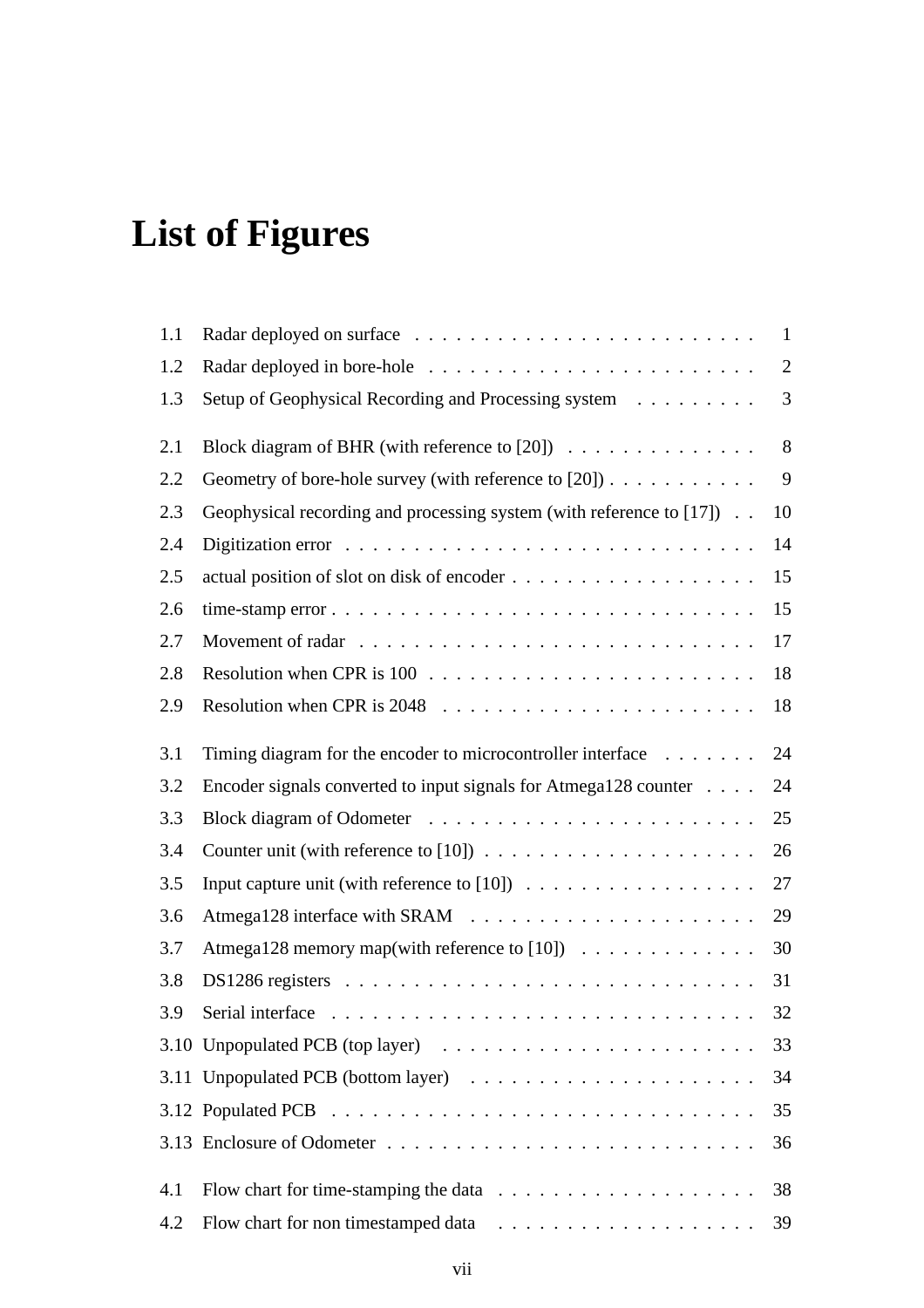# List of Figures

| | | |
|---|---|---|
| 1.1 | Radar deployed on surface | 1 |
| 1.2 | Radar deployed in bore-hole | 2 |
| 1.3 | Setup of Geophysical Recording and Processing system | 3 |
| 2.1 | Block diagram of BHR (with reference to [20]) | 8 |
| 2.2 | Geometry of bore-hole survey (with reference to [20]) | 9 |
| 2.3 | Geophysical recording and processing system (with reference to [17]) | 10 |
| 2.4 | Digitization error | 14 |
| 2.5 | actual position of slot on disk of encoder | 15 |
| 2.6 | time-stamp error | 15 |
| 2.7 | Movement of radar | 17 |
| 2.8 | Resolution when CPR is 100 | 18 |
| 2.9 | Resolution when CPR is 2048 | 18 |
| 3.1 | Timing diagram for the encoder to microcontroller interface | 24 |
| 3.2 | Encoder signals converted to input signals for Atmega128 counter | 24 |
| 3.3 | Block diagram of Odometer | 25 |
| 3.4 | Counter unit (with reference to [10]) | 26 |
| 3.5 | Input capture unit (with reference to [10]) | 27 |
| 3.6 | Atmega128 interface with SRAM | 29 |
| 3.7 | Atmega128 memory map(with reference to [10]) | 30 |
| 3.8 | DS1286 registers | 31 |
| 3.9 | Serial interface | 32 |
| 3.10 | Unpopulated PCB (top layer) | 33 |
| 3.11 | Unpopulated PCB (bottom layer) | 34 |
| 3.12 | Populated PCB | 35 |
| 3.13 | Enclosure of Odometer | 36 |
| 4.1 | Flow chart for time-stamping the data | 38 |
| 4.2 | Flow chart for non timestamped data | 39 |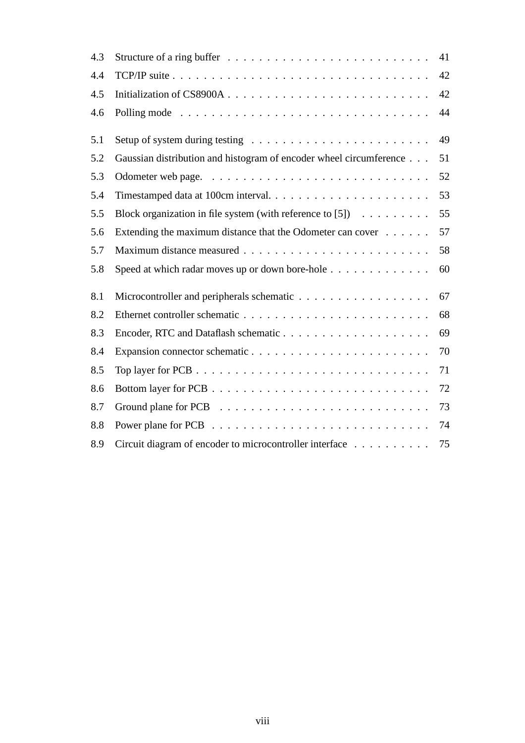| | | |
|---|---|---|
| 4.3 | Structure of a ring buffer | 41 |
| 4.4 | TCP/IP suite | 42 |
| 4.5 | Initialization of CS8900A | 42 |
| 4.6 | Polling mode | 44 |
| 5.1 | Setup of system during testing | 49 |
| 5.2 | Gaussian distribution and histogram of encoder wheel circumference | 51 |
| 5.3 | Odometer web page. | 52 |
| 5.4 | Timestamped data at 100cm interval. | 53 |
| 5.5 | Block organization in file system (with reference to [5]) | 55 |
| 5.6 | Extending the maximum distance that the Odometer can cover | 57 |
| 5.7 | Maximum distance measured | 58 |
| 5.8 | Speed at which radar moves up or down bore-hole | 60 |
| 8.1 | Microcontroller and peripherals schematic | 67 |
| 8.2 | Ethernet controller schematic | 68 |
| 8.3 | Encoder, RTC and Dataflash schematic | 69 |
| 8.4 | Expansion connector schematic | 70 |
| 8.5 | Top layer for PCB | 71 |
| 8.6 | Bottom layer for PCB | 72 |
| 8.7 | Ground plane for PCB | 73 |
| 8.8 | Power plane for PCB | 74 |
| 8.9 | Circuit diagram of encoder to microcontroller interface | 75 |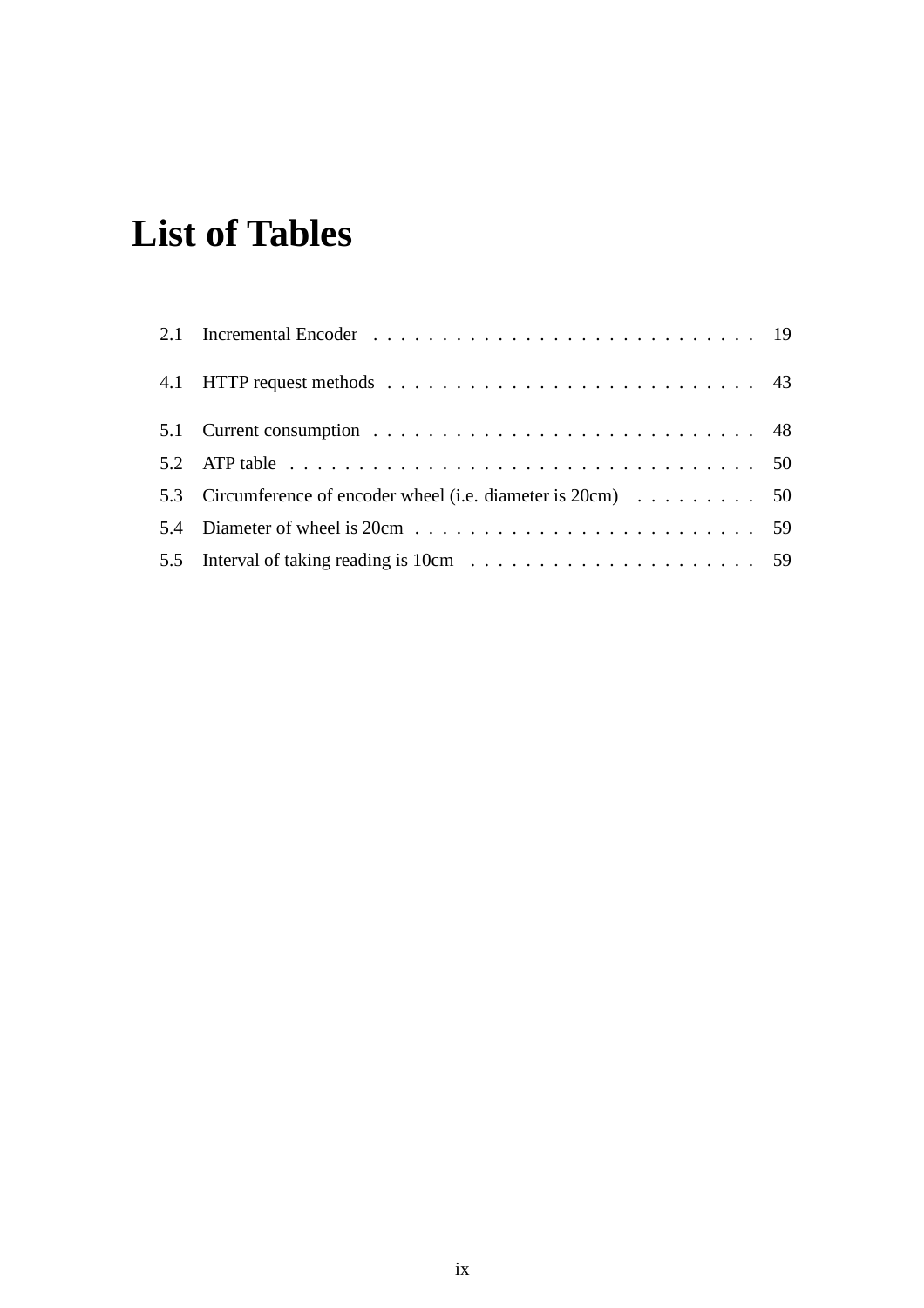# List of Tables

2.1 Incremental Encoder . . . . . . . . . . . . . . . . . . . . . . . . . . . . 19

4.1 HTTP request methods . . . . . . . . . . . . . . . . . . . . . . . . . . . 43

5.1 Current consumption . . . . . . . . . . . . . . . . . . . . . . . . . . . . 48

5.2 ATP table . . . . . . . . . . . . . . . . . . . . . . . . . . . . . . . . . . . 50

5.3 Circumference of encoder wheel (i.e. diameter is 20cm) . . . . . . . . . 50

5.4 Diameter of wheel is 20cm . . . . . . . . . . . . . . . . . . . . . . . . . 59

5.5 Interval of taking reading is 10cm . . . . . . . . . . . . . . . . . . . . . 59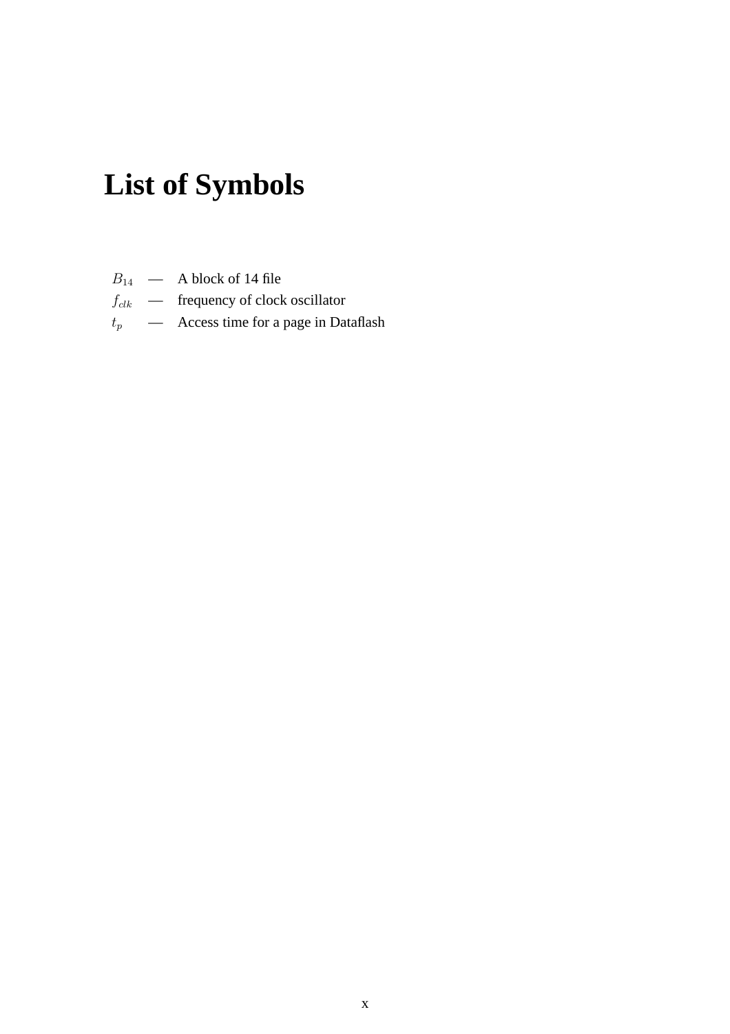# List of Symbols

$B_{14}$ — A block of 14 file
$f_{clk}$ — frequency of clock oscillator
$t_p$ — Access time for a page in Dataflash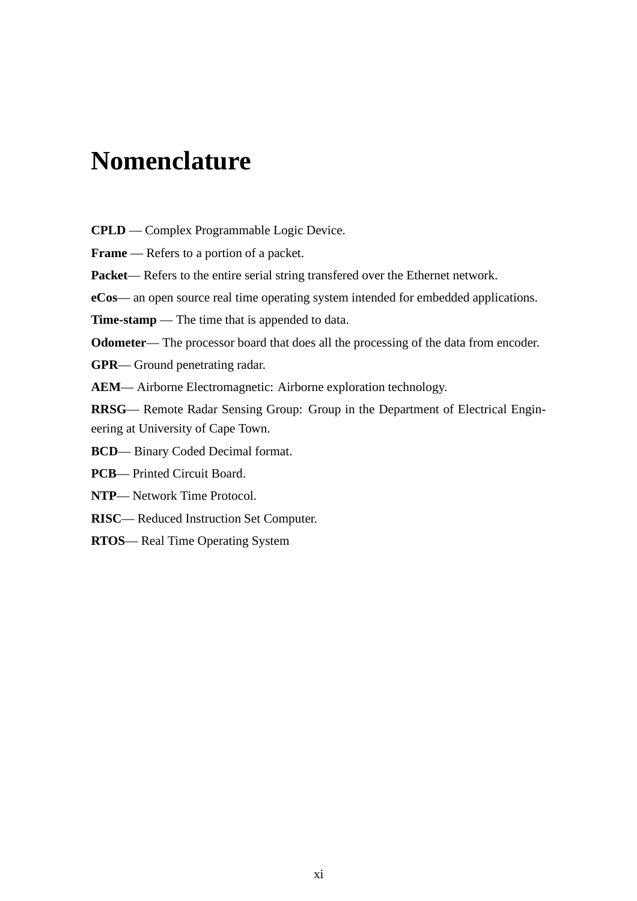# Nomenclature

**CPLD** — Complex Programmable Logic Device.

**Frame** — Refers to a portion of a packet.

**Packet**— Refers to the entire serial string transfered over the Ethernet network.

**eCos**— an open source real time operating system intended for embedded applications.

**Time-stamp** — The time that is appended to data.

**Odometer**— The processor board that does all the processing of the data from encoder.

**GPR**— Ground penetrating radar.

**AEM**— Airborne Electromagnetic: Airborne exploration technology.

**RRSG**— Remote Radar Sensing Group: Group in the Department of Electrical Engineering at University of Cape Town.

**BCD**— Binary Coded Decimal format.

**PCB**— Printed Circuit Board.

**NTP**— Network Time Protocol.

**RISC**— Reduced Instruction Set Computer.

**RTOS**— Real Time Operating System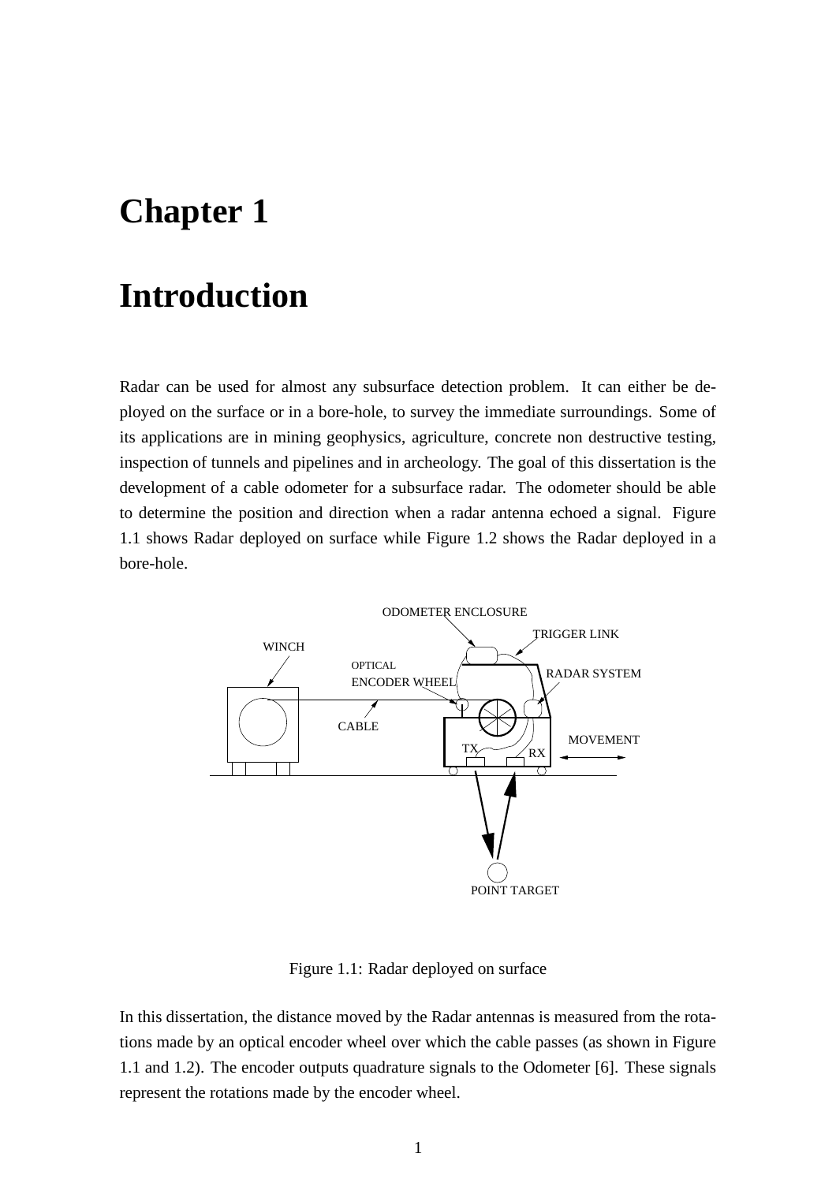# Chapter 1

# Introduction

Radar can be used for almost any subsurface detection problem. It can either be deployed on the surface or in a bore-hole, to survey the immediate surroundings. Some of its applications are in mining geophysics, agriculture, concrete non destructive testing, inspection of tunnels and pipelines and in archeology. The goal of this dissertation is the development of a cable odometer for a subsurface radar. The odometer should be able to determine the position and direction when a radar antenna echoed a signal. Figure 1.1 shows Radar deployed on surface while Figure 1.2 shows the Radar deployed in a bore-hole.

Figure 1.1: Radar deployed on surface

In this dissertation, the distance moved by the Radar antennas is measured from the rotations made by an optical encoder wheel over which the cable passes (as shown in Figure 1.1 and 1.2). The encoder outputs quadrature signals to the Odometer [6]. These signals represent the rotations made by the encoder wheel.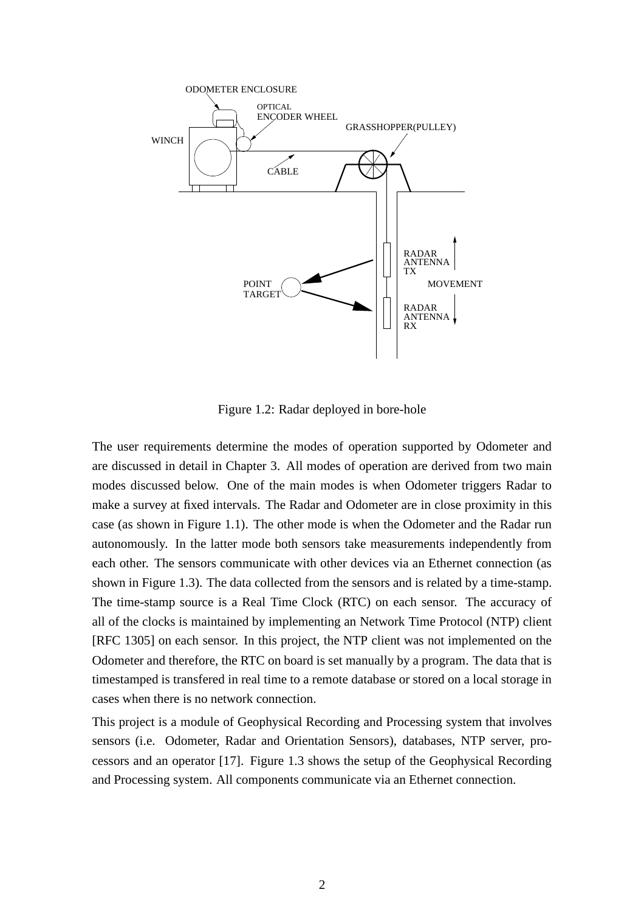Figure 1.2: Radar deployed in bore-hole

The user requirements determine the modes of operation supported by Odometer and are discussed in detail in Chapter 3. All modes of operation are derived from two main modes discussed below. One of the main modes is when Odometer triggers Radar to make a survey at fixed intervals. The Radar and Odometer are in close proximity in this case (as shown in Figure 1.1). The other mode is when the Odometer and the Radar run autonomously. In the latter mode both sensors take measurements independently from each other. The sensors communicate with other devices via an Ethernet connection (as shown in Figure 1.3). The data collected from the sensors and is related by a time-stamp. The time-stamp source is a Real Time Clock (RTC) on each sensor. The accuracy of all of the clocks is maintained by implementing an Network Time Protocol (NTP) client [RFC 1305] on each sensor. In this project, the NTP client was not implemented on the Odometer and therefore, the RTC on board is set manually by a program. The data that is timestamped is transfered in real time to a remote database or stored on a local storage in cases when there is no network connection.

This project is a module of Geophysical Recording and Processing system that involves sensors (i.e. Odometer, Radar and Orientation Sensors), databases, NTP server, processors and an operator [17]. Figure 1.3 shows the setup of the Geophysical Recording and Processing system. All components communicate via an Ethernet connection.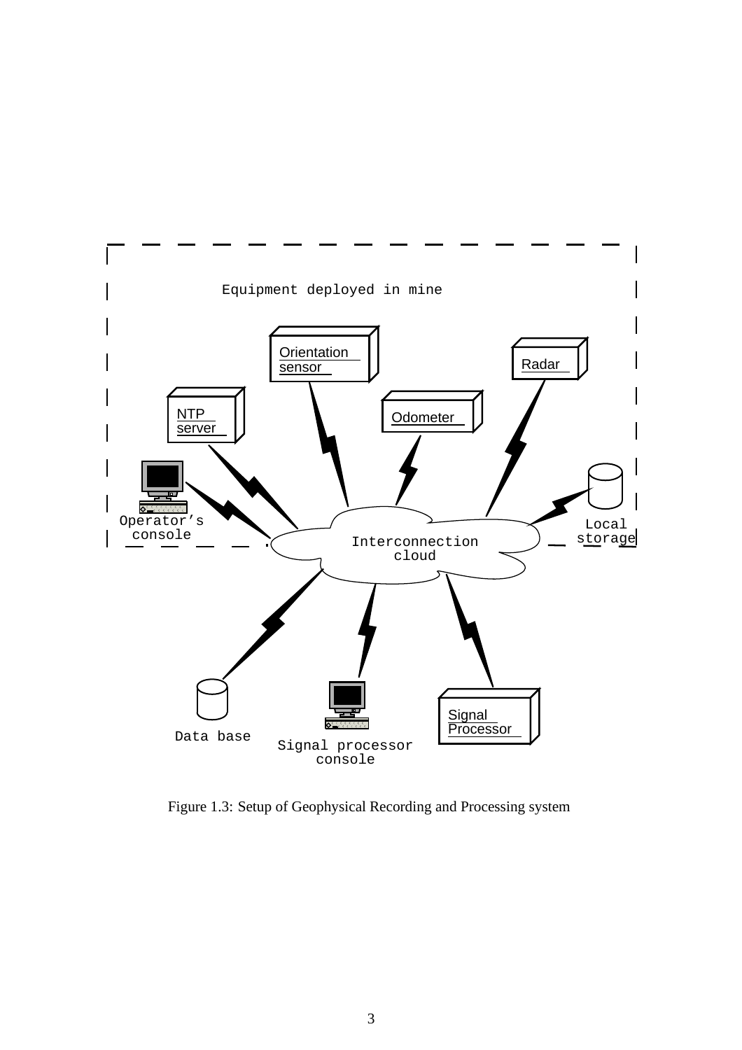Figure 1.3: Setup of Geophysical Recording and Processing system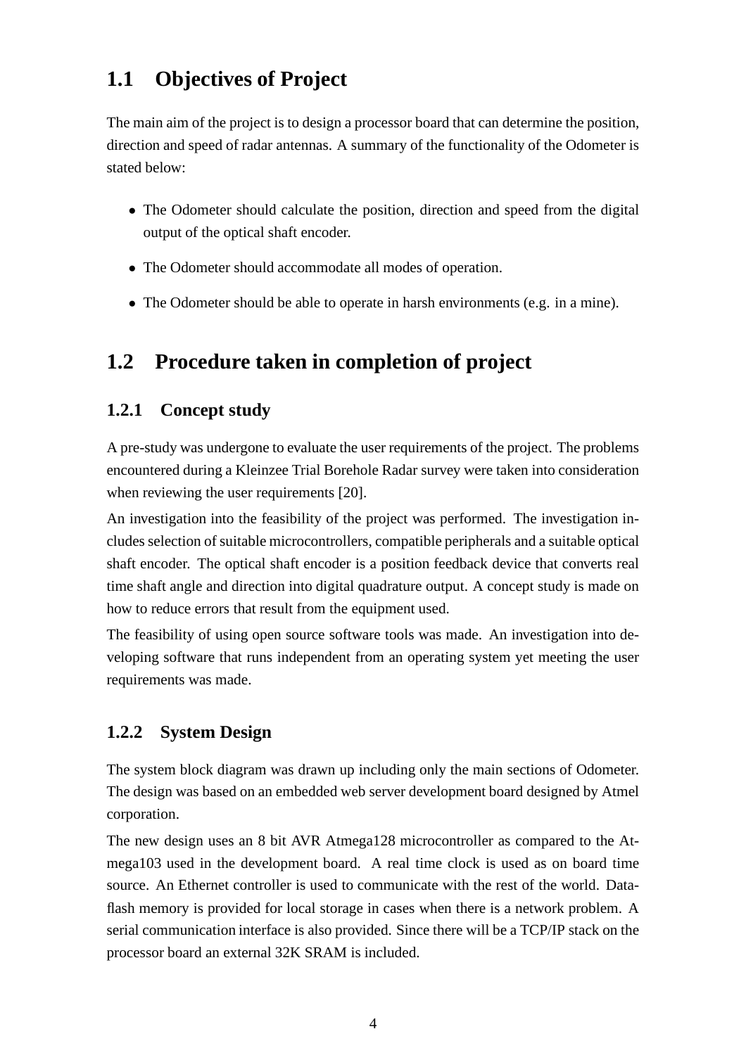## 1.1 Objectives of Project

The main aim of the project is to design a processor board that can determine the position, direction and speed of radar antennas. A summary of the functionality of the Odometer is stated below:

- The Odometer should calculate the position, direction and speed from the digital output of the optical shaft encoder.
- The Odometer should accommodate all modes of operation.
- The Odometer should be able to operate in harsh environments (e.g. in a mine).

## 1.2 Procedure taken in completion of project

### 1.2.1 Concept study

A pre-study was undergone to evaluate the user requirements of the project. The problems encountered during a Kleinzee Trial Borehole Radar survey were taken into consideration when reviewing the user requirements [20].

An investigation into the feasibility of the project was performed. The investigation includes selection of suitable microcontrollers, compatible peripherals and a suitable optical shaft encoder. The optical shaft encoder is a position feedback device that converts real time shaft angle and direction into digital quadrature output. A concept study is made on how to reduce errors that result from the equipment used.

The feasibility of using open source software tools was made. An investigation into developing software that runs independent from an operating system yet meeting the user requirements was made.

### 1.2.2 System Design

The system block diagram was drawn up including only the main sections of Odometer. The design was based on an embedded web server development board designed by Atmel corporation.

The new design uses an 8 bit AVR Atmega128 microcontroller as compared to the Atmega103 used in the development board. A real time clock is used as on board time source. An Ethernet controller is used to communicate with the rest of the world. Dataflash memory is provided for local storage in cases when there is a network problem. A serial communication interface is also provided. Since there will be a TCP/IP stack on the processor board an external 32K SRAM is included.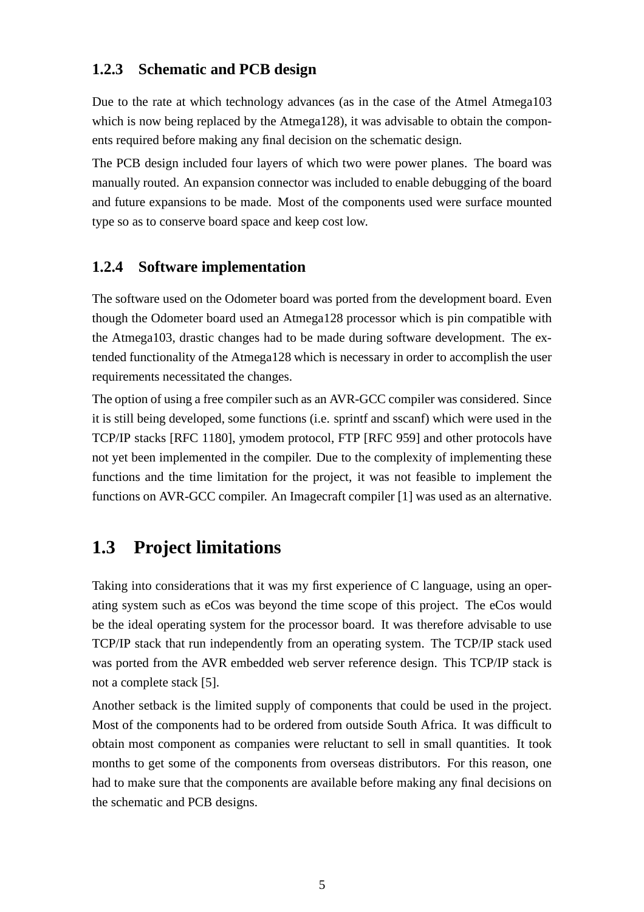### 1.2.3 Schematic and PCB design

Due to the rate at which technology advances (as in the case of the Atmel Atmega103 which is now being replaced by the Atmega128), it was advisable to obtain the components required before making any final decision on the schematic design.

The PCB design included four layers of which two were power planes. The board was manually routed. An expansion connector was included to enable debugging of the board and future expansions to be made. Most of the components used were surface mounted type so as to conserve board space and keep cost low.

### 1.2.4 Software implementation

The software used on the Odometer board was ported from the development board. Even though the Odometer board used an Atmega128 processor which is pin compatible with the Atmega103, drastic changes had to be made during software development. The extended functionality of the Atmega128 which is necessary in order to accomplish the user requirements necessitated the changes.

The option of using a free compiler such as an AVR-GCC compiler was considered. Since it is still being developed, some functions (i.e. sprintf and sscanf) which were used in the TCP/IP stacks [RFC 1180], ymodem protocol, FTP [RFC 959] and other protocols have not yet been implemented in the compiler. Due to the complexity of implementing these functions and the time limitation for the project, it was not feasible to implement the functions on AVR-GCC compiler. An Imagecraft compiler [1] was used as an alternative.

## 1.3 Project limitations

Taking into considerations that it was my first experience of C language, using an operating system such as eCos was beyond the time scope of this project. The eCos would be the ideal operating system for the processor board. It was therefore advisable to use TCP/IP stack that run independently from an operating system. The TCP/IP stack used was ported from the AVR embedded web server reference design. This TCP/IP stack is not a complete stack [5].

Another setback is the limited supply of components that could be used in the project. Most of the components had to be ordered from outside South Africa. It was difficult to obtain most component as companies were reluctant to sell in small quantities. It took months to get some of the components from overseas distributors. For this reason, one had to make sure that the components are available before making any final decisions on the schematic and PCB designs.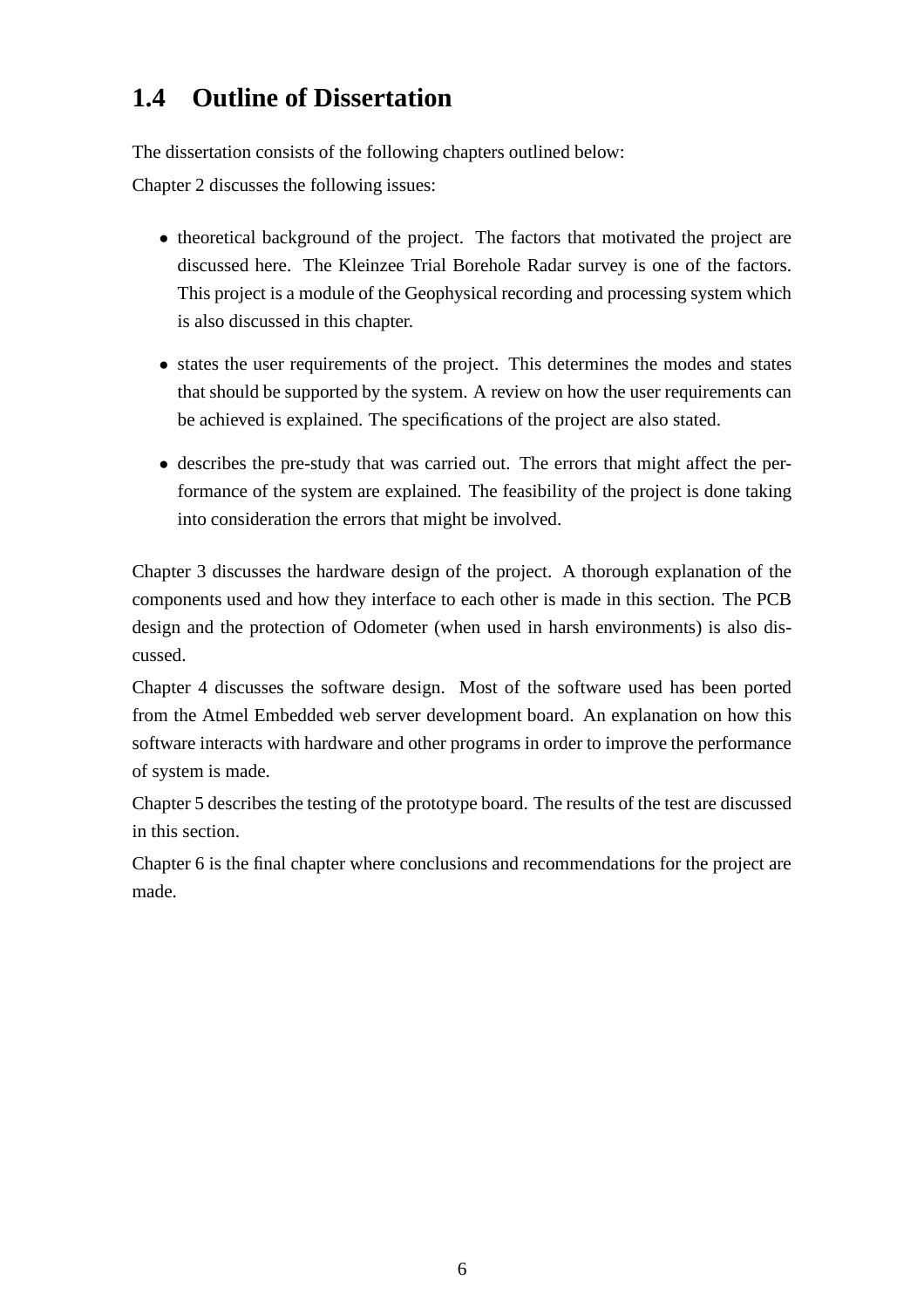## 1.4 Outline of Dissertation

The dissertation consists of the following chapters outlined below:

Chapter 2 discusses the following issues:

- theoretical background of the project. The factors that motivated the project are discussed here. The Kleinzee Trial Borehole Radar survey is one of the factors. This project is a module of the Geophysical recording and processing system which is also discussed in this chapter.
- states the user requirements of the project. This determines the modes and states that should be supported by the system. A review on how the user requirements can be achieved is explained. The specifications of the project are also stated.
- describes the pre-study that was carried out. The errors that might affect the performance of the system are explained. The feasibility of the project is done taking into consideration the errors that might be involved.

Chapter 3 discusses the hardware design of the project. A thorough explanation of the components used and how they interface to each other is made in this section. The PCB design and the protection of Odometer (when used in harsh environments) is also discussed.

Chapter 4 discusses the software design. Most of the software used has been ported from the Atmel Embedded web server development board. An explanation on how this software interacts with hardware and other programs in order to improve the performance of system is made.

Chapter 5 describes the testing of the prototype board. The results of the test are discussed in this section.

Chapter 6 is the final chapter where conclusions and recommendations for the project are made.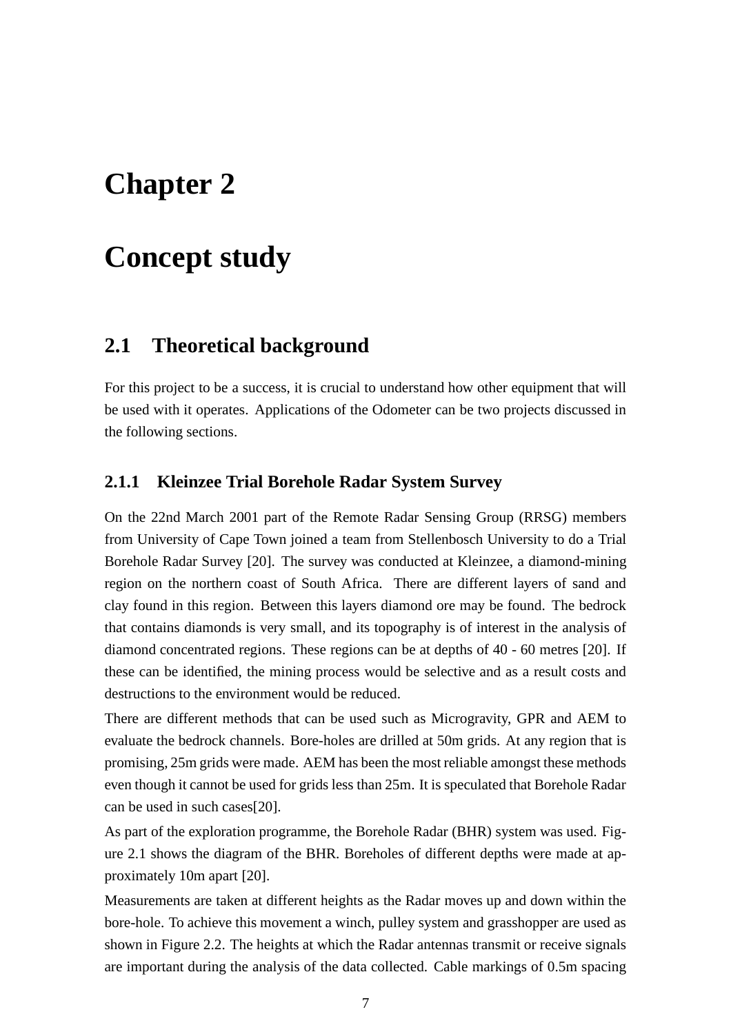# Chapter 2

# Concept study

## 2.1 Theoretical background

For this project to be a success, it is crucial to understand how other equipment that will be used with it operates. Applications of the Odometer can be two projects discussed in the following sections.

### 2.1.1 Kleinzee Trial Borehole Radar System Survey

On the 22nd March 2001 part of the Remote Radar Sensing Group (RRSG) members from University of Cape Town joined a team from Stellenbosch University to do a Trial Borehole Radar Survey [20]. The survey was conducted at Kleinzee, a diamond-mining region on the northern coast of South Africa. There are different layers of sand and clay found in this region. Between this layers diamond ore may be found. The bedrock that contains diamonds is very small, and its topography is of interest in the analysis of diamond concentrated regions. These regions can be at depths of 40 - 60 metres [20]. If these can be identified, the mining process would be selective and as a result costs and destructions to the environment would be reduced.

There are different methods that can be used such as Microgravity, GPR and AEM to evaluate the bedrock channels. Bore-holes are drilled at 50m grids. At any region that is promising, 25m grids were made. AEM has been the most reliable amongst these methods even though it cannot be used for grids less than 25m. It is speculated that Borehole Radar can be used in such cases[20].

As part of the exploration programme, the Borehole Radar (BHR) system was used. Figure 2.1 shows the diagram of the BHR. Boreholes of different depths were made at approximately 10m apart [20].

Measurements are taken at different heights as the Radar moves up and down within the bore-hole. To achieve this movement a winch, pulley system and grasshopper are used as shown in Figure 2.2. The heights at which the Radar antennas transmit or receive signals are important during the analysis of the data collected. Cable markings of 0.5m spacing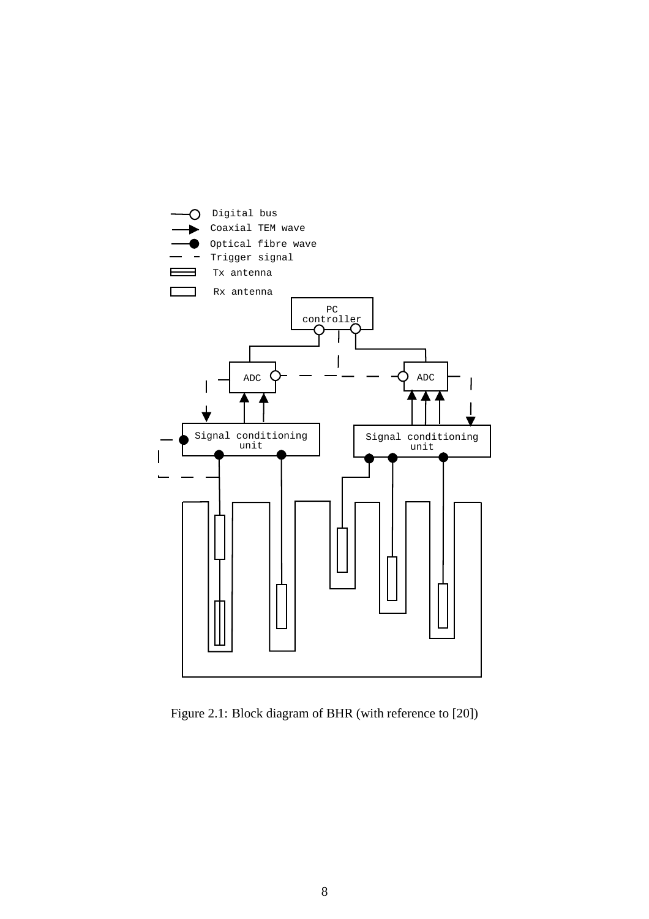Figure 2.1: Block diagram of BHR (with reference to [20])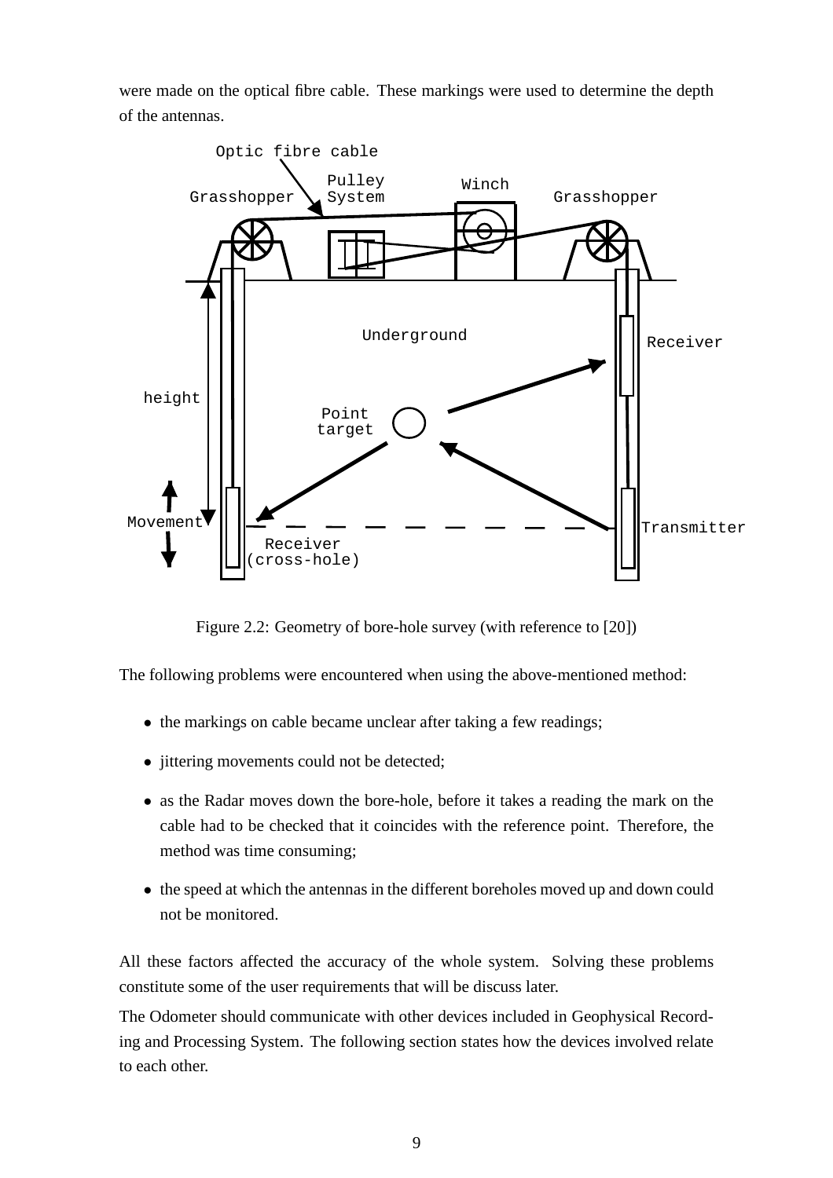were made on the optical fibre cable. These markings were used to determine the depth of the antennas.

Figure 2.2: Geometry of bore-hole survey (with reference to [20])

The following problems were encountered when using the above-mentioned method:

- the markings on cable became unclear after taking a few readings;
- jittering movements could not be detected;
- as the Radar moves down the bore-hole, before it takes a reading the mark on the cable had to be checked that it coincides with the reference point. Therefore, the method was time consuming;
- the speed at which the antennas in the different boreholes moved up and down could not be monitored.

All these factors affected the accuracy of the whole system. Solving these problems constitute some of the user requirements that will be discuss later.

The Odometer should communicate with other devices included in Geophysical Recording and Processing System. The following section states how the devices involved relate to each other.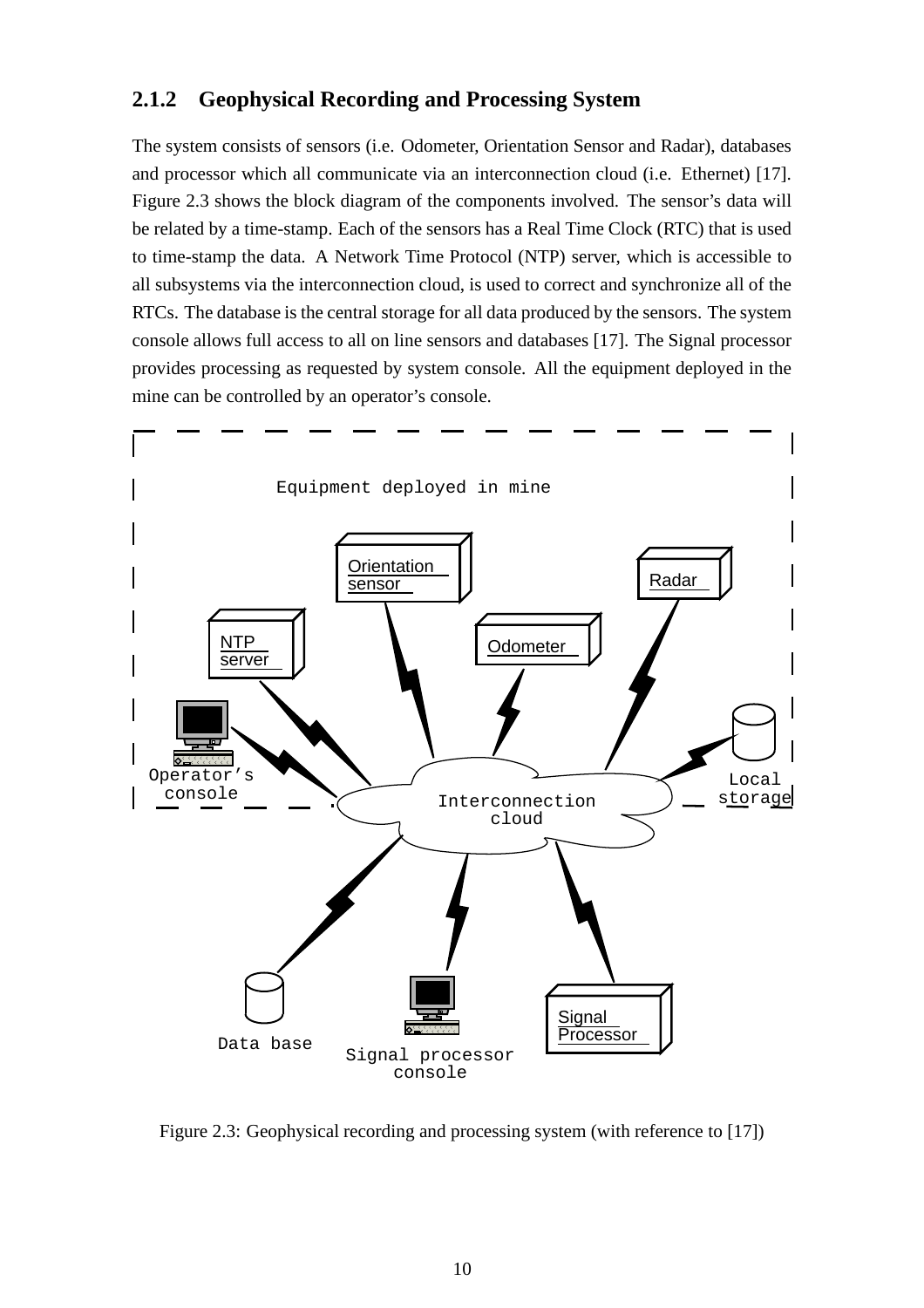### 2.1.2 Geophysical Recording and Processing System

The system consists of sensors (i.e. Odometer, Orientation Sensor and Radar), databases and processor which all communicate via an interconnection cloud (i.e. Ethernet) [17]. Figure 2.3 shows the block diagram of the components involved. The sensor's data will be related by a time-stamp. Each of the sensors has a Real Time Clock (RTC) that is used to time-stamp the data. A Network Time Protocol (NTP) server, which is accessible to all subsystems via the interconnection cloud, is used to correct and synchronize all of the RTCs. The database is the central storage for all data produced by the sensors. The system console allows full access to all on line sensors and databases [17]. The Signal processor provides processing as requested by system console. All the equipment deployed in the mine can be controlled by an operator's console.

Figure 2.3: Geophysical recording and processing system (with reference to [17])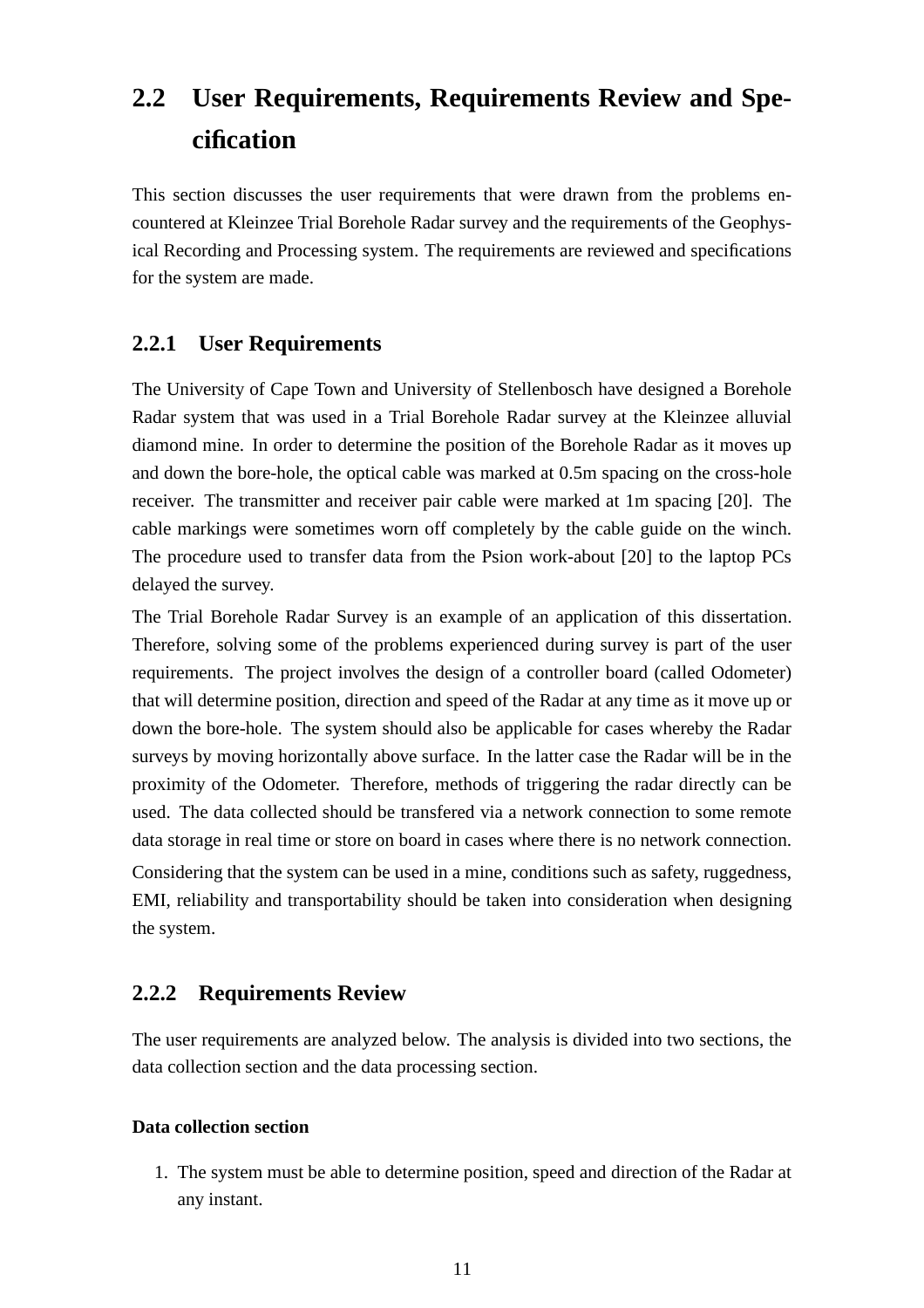## 2.2 User Requirements, Requirements Review and Specification

This section discusses the user requirements that were drawn from the problems encountered at Kleinzee Trial Borehole Radar survey and the requirements of the Geophysical Recording and Processing system. The requirements are reviewed and specifications for the system are made.

### 2.2.1 User Requirements

The University of Cape Town and University of Stellenbosch have designed a Borehole Radar system that was used in a Trial Borehole Radar survey at the Kleinzee alluvial diamond mine. In order to determine the position of the Borehole Radar as it moves up and down the bore-hole, the optical cable was marked at 0.5m spacing on the cross-hole receiver. The transmitter and receiver pair cable were marked at 1m spacing [20]. The cable markings were sometimes worn off completely by the cable guide on the winch. The procedure used to transfer data from the Psion work-about [20] to the laptop PCs delayed the survey.

The Trial Borehole Radar Survey is an example of an application of this dissertation. Therefore, solving some of the problems experienced during survey is part of the user requirements. The project involves the design of a controller board (called Odometer) that will determine position, direction and speed of the Radar at any time as it move up or down the bore-hole. The system should also be applicable for cases whereby the Radar surveys by moving horizontally above surface. In the latter case the Radar will be in the proximity of the Odometer. Therefore, methods of triggering the radar directly can be used. The data collected should be transfered via a network connection to some remote data storage in real time or store on board in cases where there is no network connection.

Considering that the system can be used in a mine, conditions such as safety, ruggedness, EMI, reliability and transportability should be taken into consideration when designing the system.

### 2.2.2 Requirements Review

The user requirements are analyzed below. The analysis is divided into two sections, the data collection section and the data processing section.

#### Data collection section

1. The system must be able to determine position, speed and direction of the Radar at any instant.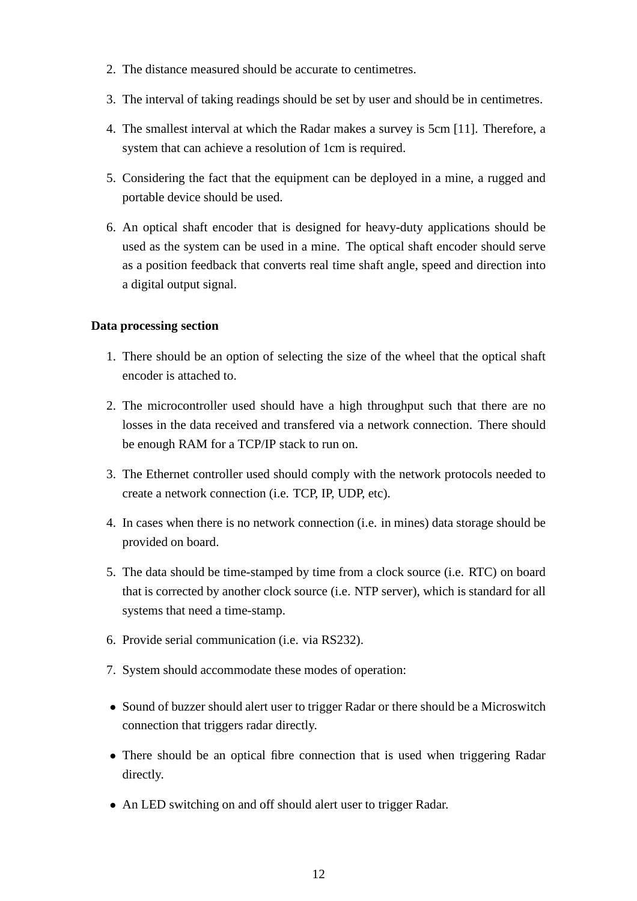2. The distance measured should be accurate to centimetres.

3. The interval of taking readings should be set by user and should be in centimetres.

4. The smallest interval at which the Radar makes a survey is 5cm [11]. Therefore, a system that can achieve a resolution of 1cm is required.

5. Considering the fact that the equipment can be deployed in a mine, a rugged and portable device should be used.

6. An optical shaft encoder that is designed for heavy-duty applications should be used as the system can be used in a mine. The optical shaft encoder should serve as a position feedback that converts real time shaft angle, speed and direction into a digital output signal.

**Data processing section**

1. There should be an option of selecting the size of the wheel that the optical shaft encoder is attached to.

2. The microcontroller used should have a high throughput such that there are no losses in the data received and transfered via a network connection. There should be enough RAM for a TCP/IP stack to run on.

3. The Ethernet controller used should comply with the network protocols needed to create a network connection (i.e. TCP, IP, UDP, etc).

4. In cases when there is no network connection (i.e. in mines) data storage should be provided on board.

5. The data should be time-stamped by time from a clock source (i.e. RTC) on board that is corrected by another clock source (i.e. NTP server), which is standard for all systems that need a time-stamp.

6. Provide serial communication (i.e. via RS232).

7. System should accommodate these modes of operation:

- Sound of buzzer should alert user to trigger Radar or there should be a Microswitch connection that triggers radar directly.

- There should be an optical fibre connection that is used when triggering Radar directly.

- An LED switching on and off should alert user to trigger Radar.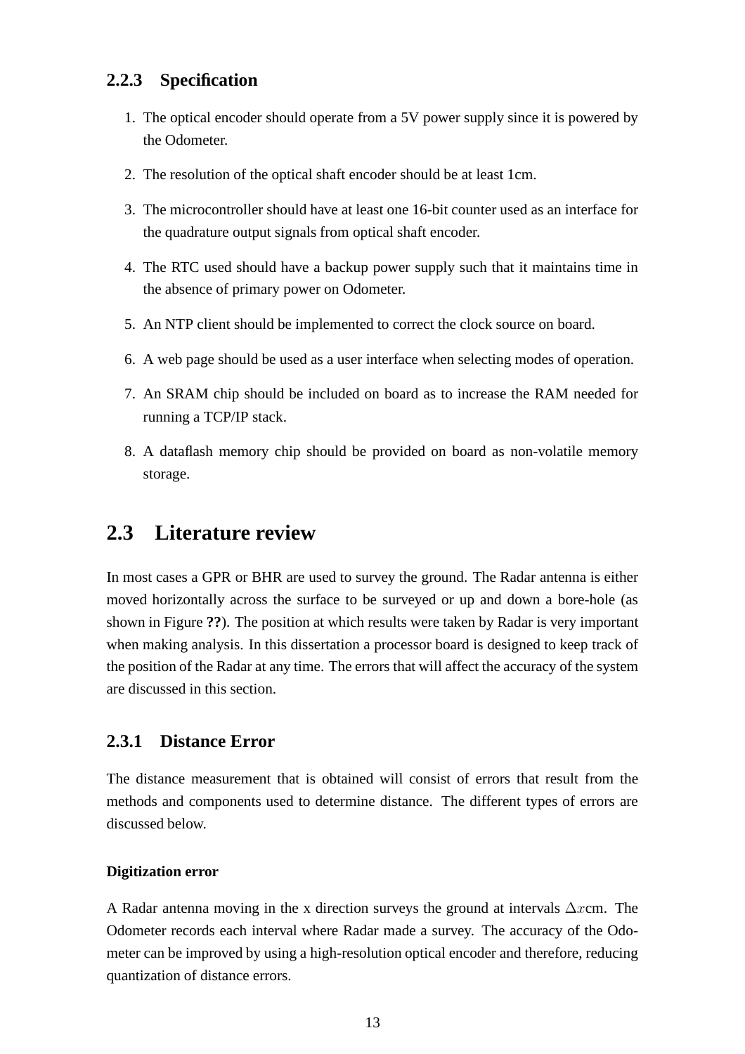### 2.2.3 Specification

1. The optical encoder should operate from a 5V power supply since it is powered by the Odometer.
2. The resolution of the optical shaft encoder should be at least 1cm.
3. The microcontroller should have at least one 16-bit counter used as an interface for the quadrature output signals from optical shaft encoder.
4. The RTC used should have a backup power supply such that it maintains time in the absence of primary power on Odometer.
5. An NTP client should be implemented to correct the clock source on board.
6. A web page should be used as a user interface when selecting modes of operation.
7. An SRAM chip should be included on board as to increase the RAM needed for running a TCP/IP stack.
8. A dataflash memory chip should be provided on board as non-volatile memory storage.

## 2.3 Literature review

In most cases a GPR or BHR are used to survey the ground. The Radar antenna is either moved horizontally across the surface to be surveyed or up and down a bore-hole (as shown in Figure **??**). The position at which results were taken by Radar is very important when making analysis. In this dissertation a processor board is designed to keep track of the position of the Radar at any time. The errors that will affect the accuracy of the system are discussed in this section.

### 2.3.1 Distance Error

The distance measurement that is obtained will consist of errors that result from the methods and components used to determine distance. The different types of errors are discussed below.

#### Digitization error

A Radar antenna moving in the x direction surveys the ground at intervals $\Delta x$cm. The Odometer records each interval where Radar made a survey. The accuracy of the Odometer can be improved by using a high-resolution optical encoder and therefore, reducing quantization of distance errors.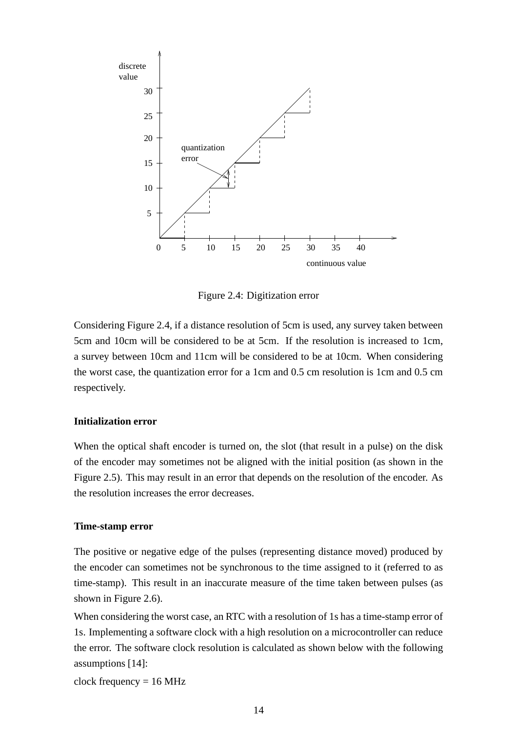Figure 2.4: Digitization error

Considering Figure 2.4, if a distance resolution of 5cm is used, any survey taken between 5cm and 10cm will be considered to be at 5cm. If the resolution is increased to 1cm, a survey between 10cm and 11cm will be considered to be at 10cm. When considering the worst case, the quantization error for a 1cm and 0.5 cm resolution is 1cm and 0.5 cm respectively.

**Initialization error**

When the optical shaft encoder is turned on, the slot (that result in a pulse) on the disk of the encoder may sometimes not be aligned with the initial position (as shown in the Figure 2.5). This may result in an error that depends on the resolution of the encoder. As the resolution increases the error decreases.

**Time-stamp error**

The positive or negative edge of the pulses (representing distance moved) produced by the encoder can sometimes not be synchronous to the time assigned to it (referred to as time-stamp). This result in an inaccurate measure of the time taken between pulses (as shown in Figure 2.6).

When considering the worst case, an RTC with a resolution of 1s has a time-stamp error of 1s. Implementing a software clock with a high resolution on a microcontroller can reduce the error. The software clock resolution is calculated as shown below with the following assumptions [14]:

clock frequency = 16 MHz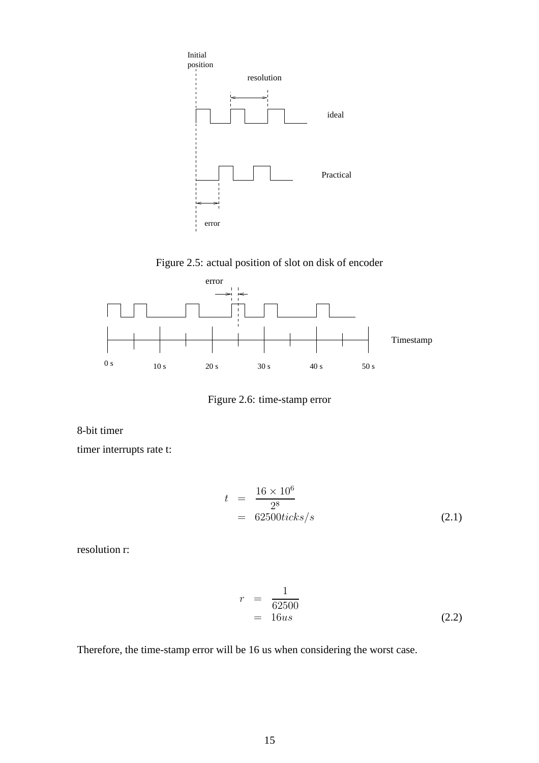Figure 2.5: actual position of slot on disk of encoder

Figure 2.6: time-stamp error

8-bit timer

timer interrupts rate t:

$$
\begin{aligned}
t &= \frac{16 \times 10^6}{2^8} \\
&= 62500 ticks/s
\end{aligned}
\tag{2.1}
$$

resolution r:

$$
\begin{aligned}
r &= \frac{1}{62500} \\
&= 16us
\end{aligned}
\tag{2.2}
$$

Therefore, the time-stamp error will be 16 us when considering the worst case.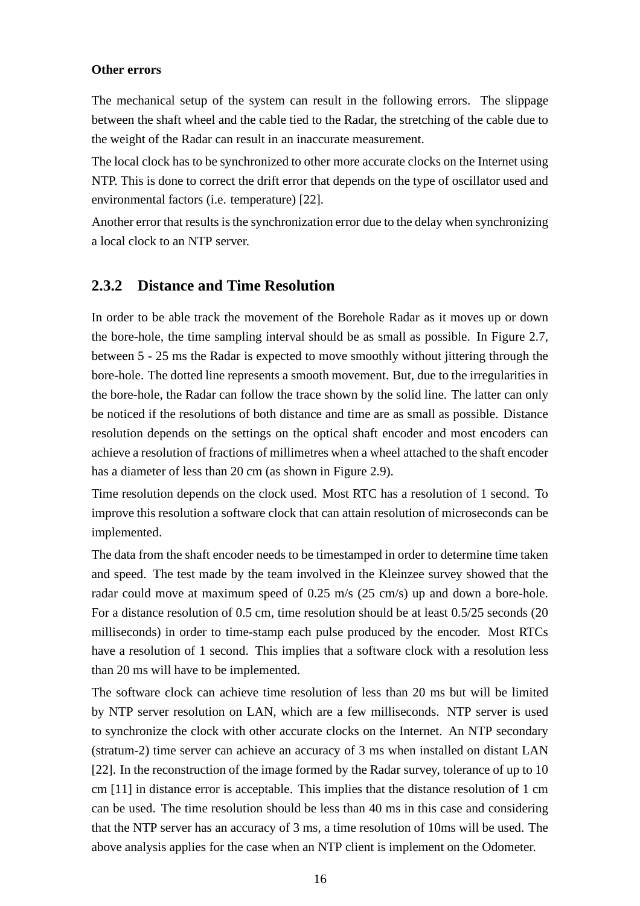**Other errors**

The mechanical setup of the system can result in the following errors. The slippage between the shaft wheel and the cable tied to the Radar, the stretching of the cable due to the weight of the Radar can result in an inaccurate measurement.

The local clock has to be synchronized to other more accurate clocks on the Internet using NTP. This is done to correct the drift error that depends on the type of oscillator used and environmental factors (i.e. temperature) [22].

Another error that results is the synchronization error due to the delay when synchronizing a local clock to an NTP server.

### 2.3.2 Distance and Time Resolution

In order to be able track the movement of the Borehole Radar as it moves up or down the bore-hole, the time sampling interval should be as small as possible. In Figure 2.7, between 5 - 25 ms the Radar is expected to move smoothly without jittering through the bore-hole. The dotted line represents a smooth movement. But, due to the irregularities in the bore-hole, the Radar can follow the trace shown by the solid line. The latter can only be noticed if the resolutions of both distance and time are as small as possible. Distance resolution depends on the settings on the optical shaft encoder and most encoders can achieve a resolution of fractions of millimetres when a wheel attached to the shaft encoder has a diameter of less than 20 cm (as shown in Figure 2.9).

Time resolution depends on the clock used. Most RTC has a resolution of 1 second. To improve this resolution a software clock that can attain resolution of microseconds can be implemented.

The data from the shaft encoder needs to be timestamped in order to determine time taken and speed. The test made by the team involved in the Kleinzee survey showed that the radar could move at maximum speed of 0.25 m/s (25 cm/s) up and down a bore-hole. For a distance resolution of 0.5 cm, time resolution should be at least 0.5/25 seconds (20 milliseconds) in order to time-stamp each pulse produced by the encoder. Most RTCs have a resolution of 1 second. This implies that a software clock with a resolution less than 20 ms will have to be implemented.

The software clock can achieve time resolution of less than 20 ms but will be limited by NTP server resolution on LAN, which are a few milliseconds. NTP server is used to synchronize the clock with other accurate clocks on the Internet. An NTP secondary (stratum-2) time server can achieve an accuracy of 3 ms when installed on distant LAN [22]. In the reconstruction of the image formed by the Radar survey, tolerance of up to 10 cm [11] in distance error is acceptable. This implies that the distance resolution of 1 cm can be used. The time resolution should be less than 40 ms in this case and considering that the NTP server has an accuracy of 3 ms, a time resolution of 10ms will be used. The above analysis applies for the case when an NTP client is implement on the Odometer.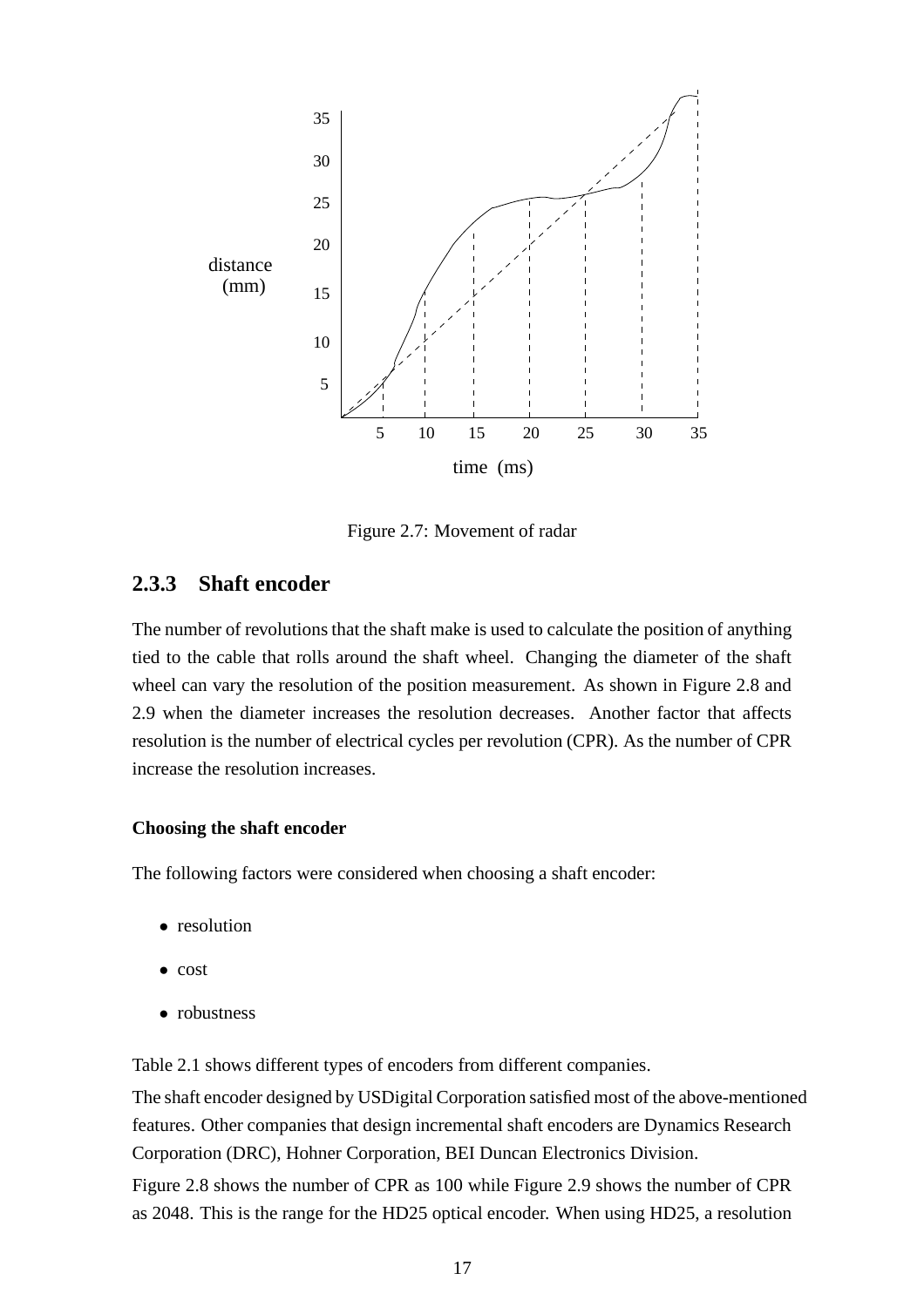Figure 2.7: Movement of radar

### 2.3.3 Shaft encoder

The number of revolutions that the shaft make is used to calculate the position of anything tied to the cable that rolls around the shaft wheel. Changing the diameter of the shaft wheel can vary the resolution of the position measurement. As shown in Figure 2.8 and 2.9 when the diameter increases the resolution decreases. Another factor that affects resolution is the number of electrical cycles per revolution (CPR). As the number of CPR increase the resolution increases.

#### Choosing the shaft encoder

The following factors were considered when choosing a shaft encoder:

- resolution
- cost
- robustness

Table 2.1 shows different types of encoders from different companies.

The shaft encoder designed by USDigital Corporation satisfied most of the above-mentioned features. Other companies that design incremental shaft encoders are Dynamics Research Corporation (DRC), Hohner Corporation, BEI Duncan Electronics Division.

Figure 2.8 shows the number of CPR as 100 while Figure 2.9 shows the number of CPR as 2048. This is the range for the HD25 optical encoder. When using HD25, a resolution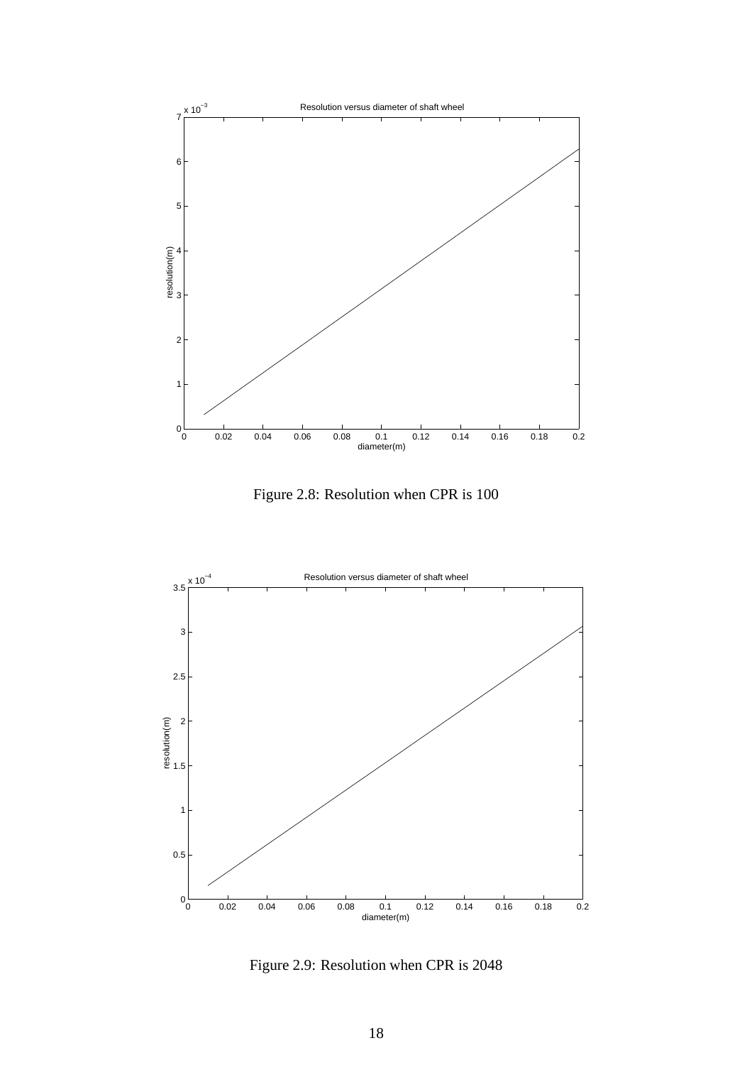Figure 2.8: Resolution when CPR is 100

Figure 2.9: Resolution when CPR is 2048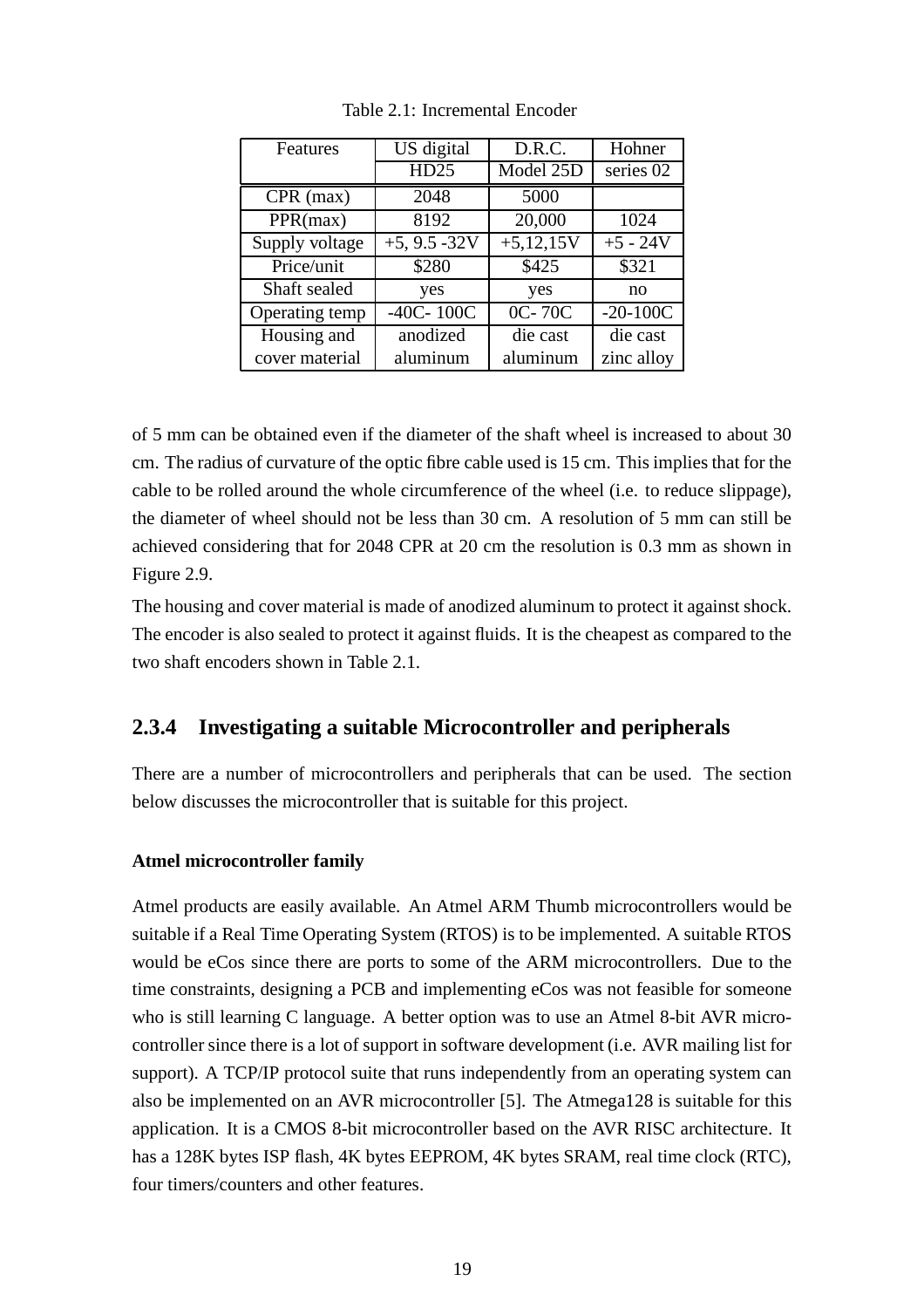Table 2.1: Incremental Encoder

| Features | US digital HD25 | D.R.C. Model 25D | Hohner series 02 |
|---|---|---|---|
| CPR (max) | 2048 | 5000 | |
| PPR(max) | 8192 | 20,000 | 1024 |
| Supply voltage | +5, 9.5 -32V | +5,12,15V | +5 - 24V |
| Price/unit | $280 | $425 | $321 |
| Shaft sealed | yes | yes | no |
| Operating temp | -40C- 100C | 0C- 70C | -20-100C |
| Housing and cover material | anodized aluminum | die cast aluminum | die cast zinc alloy |

of 5 mm can be obtained even if the diameter of the shaft wheel is increased to about 30 cm. The radius of curvature of the optic fibre cable used is 15 cm. This implies that for the cable to be rolled around the whole circumference of the wheel (i.e. to reduce slippage), the diameter of wheel should not be less than 30 cm. A resolution of 5 mm can still be achieved considering that for 2048 CPR at 20 cm the resolution is 0.3 mm as shown in Figure 2.9.

The housing and cover material is made of anodized aluminum to protect it against shock. The encoder is also sealed to protect it against fluids. It is the cheapest as compared to the two shaft encoders shown in Table 2.1.

### 2.3.4 Investigating a suitable Microcontroller and peripherals

There are a number of microcontrollers and peripherals that can be used. The section below discusses the microcontroller that is suitable for this project.

**Atmel microcontroller family**

Atmel products are easily available. An Atmel ARM Thumb microcontrollers would be suitable if a Real Time Operating System (RTOS) is to be implemented. A suitable RTOS would be eCos since there are ports to some of the ARM microcontrollers. Due to the time constraints, designing a PCB and implementing eCos was not feasible for someone who is still learning C language. A better option was to use an Atmel 8-bit AVR microcontroller since there is a lot of support in software development (i.e. AVR mailing list for support). A TCP/IP protocol suite that runs independently from an operating system can also be implemented on an AVR microcontroller [5]. The Atmega128 is suitable for this application. It is a CMOS 8-bit microcontroller based on the AVR RISC architecture. It has a 128K bytes ISP flash, 4K bytes EEPROM, 4K bytes SRAM, real time clock (RTC), four timers/counters and other features.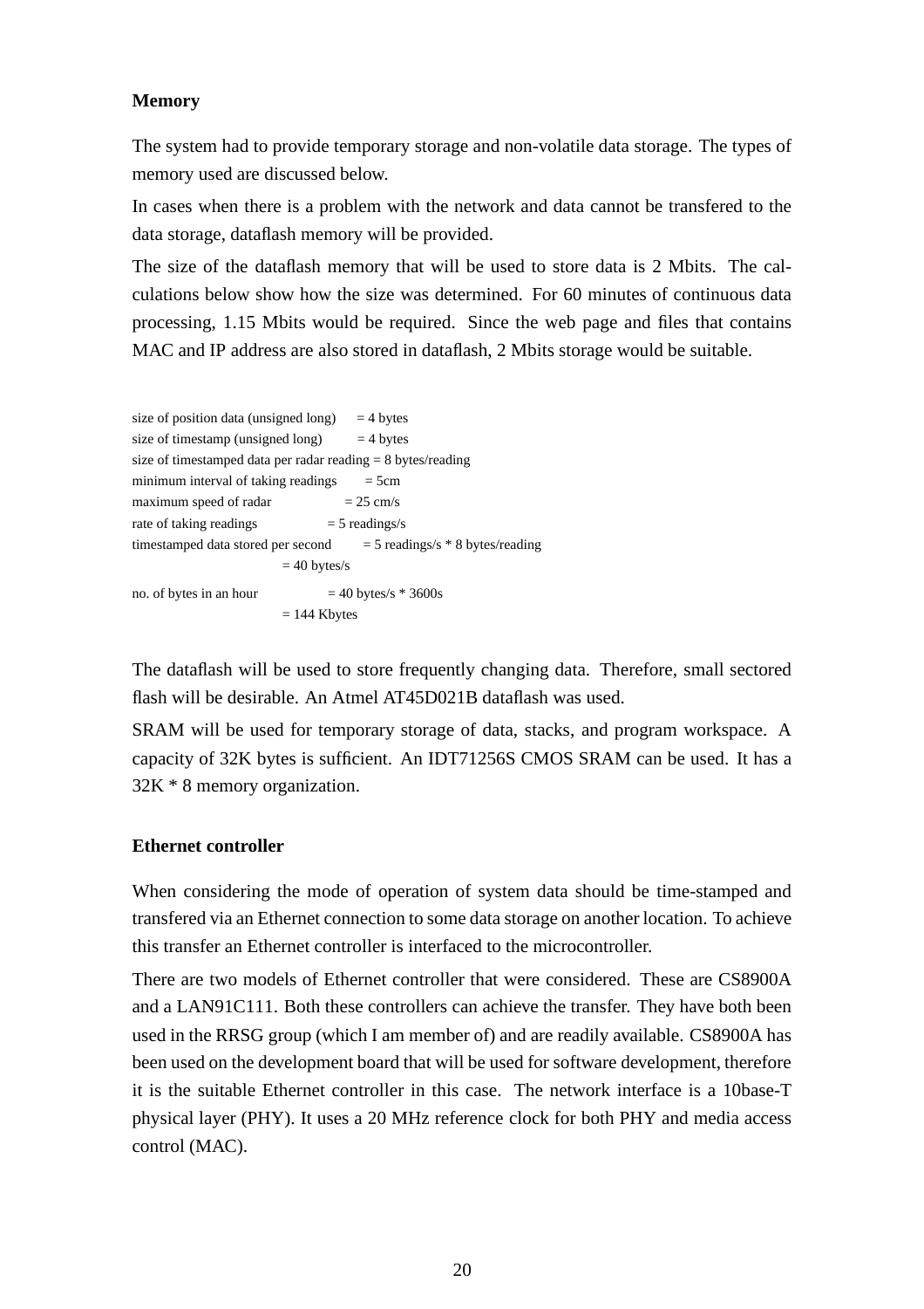**Memory**

The system had to provide temporary storage and non-volatile data storage. The types of memory used are discussed below.

In cases when there is a problem with the network and data cannot be transfered to the data storage, dataflash memory will be provided.

The size of the dataflash memory that will be used to store data is 2 Mbits. The calculations below show how the size was determined. For 60 minutes of continuous data processing, 1.15 Mbits would be required. Since the web page and files that contains MAC and IP address are also stored in dataflash, 2 Mbits storage would be suitable.

```
size of position data (unsigned long)     = 4 bytes
size of timestamp (unsigned long)         = 4 bytes
size of timestamped data per radar reading = 8 bytes/reading
minimum interval of taking readings       = 5cm
maximum speed of radar                    = 25 cm/s
rate of taking readings                   = 5 readings/s
timestamped data stored per second        = 5 readings/s * 8 bytes/reading
                                          = 40 bytes/s
no. of bytes in an hour                   = 40 bytes/s * 3600s
                                          = 144 Kbytes
```

The dataflash will be used to store frequently changing data. Therefore, small sectored flash will be desirable. An Atmel AT45D021B dataflash was used.

SRAM will be used for temporary storage of data, stacks, and program workspace. A capacity of 32K bytes is sufficient. An IDT71256S CMOS SRAM can be used. It has a 32K * 8 memory organization.

**Ethernet controller**

When considering the mode of operation of system data should be time-stamped and transfered via an Ethernet connection to some data storage on another location. To achieve this transfer an Ethernet controller is interfaced to the microcontroller.

There are two models of Ethernet controller that were considered. These are CS8900A and a LAN91C111. Both these controllers can achieve the transfer. They have both been used in the RRSG group (which I am member of) and are readily available. CS8900A has been used on the development board that will be used for software development, therefore it is the suitable Ethernet controller in this case. The network interface is a 10base-T physical layer (PHY). It uses a 20 MHz reference clock for both PHY and media access control (MAC).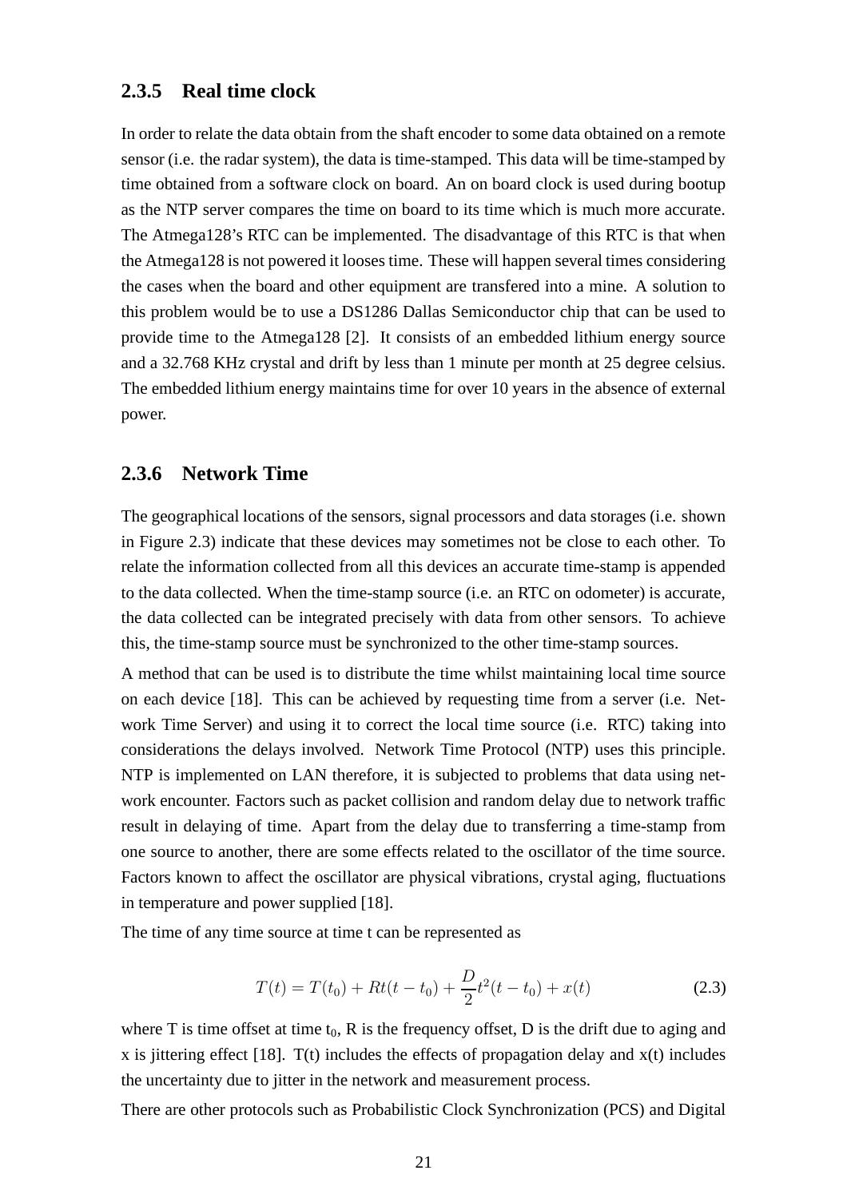### 2.3.5 Real time clock

In order to relate the data obtain from the shaft encoder to some data obtained on a remote sensor (i.e. the radar system), the data is time-stamped. This data will be time-stamped by time obtained from a software clock on board. An on board clock is used during bootup as the NTP server compares the time on board to its time which is much more accurate. The Atmega128's RTC can be implemented. The disadvantage of this RTC is that when the Atmega128 is not powered it looses time. These will happen several times considering the cases when the board and other equipment are transfered into a mine. A solution to this problem would be to use a DS1286 Dallas Semiconductor chip that can be used to provide time to the Atmega128 [2]. It consists of an embedded lithium energy source and a 32.768 KHz crystal and drift by less than 1 minute per month at 25 degree celsius. The embedded lithium energy maintains time for over 10 years in the absence of external power.

### 2.3.6 Network Time

The geographical locations of the sensors, signal processors and data storages (i.e. shown in Figure 2.3) indicate that these devices may sometimes not be close to each other. To relate the information collected from all this devices an accurate time-stamp is appended to the data collected. When the time-stamp source (i.e. an RTC on odometer) is accurate, the data collected can be integrated precisely with data from other sensors. To achieve this, the time-stamp source must be synchronized to the other time-stamp sources.

A method that can be used is to distribute the time whilst maintaining local time source on each device [18]. This can be achieved by requesting time from a server (i.e. Network Time Server) and using it to correct the local time source (i.e. RTC) taking into considerations the delays involved. Network Time Protocol (NTP) uses this principle. NTP is implemented on LAN therefore, it is subjected to problems that data using network encounter. Factors such as packet collision and random delay due to network traffic result in delaying of time. Apart from the delay due to transferring a time-stamp from one source to another, there are some effects related to the oscillator of the time source. Factors known to affect the oscillator are physical vibrations, crystal aging, fluctuations in temperature and power supplied [18].

The time of any time source at time t can be represented as

$$T(t) = T(t_0) + Rt(t - t_0) + \frac{D}{2}t^2(t - t_0) + x(t) \tag{2.3}$$

where T is time offset at time $t_0$, R is the frequency offset, D is the drift due to aging and x is jittering effect [18]. T(t) includes the effects of propagation delay and x(t) includes the uncertainty due to jitter in the network and measurement process.

There are other protocols such as Probabilistic Clock Synchronization (PCS) and Digital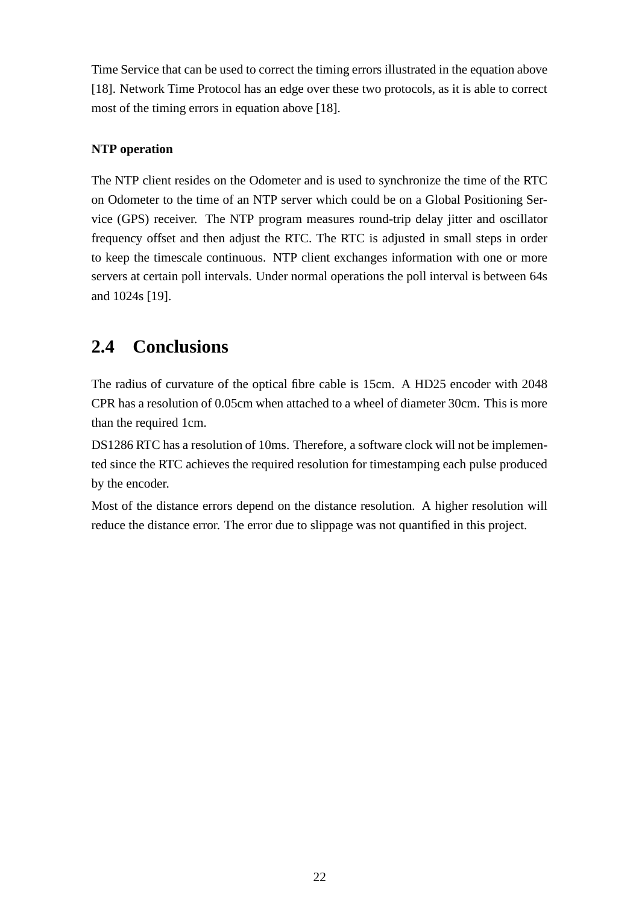Time Service that can be used to correct the timing errors illustrated in the equation above [18]. Network Time Protocol has an edge over these two protocols, as it is able to correct most of the timing errors in equation above [18].

#### NTP operation

The NTP client resides on the Odometer and is used to synchronize the time of the RTC on Odometer to the time of an NTP server which could be on a Global Positioning Service (GPS) receiver. The NTP program measures round-trip delay jitter and oscillator frequency offset and then adjust the RTC. The RTC is adjusted in small steps in order to keep the timescale continuous. NTP client exchanges information with one or more servers at certain poll intervals. Under normal operations the poll interval is between 64s and 1024s [19].

## 2.4 Conclusions

The radius of curvature of the optical fibre cable is 15cm. A HD25 encoder with 2048 CPR has a resolution of 0.05cm when attached to a wheel of diameter 30cm. This is more than the required 1cm.

DS1286 RTC has a resolution of 10ms. Therefore, a software clock will not be implemented since the RTC achieves the required resolution for timestamping each pulse produced by the encoder.

Most of the distance errors depend on the distance resolution. A higher resolution will reduce the distance error. The error due to slippage was not quantified in this project.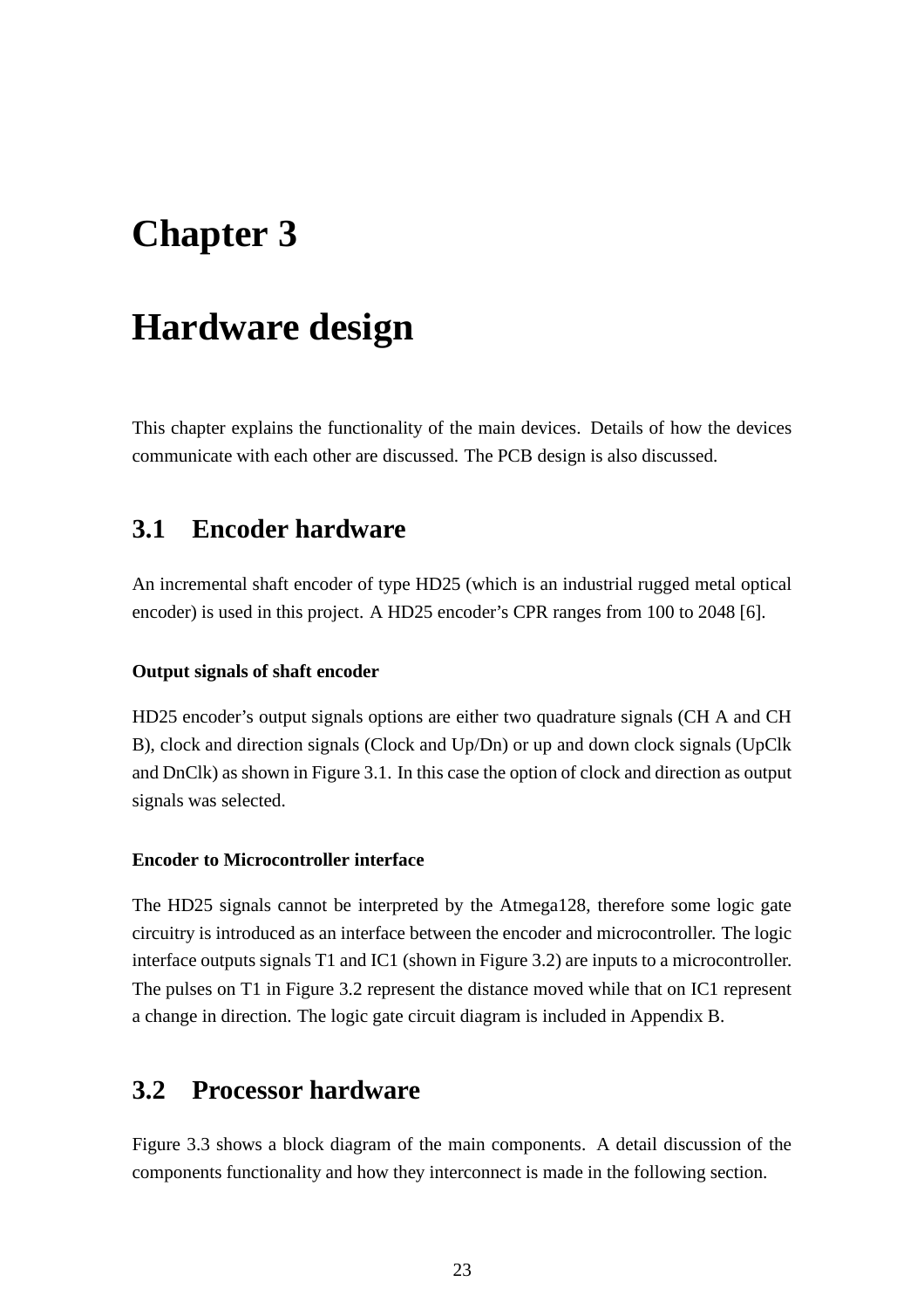# Chapter 3

# Hardware design

This chapter explains the functionality of the main devices. Details of how the devices communicate with each other are discussed. The PCB design is also discussed.

## 3.1 Encoder hardware

An incremental shaft encoder of type HD25 (which is an industrial rugged metal optical encoder) is used in this project. A HD25 encoder's CPR ranges from 100 to 2048 [6].

#### Output signals of shaft encoder

HD25 encoder's output signals options are either two quadrature signals (CH A and CH B), clock and direction signals (Clock and Up/Dn) or up and down clock signals (UpClk and DnClk) as shown in Figure 3.1. In this case the option of clock and direction as output signals was selected.

#### Encoder to Microcontroller interface

The HD25 signals cannot be interpreted by the Atmega128, therefore some logic gate circuitry is introduced as an interface between the encoder and microcontroller. The logic interface outputs signals T1 and IC1 (shown in Figure 3.2) are inputs to a microcontroller. The pulses on T1 in Figure 3.2 represent the distance moved while that on IC1 represent a change in direction. The logic gate circuit diagram is included in Appendix B.

## 3.2 Processor hardware

Figure 3.3 shows a block diagram of the main components. A detail discussion of the components functionality and how they interconnect is made in the following section.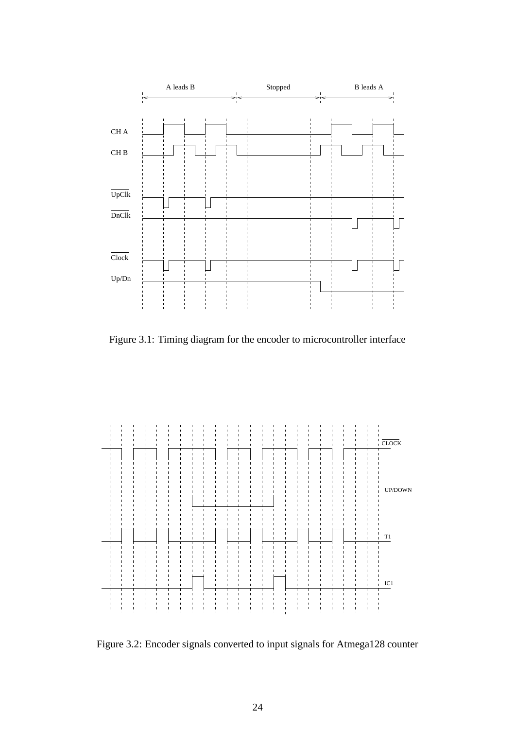Figure 3.1: Timing diagram for the encoder to microcontroller interface

Figure 3.2: Encoder signals converted to input signals for Atmega128 counter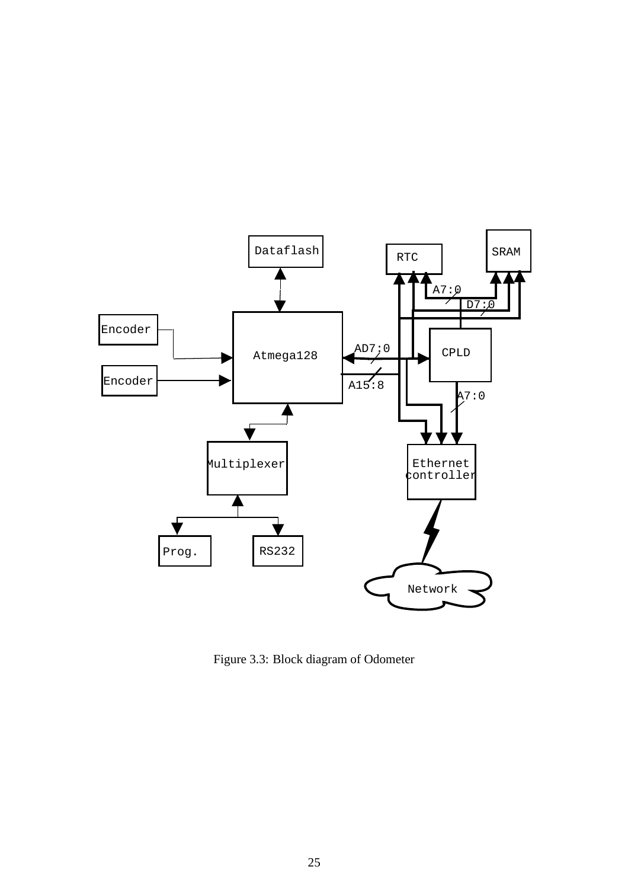Figure 3.3: Block diagram of Odometer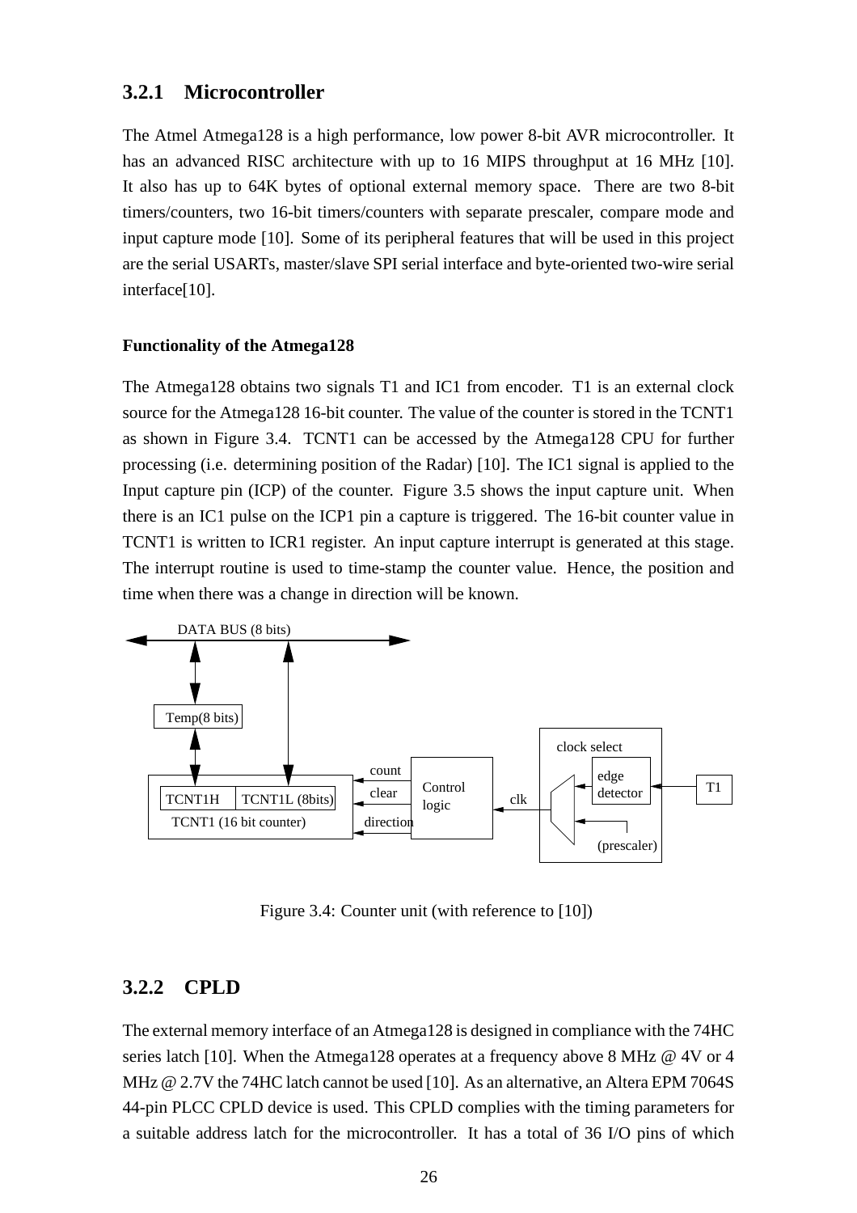### 3.2.1 Microcontroller

The Atmel Atmega128 is a high performance, low power 8-bit AVR microcontroller. It has an advanced RISC architecture with up to 16 MIPS throughput at 16 MHz [10]. It also has up to 64K bytes of optional external memory space. There are two 8-bit timers/counters, two 16-bit timers/counters with separate prescaler, compare mode and input capture mode [10]. Some of its peripheral features that will be used in this project are the serial USARTs, master/slave SPI serial interface and byte-oriented two-wire serial interface[10].

#### Functionality of the Atmega128

The Atmega128 obtains two signals T1 and IC1 from encoder. T1 is an external clock source for the Atmega128 16-bit counter. The value of the counter is stored in the TCNT1 as shown in Figure 3.4. TCNT1 can be accessed by the Atmega128 CPU for further processing (i.e. determining position of the Radar) [10]. The IC1 signal is applied to the Input capture pin (ICP) of the counter. Figure 3.5 shows the input capture unit. When there is an IC1 pulse on the ICP1 pin a capture is triggered. The 16-bit counter value in TCNT1 is written to ICR1 register. An input capture interrupt is generated at this stage. The interrupt routine is used to time-stamp the counter value. Hence, the position and time when there was a change in direction will be known.

DATA BUS (8 bits)

Temp(8 bits)

TCNT1H | TCNT1L (8bits)

TCNT1 (16 bit counter)

count, clear, direction

Control logic

clk

clock select

edge detector

(prescaler)

T1

Figure 3.4: Counter unit (with reference to [10])

### 3.2.2 CPLD

The external memory interface of an Atmega128 is designed in compliance with the 74HC series latch [10]. When the Atmega128 operates at a frequency above 8 MHz @ 4V or 4 MHz @ 2.7V the 74HC latch cannot be used [10]. As an alternative, an Altera EPM 7064S 44-pin PLCC CPLD device is used. This CPLD complies with the timing parameters for a suitable address latch for the microcontroller. It has a total of 36 I/O pins of which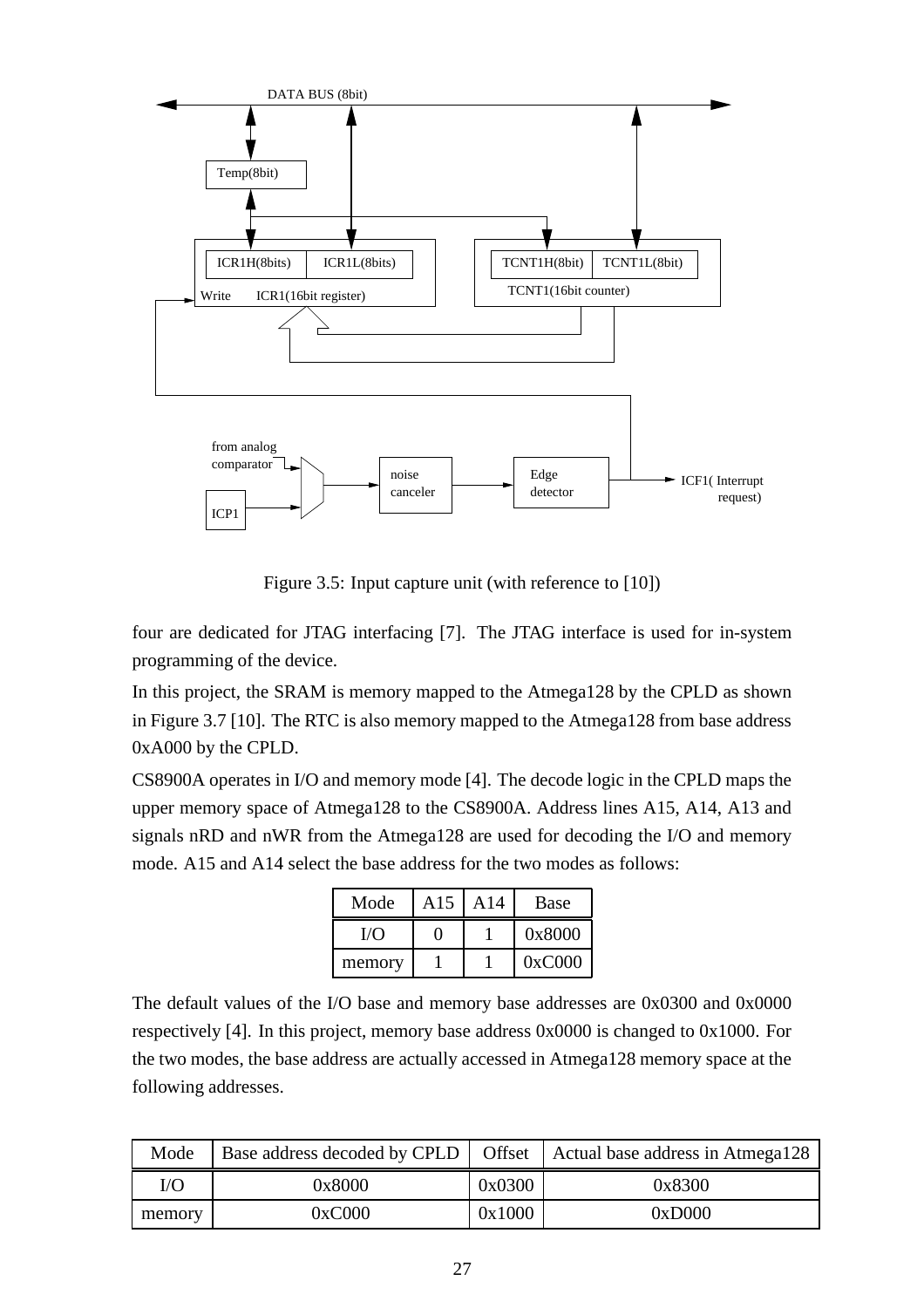Figure 3.5: Input capture unit (with reference to [10])

four are dedicated for JTAG interfacing [7]. The JTAG interface is used for in-system programming of the device.

In this project, the SRAM is memory mapped to the Atmega128 by the CPLD as shown in Figure 3.7 [10]. The RTC is also memory mapped to the Atmega128 from base address 0xA000 by the CPLD.

CS8900A operates in I/O and memory mode [4]. The decode logic in the CPLD maps the upper memory space of Atmega128 to the CS8900A. Address lines A15, A14, A13 and signals nRD and nWR from the Atmega128 are used for decoding the I/O and memory mode. A15 and A14 select the base address for the two modes as follows:

| Mode | A15 | A14 | Base |
|---|---|---|---|
| I/O | 0 | 1 | 0x8000 |
| memory | 1 | 1 | 0xC000 |

The default values of the I/O base and memory base addresses are 0x0300 and 0x0000 respectively [4]. In this project, memory base address 0x0000 is changed to 0x1000. For the two modes, the base address are actually accessed in Atmega128 memory space at the following addresses.

| Mode | Base address decoded by CPLD | Offset | Actual base address in Atmega128 |
|---|---|---|---|
| I/O | 0x8000 | 0x0300 | 0x8300 |
| memory | 0xC000 | 0x1000 | 0xD000 |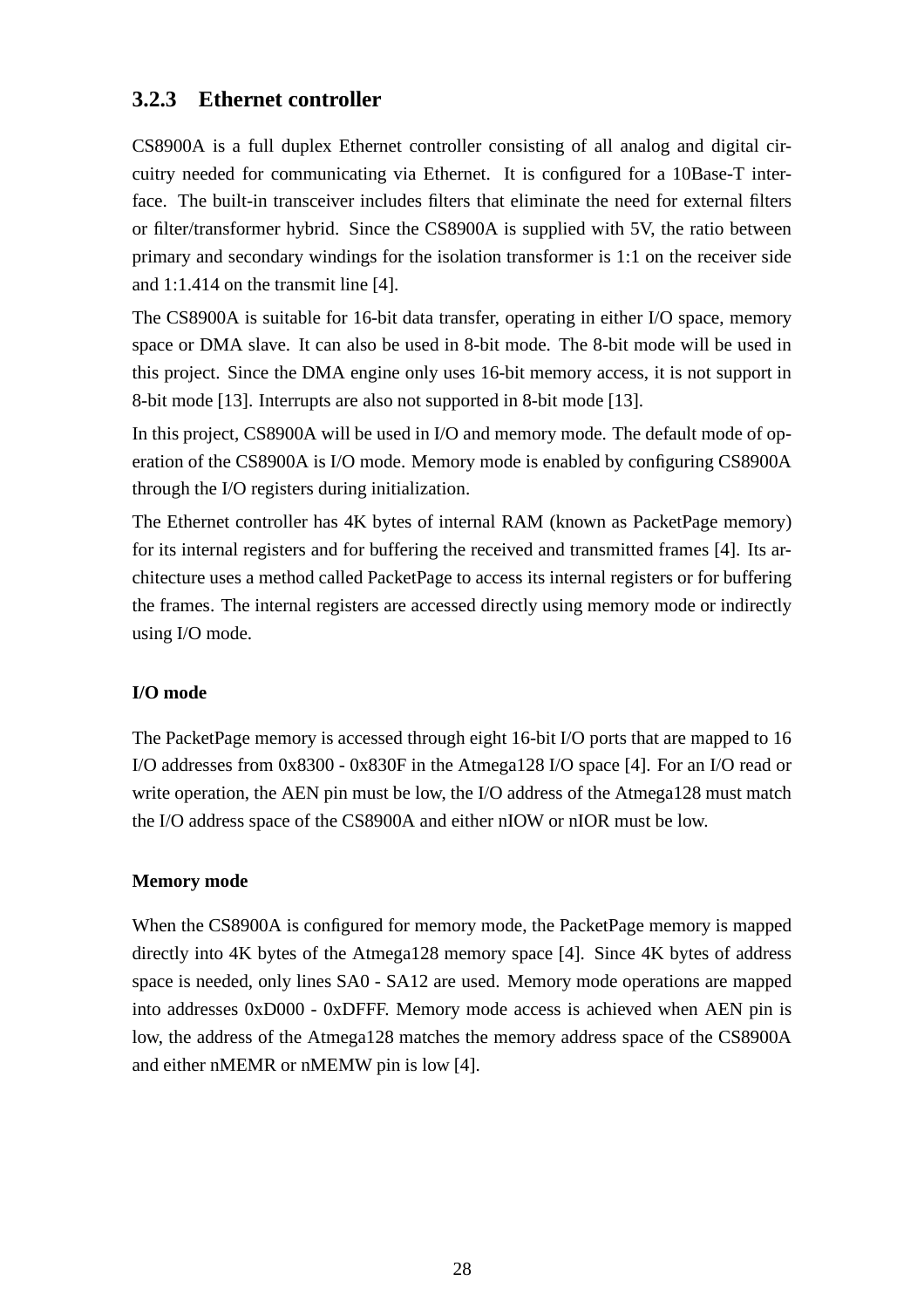### 3.2.3 Ethernet controller

CS8900A is a full duplex Ethernet controller consisting of all analog and digital circuitry needed for communicating via Ethernet. It is configured for a 10Base-T interface. The built-in transceiver includes filters that eliminate the need for external filters or filter/transformer hybrid. Since the CS8900A is supplied with 5V, the ratio between primary and secondary windings for the isolation transformer is 1:1 on the receiver side and 1:1.414 on the transmit line [4].

The CS8900A is suitable for 16-bit data transfer, operating in either I/O space, memory space or DMA slave. It can also be used in 8-bit mode. The 8-bit mode will be used in this project. Since the DMA engine only uses 16-bit memory access, it is not support in 8-bit mode [13]. Interrupts are also not supported in 8-bit mode [13].

In this project, CS8900A will be used in I/O and memory mode. The default mode of operation of the CS8900A is I/O mode. Memory mode is enabled by configuring CS8900A through the I/O registers during initialization.

The Ethernet controller has 4K bytes of internal RAM (known as PacketPage memory) for its internal registers and for buffering the received and transmitted frames [4]. Its architecture uses a method called PacketPage to access its internal registers or for buffering the frames. The internal registers are accessed directly using memory mode or indirectly using I/O mode.

#### I/O mode

The PacketPage memory is accessed through eight 16-bit I/O ports that are mapped to 16 I/O addresses from 0x8300 - 0x830F in the Atmega128 I/O space [4]. For an I/O read or write operation, the AEN pin must be low, the I/O address of the Atmega128 must match the I/O address space of the CS8900A and either nIOW or nIOR must be low.

#### Memory mode

When the CS8900A is configured for memory mode, the PacketPage memory is mapped directly into 4K bytes of the Atmega128 memory space [4]. Since 4K bytes of address space is needed, only lines SA0 - SA12 are used. Memory mode operations are mapped into addresses 0xD000 - 0xDFFF. Memory mode access is achieved when AEN pin is low, the address of the Atmega128 matches the memory address space of the CS8900A and either nMEMR or nMEMW pin is low [4].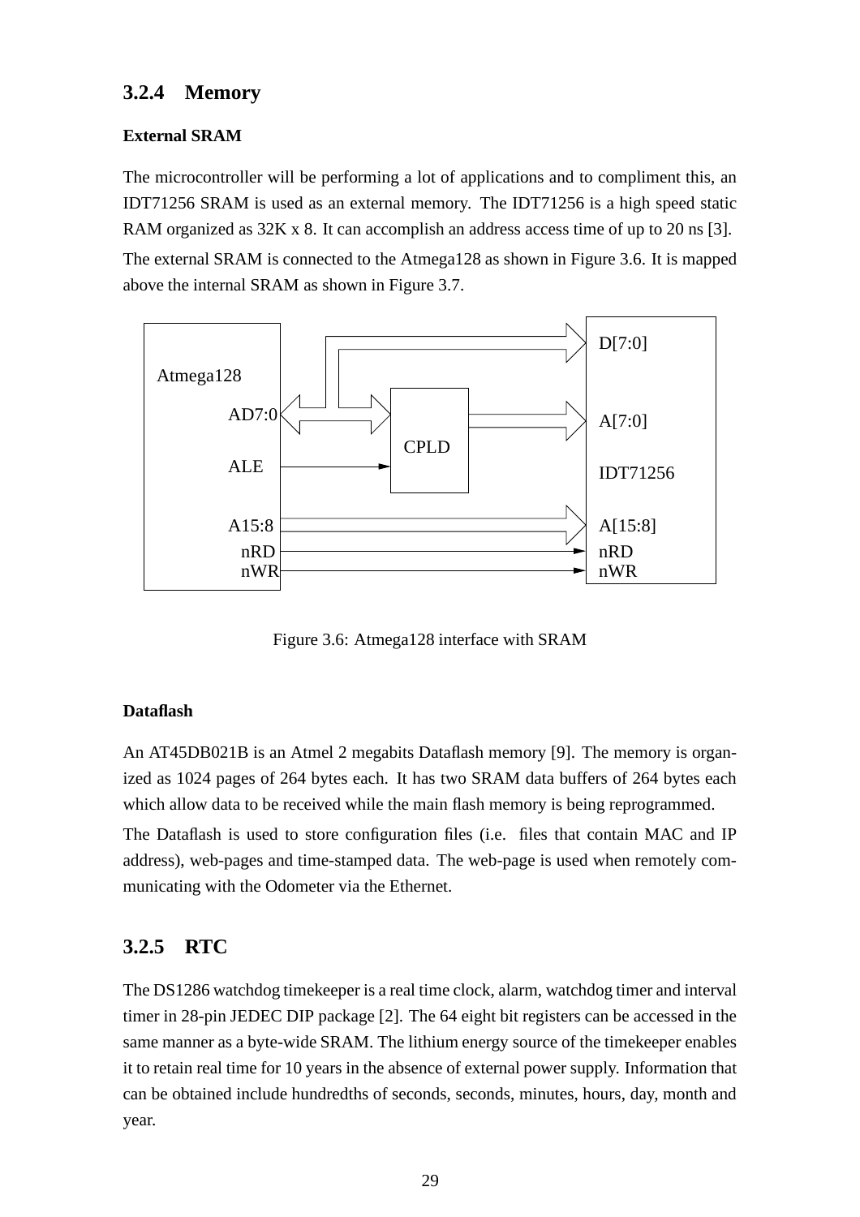### 3.2.4 Memory

#### External SRAM

The microcontroller will be performing a lot of applications and to compliment this, an IDT71256 SRAM is used as an external memory. The IDT71256 is a high speed static RAM organized as 32K x 8. It can accomplish an address access time of up to 20 ns [3].

The external SRAM is connected to the Atmega128 as shown in Figure 3.6. It is mapped above the internal SRAM as shown in Figure 3.7.

Figure 3.6: Atmega128 interface with SRAM

#### Dataflash

An AT45DB021B is an Atmel 2 megabits Dataflash memory [9]. The memory is organized as 1024 pages of 264 bytes each. It has two SRAM data buffers of 264 bytes each which allow data to be received while the main flash memory is being reprogrammed.

The Dataflash is used to store configuration files (i.e. files that contain MAC and IP address), web-pages and time-stamped data. The web-page is used when remotely communicating with the Odometer via the Ethernet.

### 3.2.5 RTC

The DS1286 watchdog timekeeper is a real time clock, alarm, watchdog timer and interval timer in 28-pin JEDEC DIP package [2]. The 64 eight bit registers can be accessed in the same manner as a byte-wide SRAM. The lithium energy source of the timekeeper enables it to retain real time for 10 years in the absence of external power supply. Information that can be obtained include hundredths of seconds, seconds, minutes, hours, day, month and year.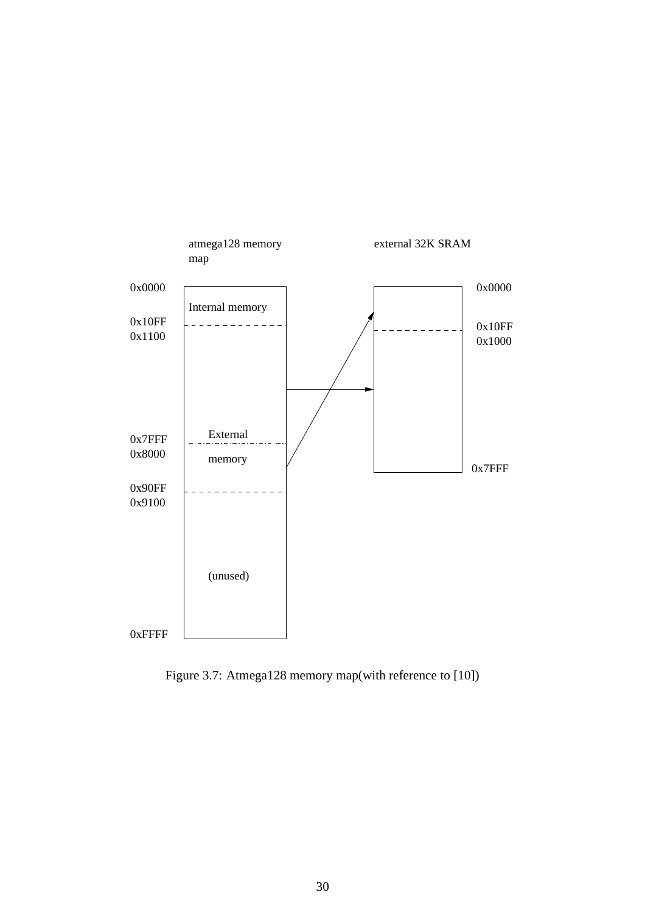atmega128 memory map

external 32K SRAM

| Address | atmega128 memory map |
| --- | --- |
| 0x0000 | Internal memory |
| 0x10FF | |
| 0x1100 | External memory |
| 0x7FFF | |
| 0x8000 | |
| 0x90FF | |
| 0x9100 | (unused) |
| 0xFFFF | |

| Address | external 32K SRAM |
| --- | --- |
| 0x0000 | |
| 0x10FF | |
| 0x1000 | |
| 0x7FFF | |

Figure 3.7: Atmega128 memory map(with reference to [10])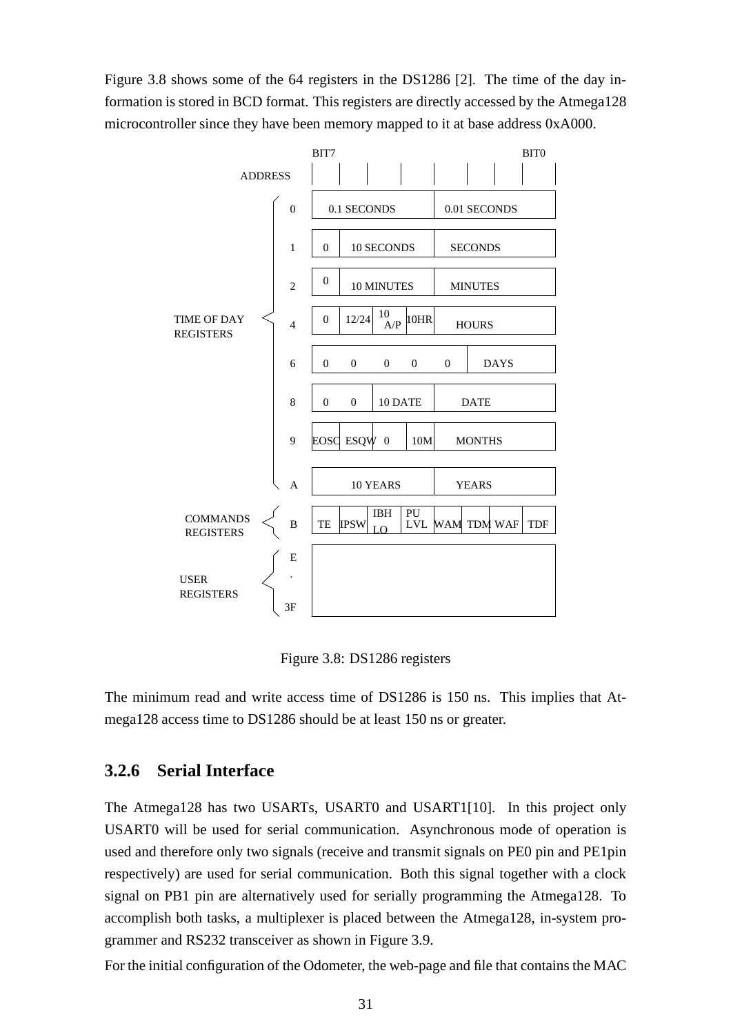Figure 3.8 shows some of the 64 registers in the DS1286 [2]. The time of the day information is stored in BCD format. This registers are directly accessed by the Atmega128 microcontroller since they have been memory mapped to it at base address 0xA000.

| | ADDRESS | BIT7 | | | | | | | BIT0 |
|---|---|---|---|---|---|---|---|---|---|
| TIME OF DAY REGISTERS | 0 | 0.1 SECONDS | | | | 0.01 SECONDS | | | |
| | 1 | 0 | 10 SECONDS | | | SECONDS | | | |
| | 2 | 0 | 10 MINUTES | | | MINUTES | | | |
| | 4 | 0 | 12/24 | 10 A/P | 10HR | HOURS | | | |
| | 6 | 0 | 0 | 0 | 0 | 0 | DAYS | | |
| | 8 | 0 | 0 | 10 DATE | | DATE | | | |
| | 9 | EOSC | ESQW | 0 | 10M | MONTHS | | | |
| | A | 10 YEARS | | | | YEARS | | | |
| COMMANDS REGISTERS | B | TE | IPSW | IBH LO | PU LVL | WAM | TDM | WAF | TDF |
| USER REGISTERS | E . 3F | | | | | | | | |

Figure 3.8: DS1286 registers

The minimum read and write access time of DS1286 is 150 ns. This implies that Atmega128 access time to DS1286 should be at least 150 ns or greater.

### 3.2.6 Serial Interface

The Atmega128 has two USARTs, USART0 and USART1[10]. In this project only USART0 will be used for serial communication. Asynchronous mode of operation is used and therefore only two signals (receive and transmit signals on PE0 pin and PE1pin respectively) are used for serial communication. Both this signal together with a clock signal on PB1 pin are alternatively used for serially programming the Atmega128. To accomplish both tasks, a multiplexer is placed between the Atmega128, in-system programmer and RS232 transceiver as shown in Figure 3.9.

For the initial configuration of the Odometer, the web-page and file that contains the MAC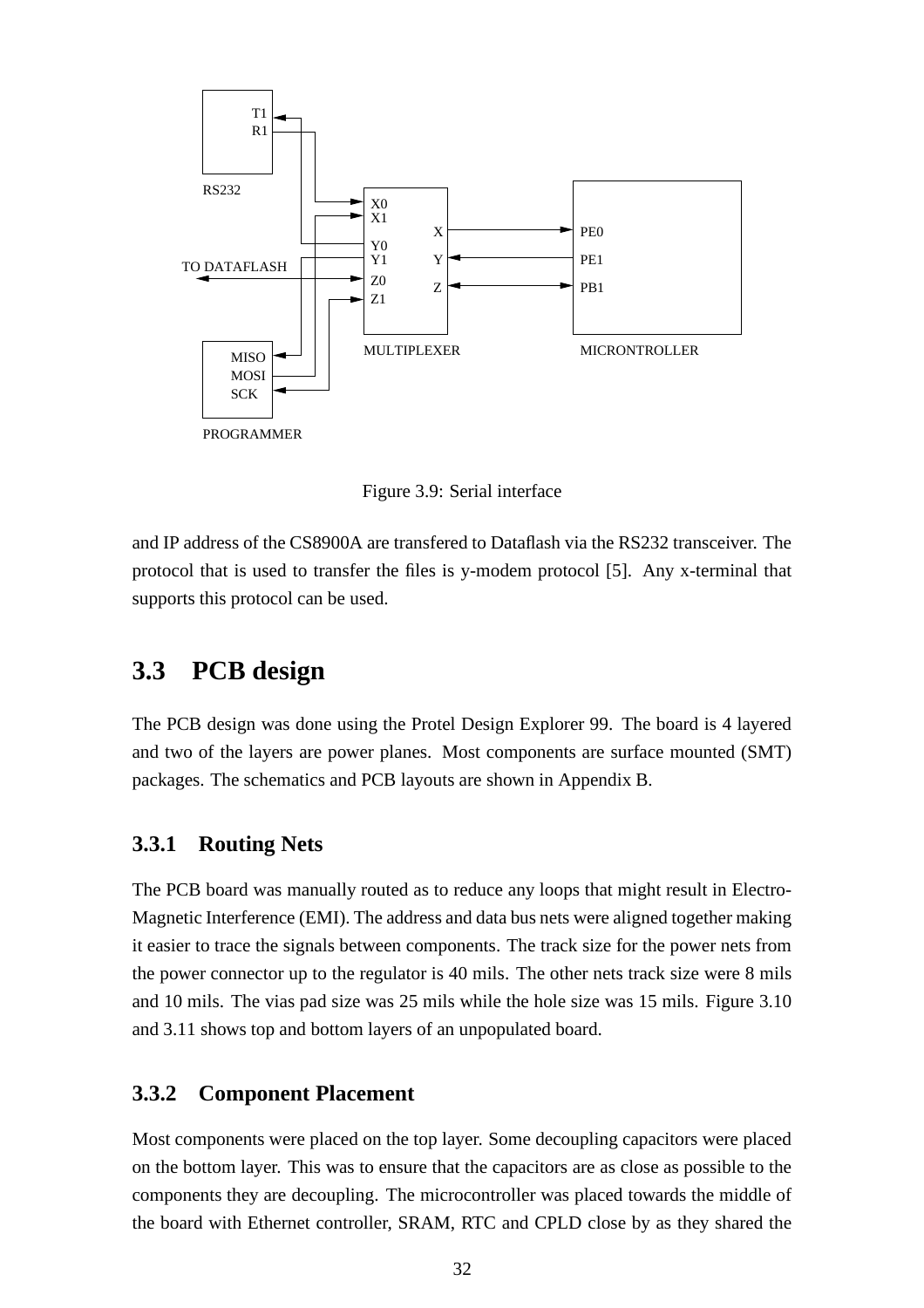Figure 3.9: Serial interface

and IP address of the CS8900A are transfered to Dataflash via the RS232 transceiver. The protocol that is used to transfer the files is y-modem protocol [5]. Any x-terminal that supports this protocol can be used.

## 3.3 PCB design

The PCB design was done using the Protel Design Explorer 99. The board is 4 layered and two of the layers are power planes. Most components are surface mounted (SMT) packages. The schematics and PCB layouts are shown in Appendix B.

### 3.3.1 Routing Nets

The PCB board was manually routed as to reduce any loops that might result in Electro-Magnetic Interference (EMI). The address and data bus nets were aligned together making it easier to trace the signals between components. The track size for the power nets from the power connector up to the regulator is 40 mils. The other nets track size were 8 mils and 10 mils. The vias pad size was 25 mils while the hole size was 15 mils. Figure 3.10 and 3.11 shows top and bottom layers of an unpopulated board.

### 3.3.2 Component Placement

Most components were placed on the top layer. Some decoupling capacitors were placed on the bottom layer. This was to ensure that the capacitors are as close as possible to the components they are decoupling. The microcontroller was placed towards the middle of the board with Ethernet controller, SRAM, RTC and CPLD close by as they shared the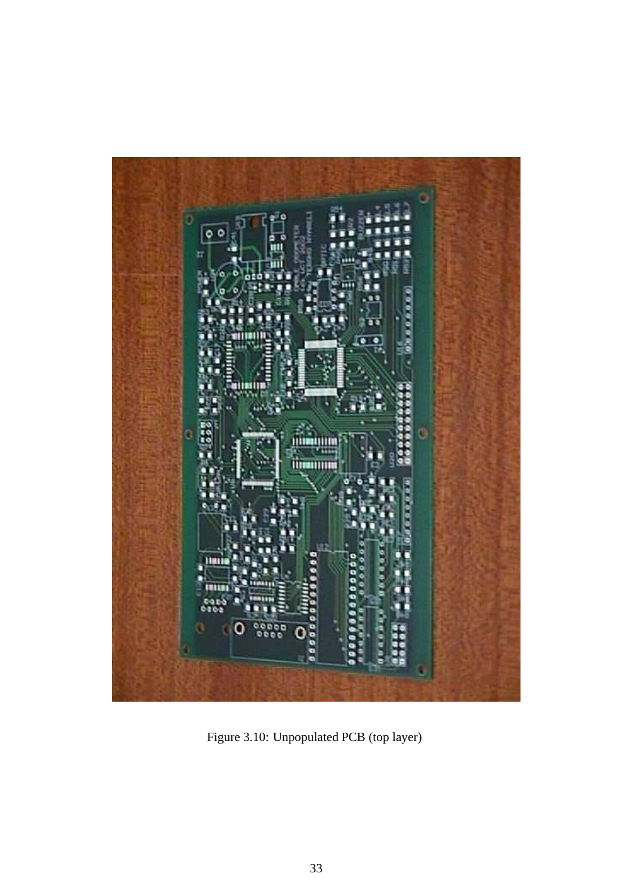Figure 3.10: Unpopulated PCB (top layer)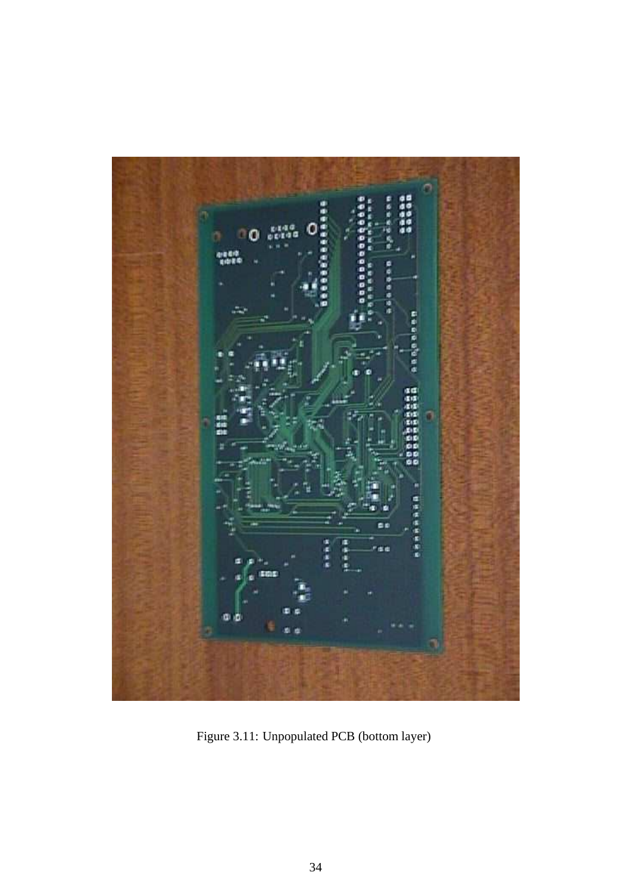Figure 3.11: Unpopulated PCB (bottom layer)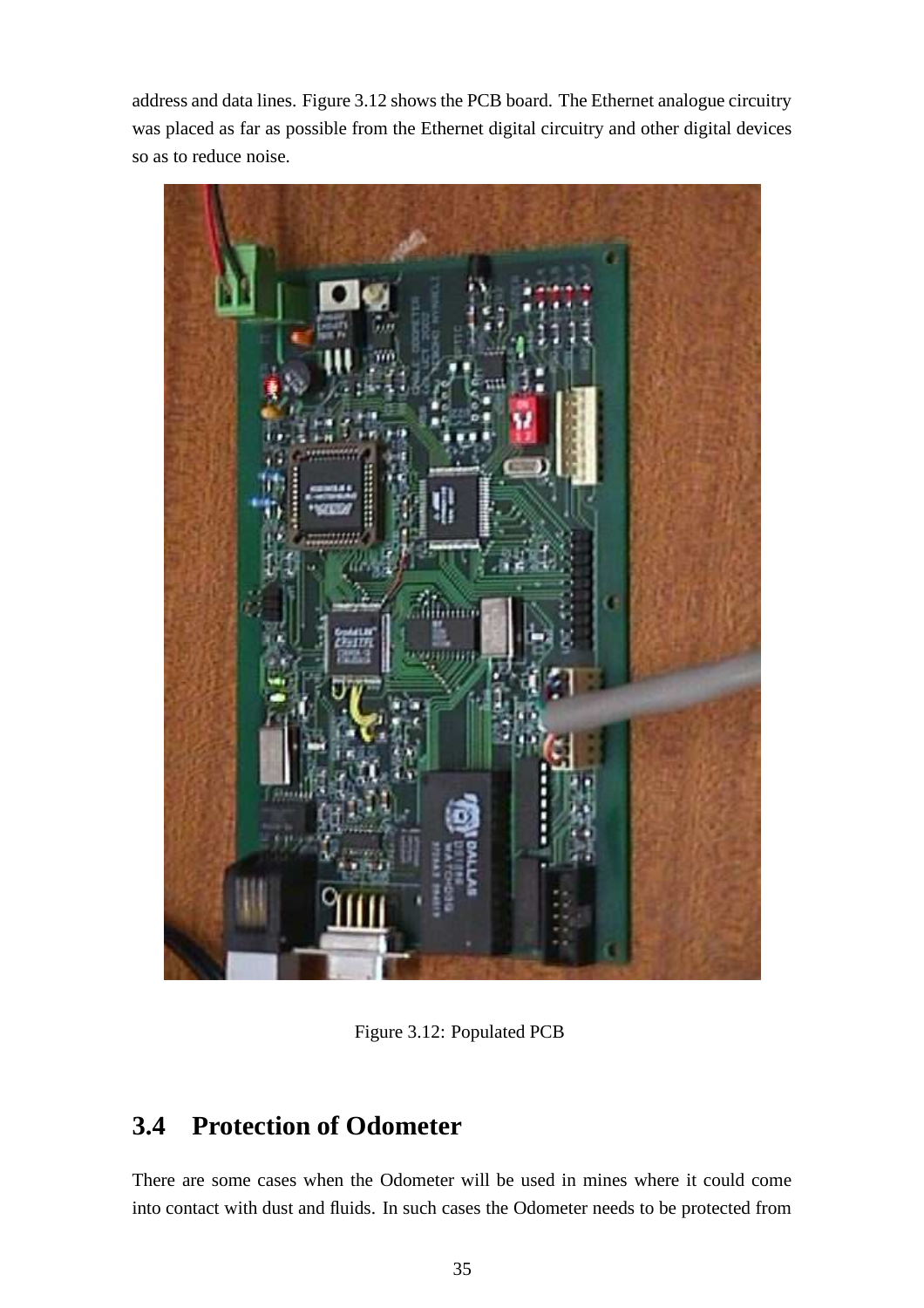address and data lines. Figure 3.12 shows the PCB board. The Ethernet analogue circuitry was placed as far as possible from the Ethernet digital circuitry and other digital devices so as to reduce noise.

Figure 3.12: Populated PCB

## 3.4 Protection of Odometer

There are some cases when the Odometer will be used in mines where it could come into contact with dust and fluids. In such cases the Odometer needs to be protected from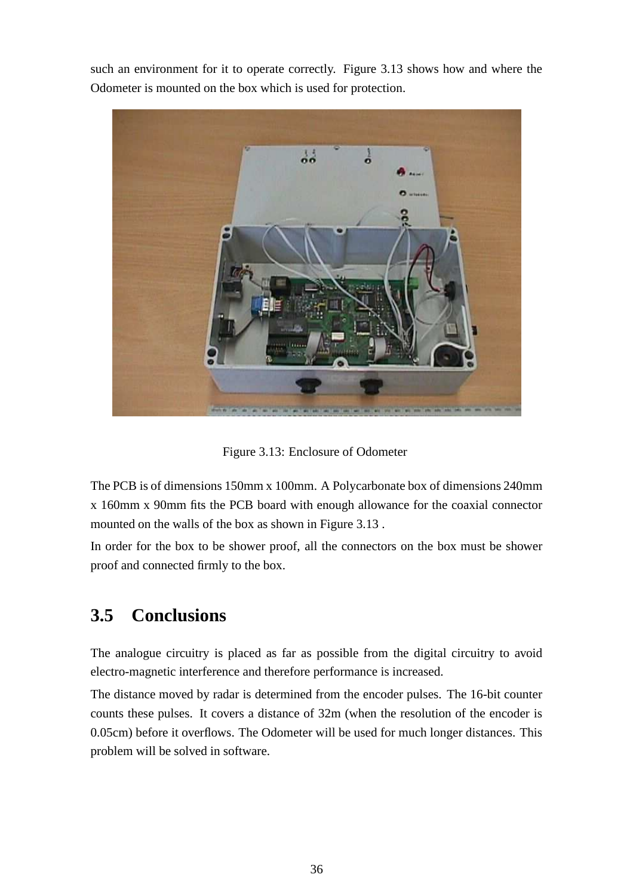such an environment for it to operate correctly. Figure 3.13 shows how and where the Odometer is mounted on the box which is used for protection.

Figure 3.13: Enclosure of Odometer

The PCB is of dimensions 150mm x 100mm. A Polycarbonate box of dimensions 240mm x 160mm x 90mm fits the PCB board with enough allowance for the coaxial connector mounted on the walls of the box as shown in Figure 3.13 .

In order for the box to be shower proof, all the connectors on the box must be shower proof and connected firmly to the box.

## 3.5 Conclusions

The analogue circuitry is placed as far as possible from the digital circuitry to avoid electro-magnetic interference and therefore performance is increased.

The distance moved by radar is determined from the encoder pulses. The 16-bit counter counts these pulses. It covers a distance of 32m (when the resolution of the encoder is 0.05cm) before it overflows. The Odometer will be used for much longer distances. This problem will be solved in software.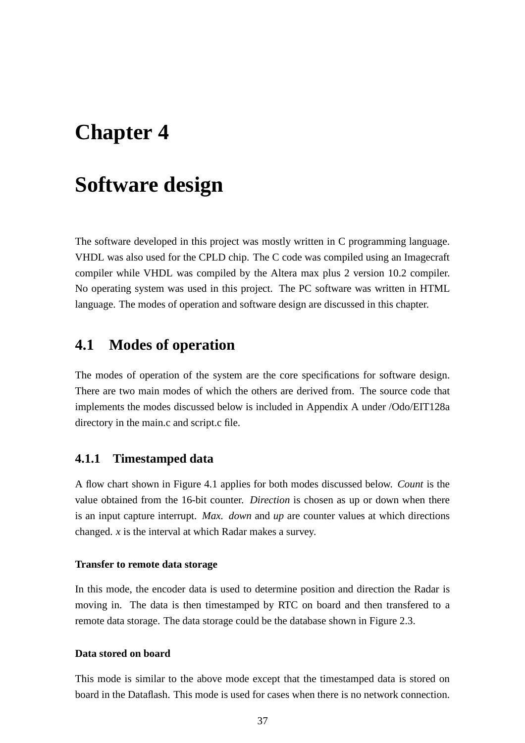# Chapter 4

# Software design

The software developed in this project was mostly written in C programming language. VHDL was also used for the CPLD chip. The C code was compiled using an Imagecraft compiler while VHDL was compiled by the Altera max plus 2 version 10.2 compiler. No operating system was used in this project. The PC software was written in HTML language. The modes of operation and software design are discussed in this chapter.

## 4.1 Modes of operation

The modes of operation of the system are the core specifications for software design. There are two main modes of which the others are derived from. The source code that implements the modes discussed below is included in Appendix A under /Odo/EIT128a directory in the main.c and script.c file.

### 4.1.1 Timestamped data

A flow chart shown in Figure 4.1 applies for both modes discussed below. *Count* is the value obtained from the 16-bit counter. *Direction* is chosen as up or down when there is an input capture interrupt. *Max. down* and *up* are counter values at which directions changed. *x* is the interval at which Radar makes a survey.

#### Transfer to remote data storage

In this mode, the encoder data is used to determine position and direction the Radar is moving in. The data is then timestamped by RTC on board and then transfered to a remote data storage. The data storage could be the database shown in Figure 2.3.

#### Data stored on board

This mode is similar to the above mode except that the timestamped data is stored on board in the Dataflash. This mode is used for cases when there is no network connection.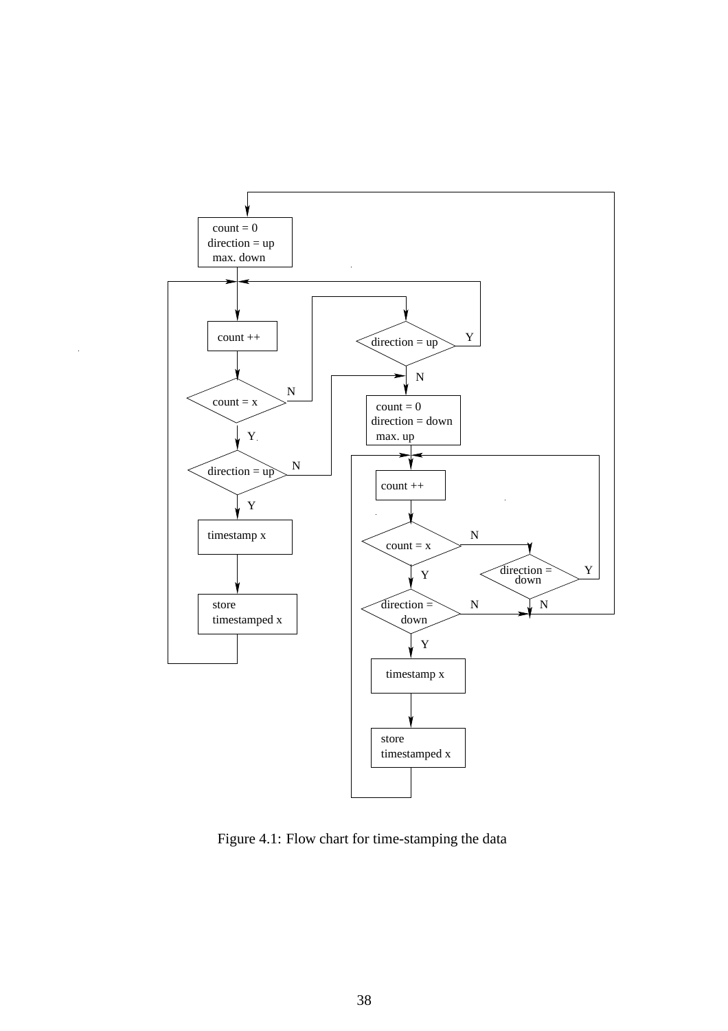```
count = 0
direction = up
max. down
```

```
count ++
count = x ?  --N--> direction = up ? --Y--> (back to count ++)
                                     --N--> count = 0, direction = down, max. up
count = x ? --Y--> direction = up ? --N--> count = 0, direction = down, max. up
                                    --Y--> timestamp x --> store timestamped x --> (back to count ++)
```

```
count = 0
direction = down
max. up
count ++
count = x ? --N--> direction = down ? --Y--> (back to count ++)
                                      --N--> (back to count = 0, direction = up, max. down)
count = x ? --Y--> direction = down ? --N--> (back to count = 0, direction = up, max. down)
                                      --Y--> timestamp x --> store timestamped x --> (back to count ++)
```

Figure 4.1: Flow chart for time-stamping the data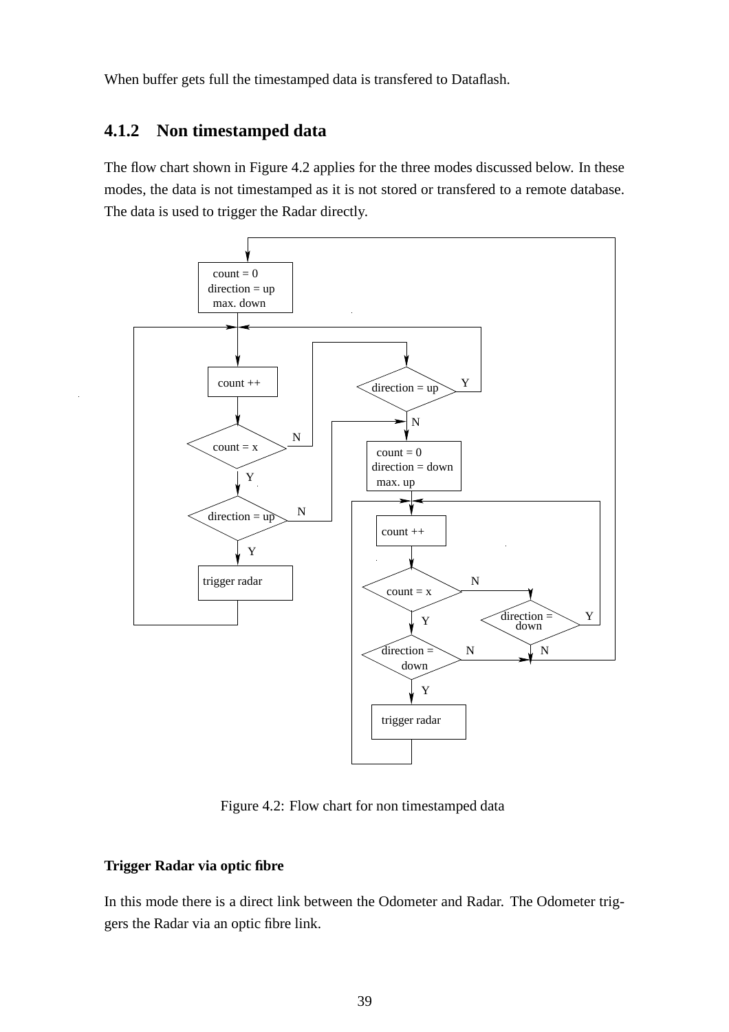When buffer gets full the timestamped data is transfered to Dataflash.

### 4.1.2 Non timestamped data

The flow chart shown in Figure 4.2 applies for the three modes discussed below. In these modes, the data is not timestamped as it is not stored or transfered to a remote database. The data is used to trigger the Radar directly.

Figure 4.2: Flow chart for non timestamped data

#### Trigger Radar via optic fibre

In this mode there is a direct link between the Odometer and Radar. The Odometer triggers the Radar via an optic fibre link.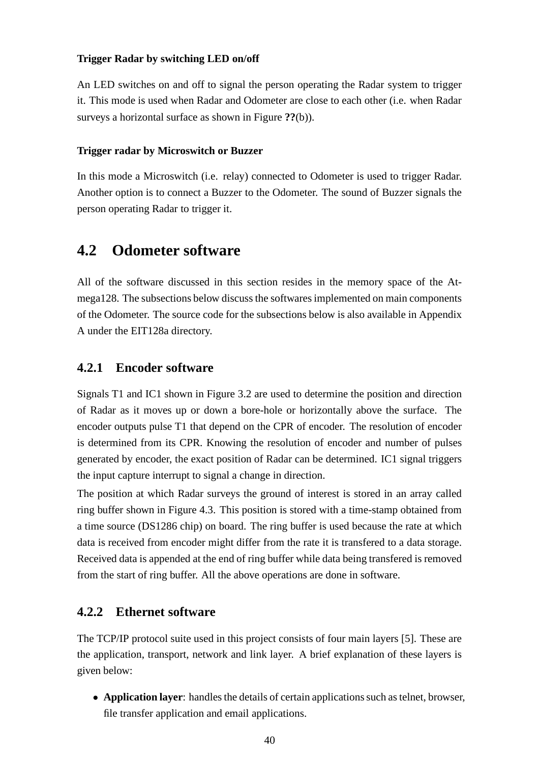#### Trigger Radar by switching LED on/off

An LED switches on and off to signal the person operating the Radar system to trigger it. This mode is used when Radar and Odometer are close to each other (i.e. when Radar surveys a horizontal surface as shown in Figure **??**(b)).

#### Trigger radar by Microswitch or Buzzer

In this mode a Microswitch (i.e. relay) connected to Odometer is used to trigger Radar. Another option is to connect a Buzzer to the Odometer. The sound of Buzzer signals the person operating Radar to trigger it.

## 4.2 Odometer software

All of the software discussed in this section resides in the memory space of the Atmega128. The subsections below discuss the softwares implemented on main components of the Odometer. The source code for the subsections below is also available in Appendix A under the EIT128a directory.

### 4.2.1 Encoder software

Signals T1 and IC1 shown in Figure 3.2 are used to determine the position and direction of Radar as it moves up or down a bore-hole or horizontally above the surface. The encoder outputs pulse T1 that depend on the CPR of encoder. The resolution of encoder is determined from its CPR. Knowing the resolution of encoder and number of pulses generated by encoder, the exact position of Radar can be determined. IC1 signal triggers the input capture interrupt to signal a change in direction.

The position at which Radar surveys the ground of interest is stored in an array called ring buffer shown in Figure 4.3. This position is stored with a time-stamp obtained from a time source (DS1286 chip) on board. The ring buffer is used because the rate at which data is received from encoder might differ from the rate it is transfered to a data storage. Received data is appended at the end of ring buffer while data being transfered is removed from the start of ring buffer. All the above operations are done in software.

### 4.2.2 Ethernet software

The TCP/IP protocol suite used in this project consists of four main layers [5]. These are the application, transport, network and link layer. A brief explanation of these layers is given below:

- **Application layer**: handles the details of certain applications such as telnet, browser, file transfer application and email applications.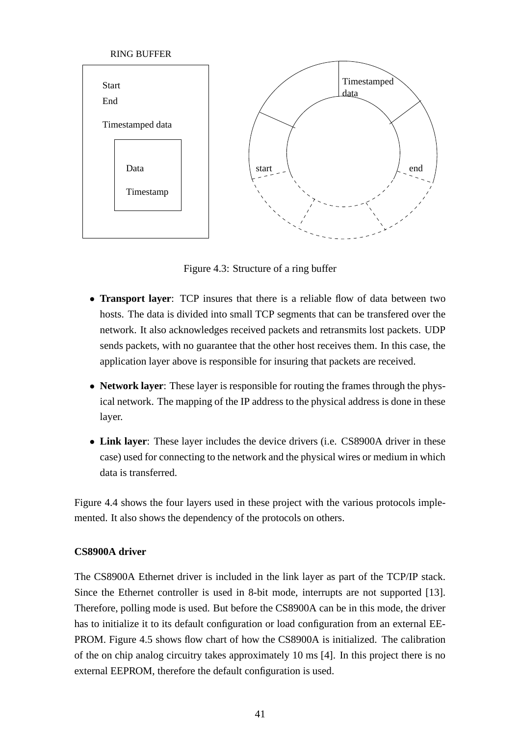Figure 4.3: Structure of a ring buffer

- **Transport layer**: TCP insures that there is a reliable flow of data between two hosts. The data is divided into small TCP segments that can be transfered over the network. It also acknowledges received packets and retransmits lost packets. UDP sends packets, with no guarantee that the other host receives them. In this case, the application layer above is responsible for insuring that packets are received.
- **Network layer**: These layer is responsible for routing the frames through the physical network. The mapping of the IP address to the physical address is done in these layer.
- **Link layer**: These layer includes the device drivers (i.e. CS8900A driver in these case) used for connecting to the network and the physical wires or medium in which data is transferred.

Figure 4.4 shows the four layers used in these project with the various protocols implemented. It also shows the dependency of the protocols on others.

### CS8900A driver

The CS8900A Ethernet driver is included in the link layer as part of the TCP/IP stack. Since the Ethernet controller is used in 8-bit mode, interrupts are not supported [13]. Therefore, polling mode is used. But before the CS8900A can be in this mode, the driver has to initialize it to its default configuration or load configuration from an external EEPROM. Figure 4.5 shows flow chart of how the CS8900A is initialized. The calibration of the on chip analog circuitry takes approximately 10 ms [4]. In this project there is no external EEPROM, therefore the default configuration is used.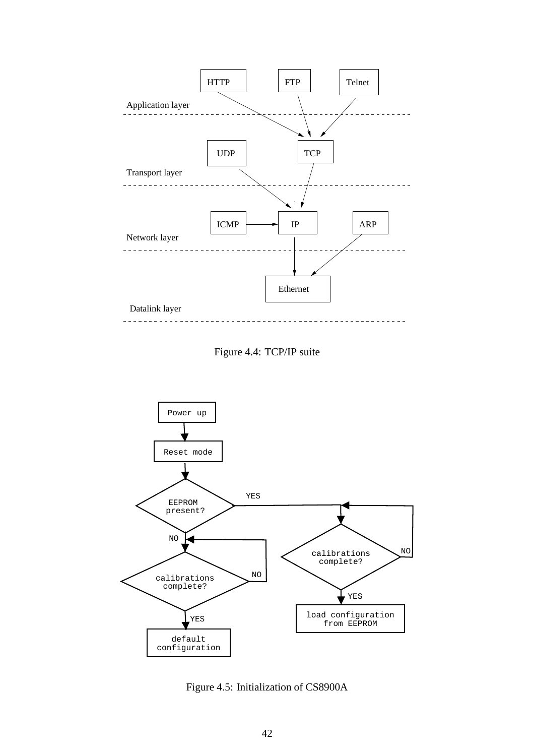Figure 4.4: TCP/IP suite

Figure 4.5: Initialization of CS8900A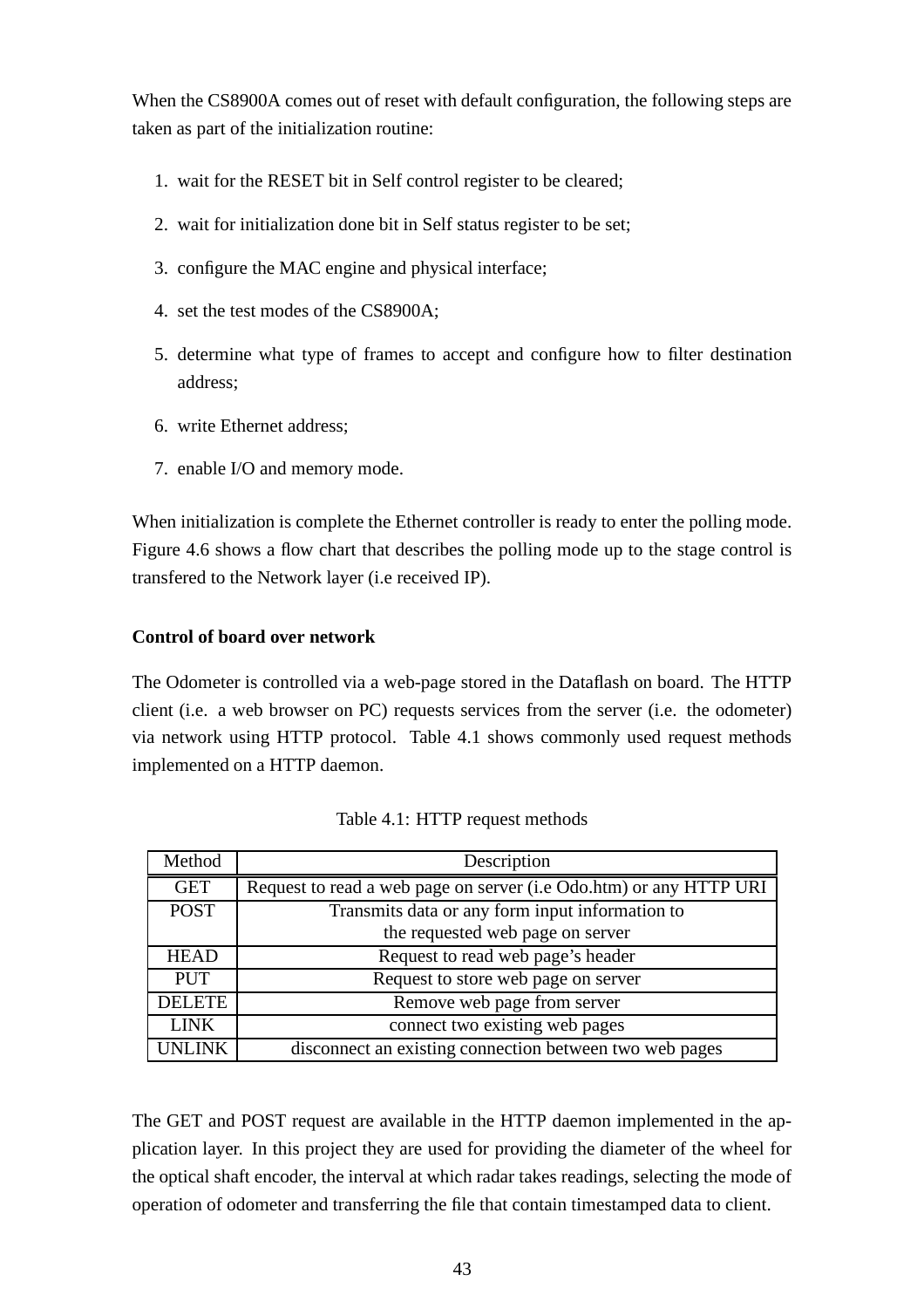When the CS8900A comes out of reset with default configuration, the following steps are taken as part of the initialization routine:

1. wait for the RESET bit in Self control register to be cleared;
2. wait for initialization done bit in Self status register to be set;
3. configure the MAC engine and physical interface;
4. set the test modes of the CS8900A;
5. determine what type of frames to accept and configure how to filter destination address;
6. write Ethernet address;
7. enable I/O and memory mode.

When initialization is complete the Ethernet controller is ready to enter the polling mode. Figure 4.6 shows a flow chart that describes the polling mode up to the stage control is transfered to the Network layer (i.e received IP).

**Control of board over network**

The Odometer is controlled via a web-page stored in the Dataflash on board. The HTTP client (i.e. a web browser on PC) requests services from the server (i.e. the odometer) via network using HTTP protocol. Table 4.1 shows commonly used request methods implemented on a HTTP daemon.

Table 4.1: HTTP request methods

| Method | Description |
|---|---|
| GET | Request to read a web page on server (i.e Odo.htm) or any HTTP URI |
| POST | Transmits data or any form input information to the requested web page on server |
| HEAD | Request to read web page's header |
| PUT | Request to store web page on server |
| DELETE | Remove web page from server |
| LINK | connect two existing web pages |
| UNLINK | disconnect an existing connection between two web pages |

The GET and POST request are available in the HTTP daemon implemented in the application layer. In this project they are used for providing the diameter of the wheel for the optical shaft encoder, the interval at which radar takes readings, selecting the mode of operation of odometer and transferring the file that contain timestamped data to client.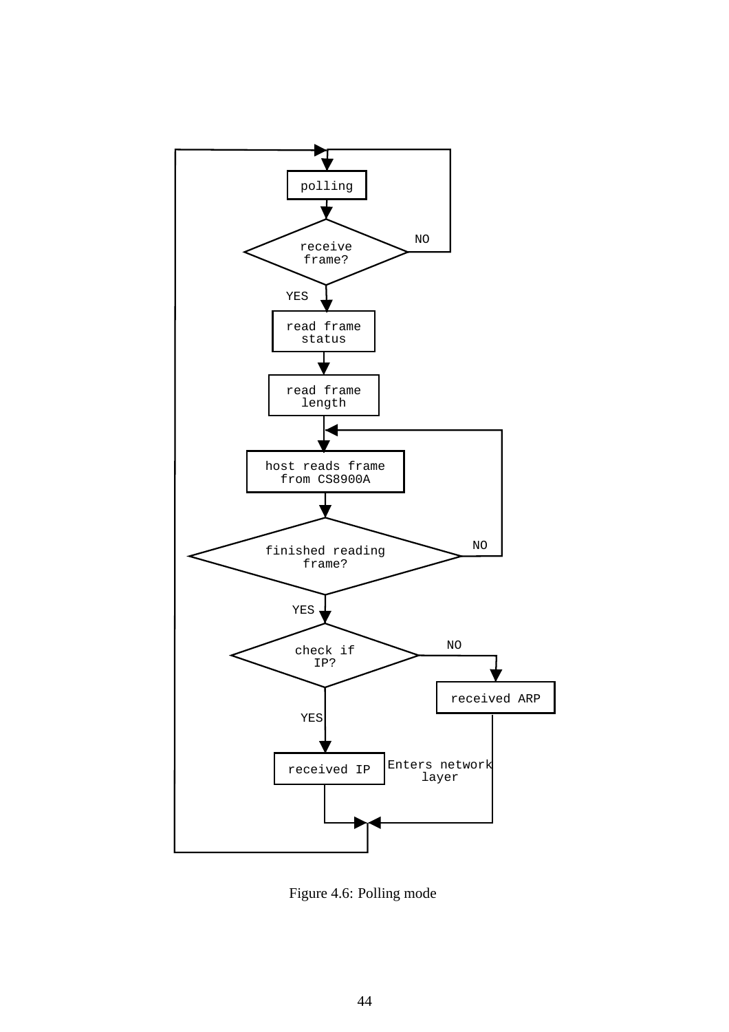Figure 4.6: Polling mode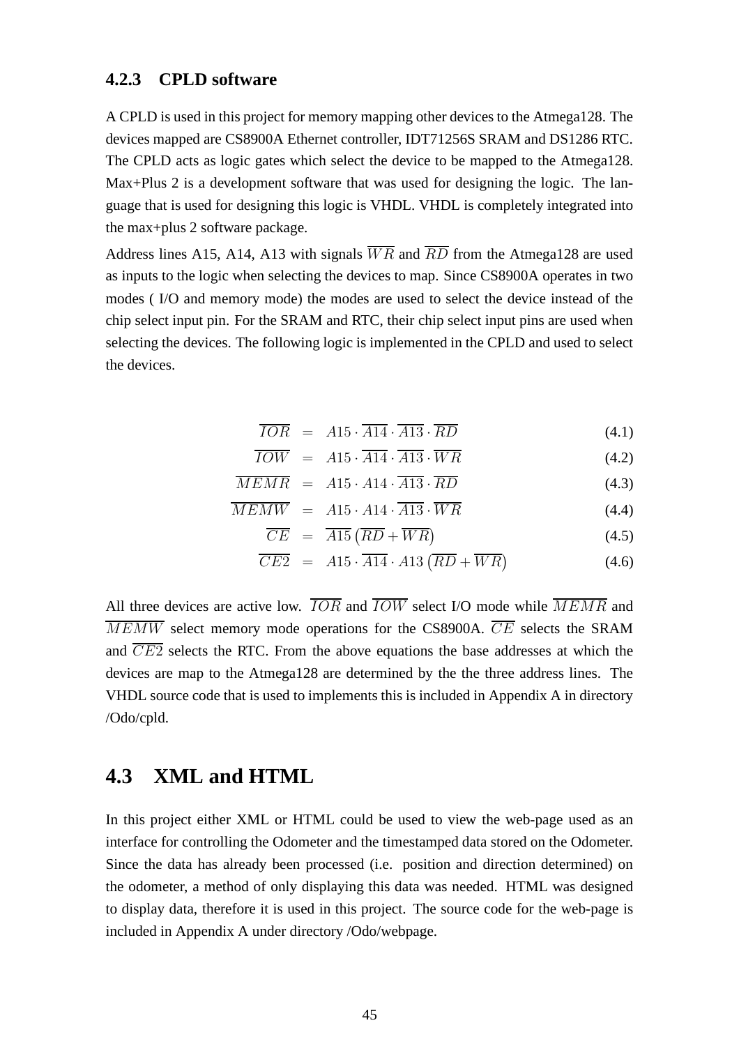### 4.2.3 CPLD software

A CPLD is used in this project for memory mapping other devices to the Atmega128. The devices mapped are CS8900A Ethernet controller, IDT71256S SRAM and DS1286 RTC. The CPLD acts as logic gates which select the device to be mapped to the Atmega128. Max+Plus 2 is a development software that was used for designing the logic. The language that is used for designing this logic is VHDL. VHDL is completely integrated into the max+plus 2 software package.

Address lines A15, A14, A13 with signals $\overline{WR}$ and $\overline{RD}$ from the Atmega128 are used as inputs to the logic when selecting the devices to map. Since CS8900A operates in two modes ( I/O and memory mode) the modes are used to select the device instead of the chip select input pin. For the SRAM and RTC, their chip select input pins are used when selecting the devices. The following logic is implemented in the CPLD and used to select the devices.

$$\overline{IOR} = A15 \cdot \overline{A14} \cdot \overline{A13} \cdot \overline{RD} \tag{4.1}$$

$$\overline{IOW} = A15 \cdot \overline{A14} \cdot \overline{A13} \cdot \overline{WR} \tag{4.2}$$

$$\overline{MEMR} = A15 \cdot A14 \cdot \overline{A13} \cdot \overline{RD} \tag{4.3}$$

$$\overline{MEMW} = A15 \cdot A14 \cdot \overline{A13} \cdot \overline{WR} \tag{4.4}$$

$$\overline{CE} = \overline{A15} \left( \overline{RD} + \overline{WR} \right) \tag{4.5}$$

$$\overline{CE2} = A15 \cdot \overline{A14} \cdot A13 \left( \overline{RD} + \overline{WR} \right) \tag{4.6}$$

All three devices are active low. $\overline{IOR}$ and $\overline{IOW}$ select I/O mode while $\overline{MEMR}$ and $\overline{MEMW}$ select memory mode operations for the CS8900A. $\overline{CE}$ selects the SRAM and $\overline{CE2}$ selects the RTC. From the above equations the base addresses at which the devices are map to the Atmega128 are determined by the the three address lines. The VHDL source code that is used to implements this is included in Appendix A in directory /Odo/cpld.

## 4.3 XML and HTML

In this project either XML or HTML could be used to view the web-page used as an interface for controlling the Odometer and the timestamped data stored on the Odometer. Since the data has already been processed (i.e. position and direction determined) on the odometer, a method of only displaying this data was needed. HTML was designed to display data, therefore it is used in this project. The source code for the web-page is included in Appendix A under directory /Odo/webpage.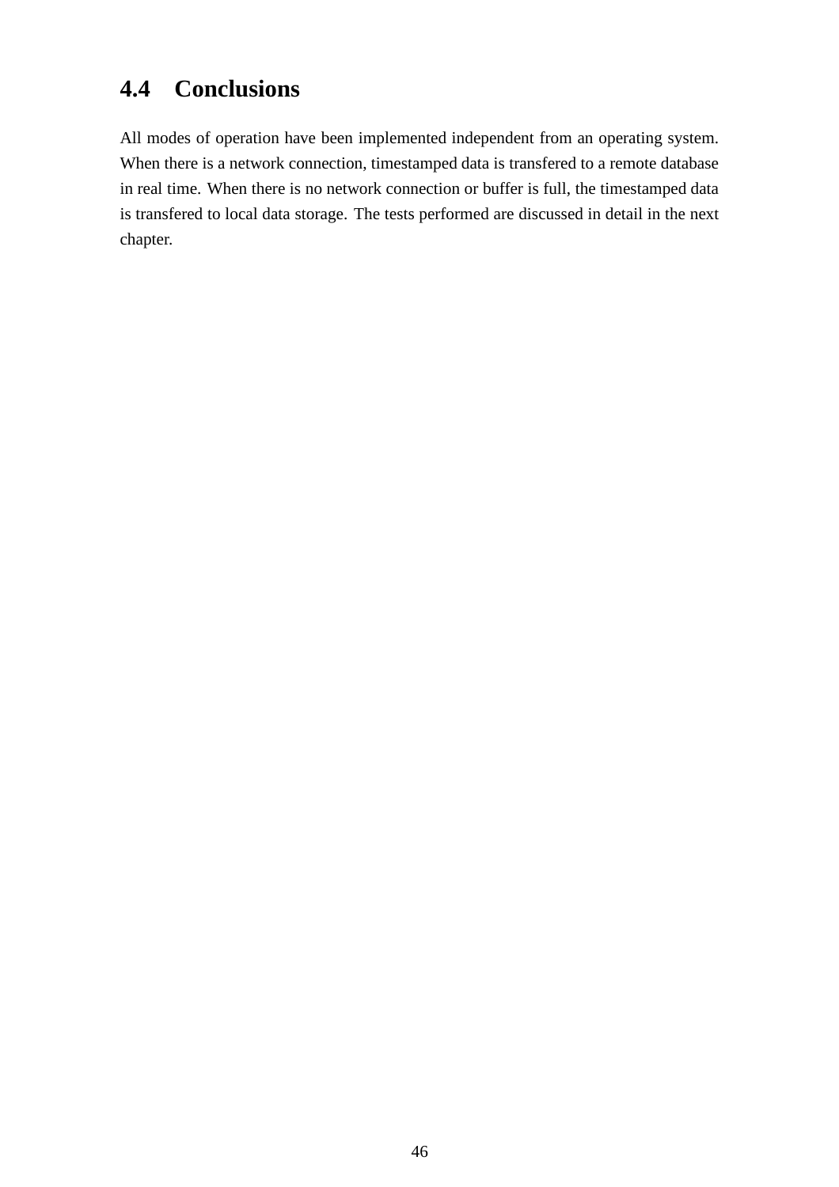## 4.4 Conclusions

All modes of operation have been implemented independent from an operating system. When there is a network connection, timestamped data is transfered to a remote database in real time. When there is no network connection or buffer is full, the timestamped data is transfered to local data storage. The tests performed are discussed in detail in the next chapter.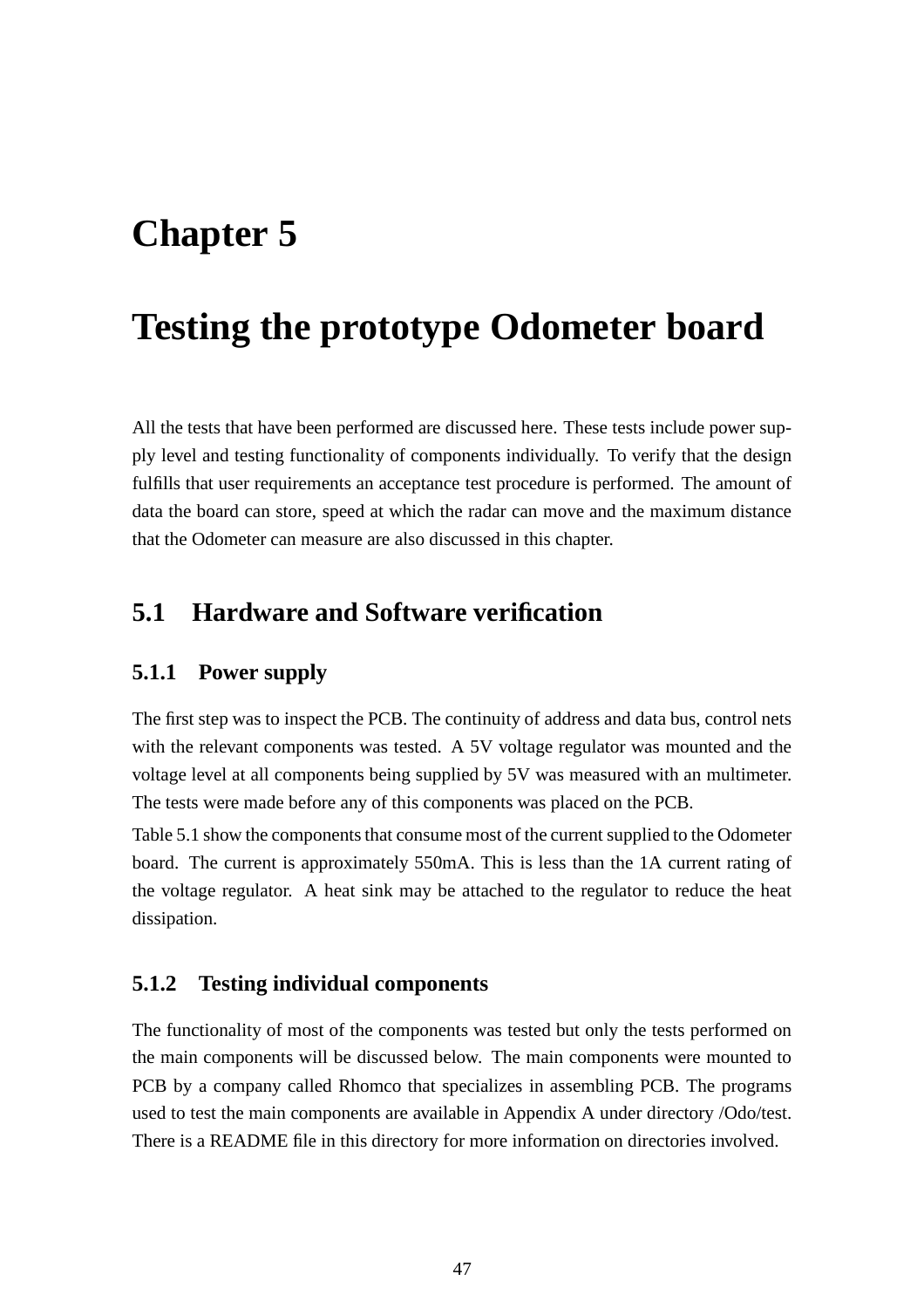# Chapter 5

# Testing the prototype Odometer board

All the tests that have been performed are discussed here. These tests include power supply level and testing functionality of components individually. To verify that the design fulfills that user requirements an acceptance test procedure is performed. The amount of data the board can store, speed at which the radar can move and the maximum distance that the Odometer can measure are also discussed in this chapter.

## 5.1 Hardware and Software verification

### 5.1.1 Power supply

The first step was to inspect the PCB. The continuity of address and data bus, control nets with the relevant components was tested. A 5V voltage regulator was mounted and the voltage level at all components being supplied by 5V was measured with an multimeter. The tests were made before any of this components was placed on the PCB.

Table 5.1 show the components that consume most of the current supplied to the Odometer board. The current is approximately 550mA. This is less than the 1A current rating of the voltage regulator. A heat sink may be attached to the regulator to reduce the heat dissipation.

### 5.1.2 Testing individual components

The functionality of most of the components was tested but only the tests performed on the main components will be discussed below. The main components were mounted to PCB by a company called Rhomco that specializes in assembling PCB. The programs used to test the main components are available in Appendix A under directory /Odo/test. There is a README file in this directory for more information on directories involved.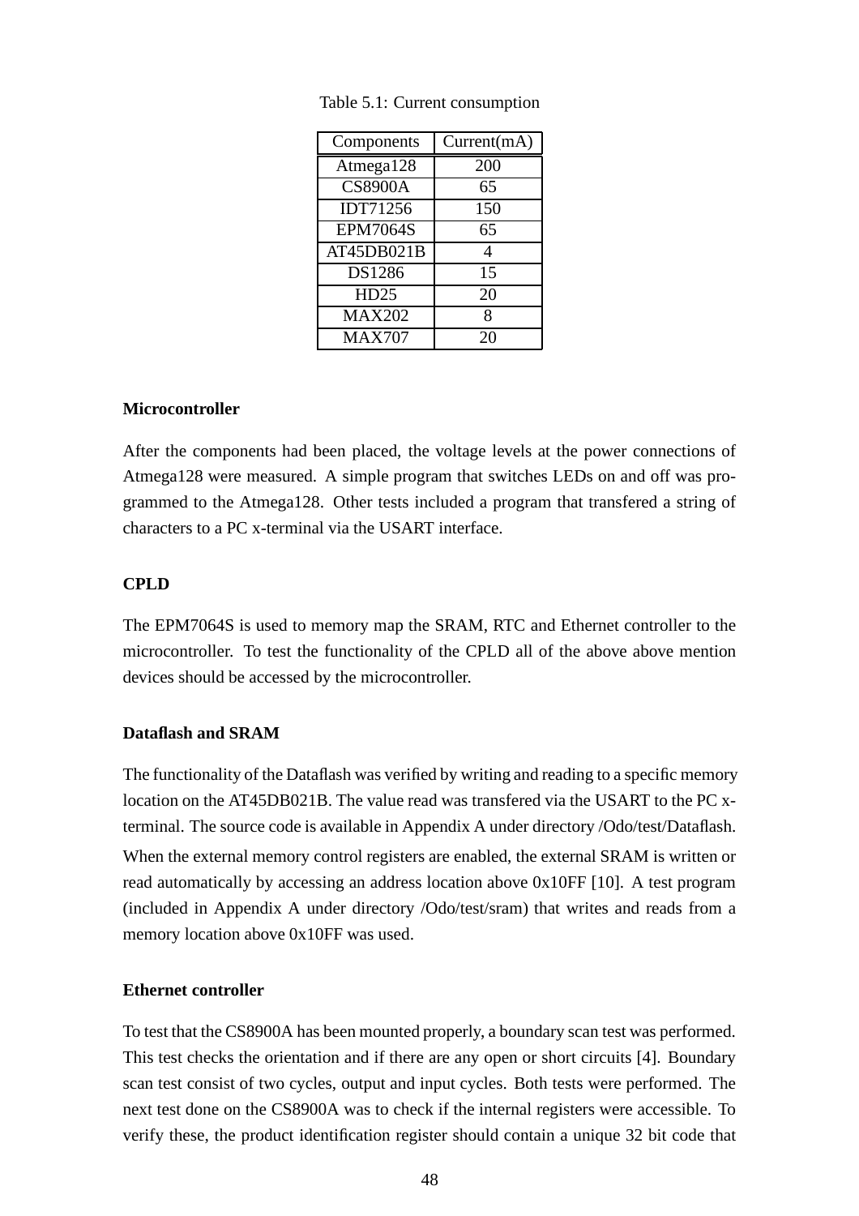Table 5.1: Current consumption

| Components | Current(mA) |
| --- | --- |
| Atmega128 | 200 |
| CS8900A | 65 |
| IDT71256 | 150 |
| EPM7064S | 65 |
| AT45DB021B | 4 |
| DS1286 | 15 |
| HD25 | 20 |
| MAX202 | 8 |
| MAX707 | 20 |

**Microcontroller**

After the components had been placed, the voltage levels at the power connections of Atmega128 were measured. A simple program that switches LEDs on and off was programmed to the Atmega128. Other tests included a program that transfered a string of characters to a PC x-terminal via the USART interface.

**CPLD**

The EPM7064S is used to memory map the SRAM, RTC and Ethernet controller to the microcontroller. To test the functionality of the CPLD all of the above above mention devices should be accessed by the microcontroller.

**Dataflash and SRAM**

The functionality of the Dataflash was verified by writing and reading to a specific memory location on the AT45DB021B. The value read was transfered via the USART to the PC x-terminal. The source code is available in Appendix A under directory /Odo/test/Dataflash. When the external memory control registers are enabled, the external SRAM is written or read automatically by accessing an address location above 0x10FF [10]. A test program (included in Appendix A under directory /Odo/test/sram) that writes and reads from a memory location above 0x10FF was used.

**Ethernet controller**

To test that the CS8900A has been mounted properly, a boundary scan test was performed. This test checks the orientation and if there are any open or short circuits [4]. Boundary scan test consist of two cycles, output and input cycles. Both tests were performed. The next test done on the CS8900A was to check if the internal registers were accessible. To verify these, the product identification register should contain a unique 32 bit code that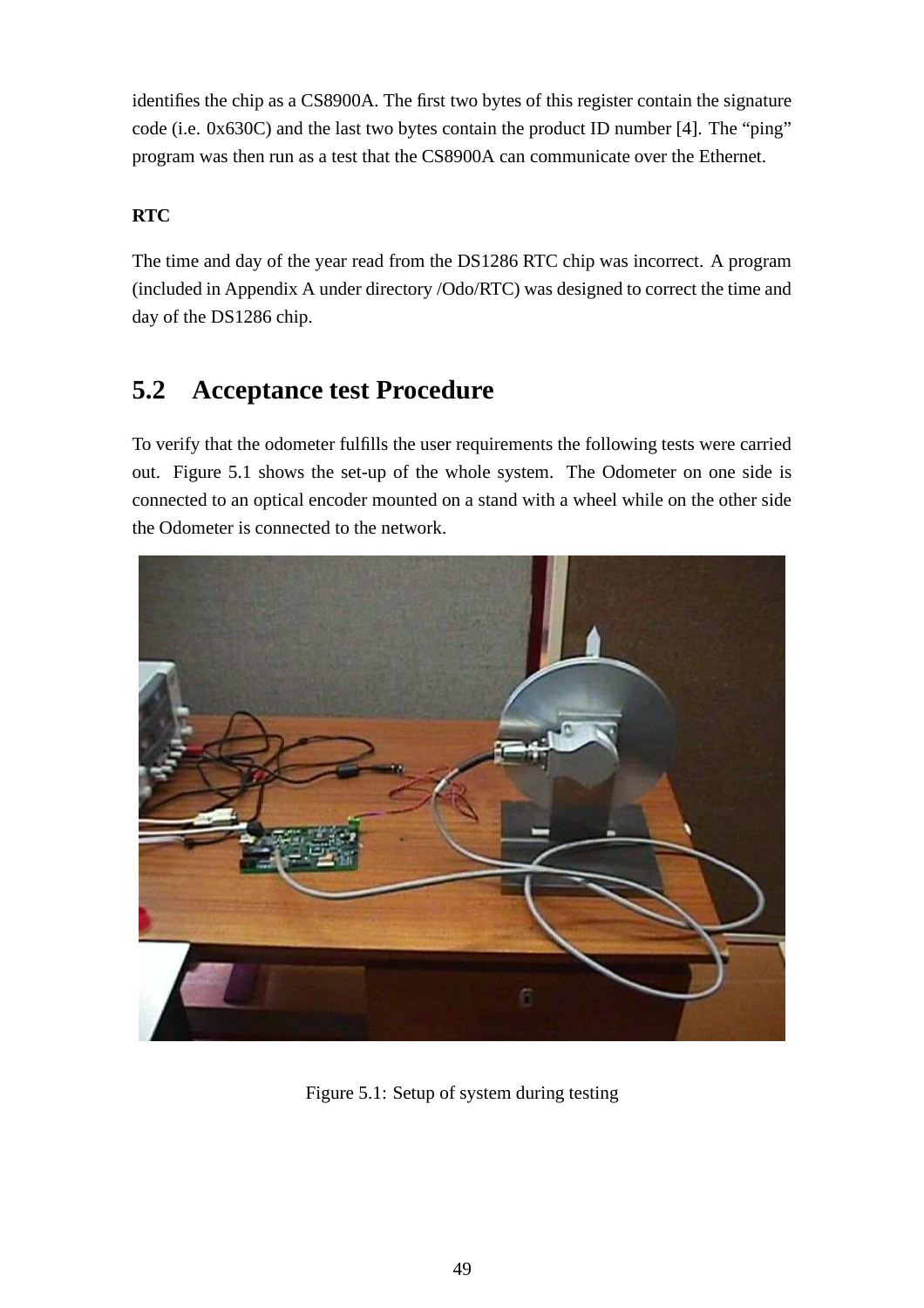identifies the chip as a CS8900A. The first two bytes of this register contain the signature code (i.e. 0x630C) and the last two bytes contain the product ID number [4]. The "ping" program was then run as a test that the CS8900A can communicate over the Ethernet.

**RTC**

The time and day of the year read from the DS1286 RTC chip was incorrect. A program (included in Appendix A under directory /Odo/RTC) was designed to correct the time and day of the DS1286 chip.

## 5.2 Acceptance test Procedure

To verify that the odometer fulfills the user requirements the following tests were carried out. Figure 5.1 shows the set-up of the whole system. The Odometer on one side is connected to an optical encoder mounted on a stand with a wheel while on the other side the Odometer is connected to the network.

Figure 5.1: Setup of system during testing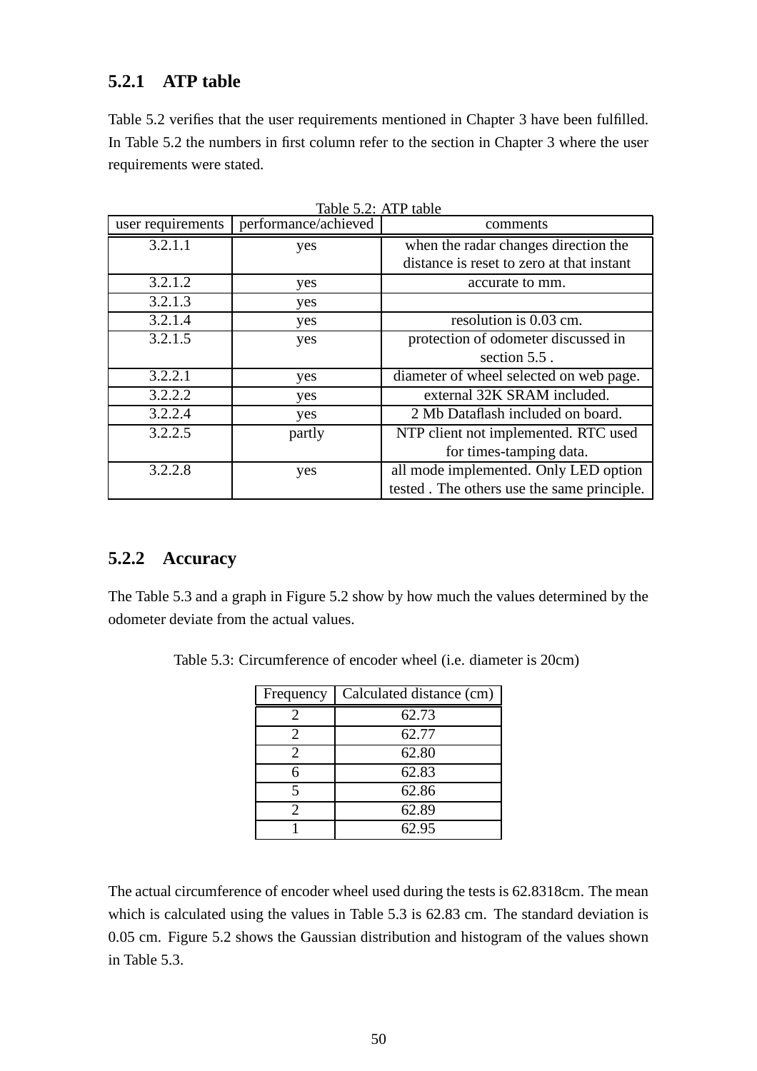### 5.2.1 ATP table

Table 5.2 verifies that the user requirements mentioned in Chapter 3 have been fulfilled. In Table 5.2 the numbers in first column refer to the section in Chapter 3 where the user requirements were stated.

Table 5.2: ATP table

| user requirements | performance/achieved | comments |
|---|---|---|
| 3.2.1.1 | yes | when the radar changes direction the distance is reset to zero at that instant |
| 3.2.1.2 | yes | accurate to mm. |
| 3.2.1.3 | yes | |
| 3.2.1.4 | yes | resolution is 0.03 cm. |
| 3.2.1.5 | yes | protection of odometer discussed in section 5.5 . |
| 3.2.2.1 | yes | diameter of wheel selected on web page. |
| 3.2.2.2 | yes | external 32K SRAM included. |
| 3.2.2.4 | yes | 2 Mb Dataflash included on board. |
| 3.2.2.5 | partly | NTP client not implemented. RTC used for times-tamping data. |
| 3.2.2.8 | yes | all mode implemented. Only LED option tested . The others use the same principle. |

### 5.2.2 Accuracy

The Table 5.3 and a graph in Figure 5.2 show by how much the values determined by the odometer deviate from the actual values.

Table 5.3: Circumference of encoder wheel (i.e. diameter is 20cm)

| Frequency | Calculated distance (cm) |
|---|---|
| 2 | 62.73 |
| 2 | 62.77 |
| 2 | 62.80 |
| 6 | 62.83 |
| 5 | 62.86 |
| 2 | 62.89 |
| 1 | 62.95 |

The actual circumference of encoder wheel used during the tests is 62.8318cm. The mean which is calculated using the values in Table 5.3 is 62.83 cm. The standard deviation is 0.05 cm. Figure 5.2 shows the Gaussian distribution and histogram of the values shown in Table 5.3.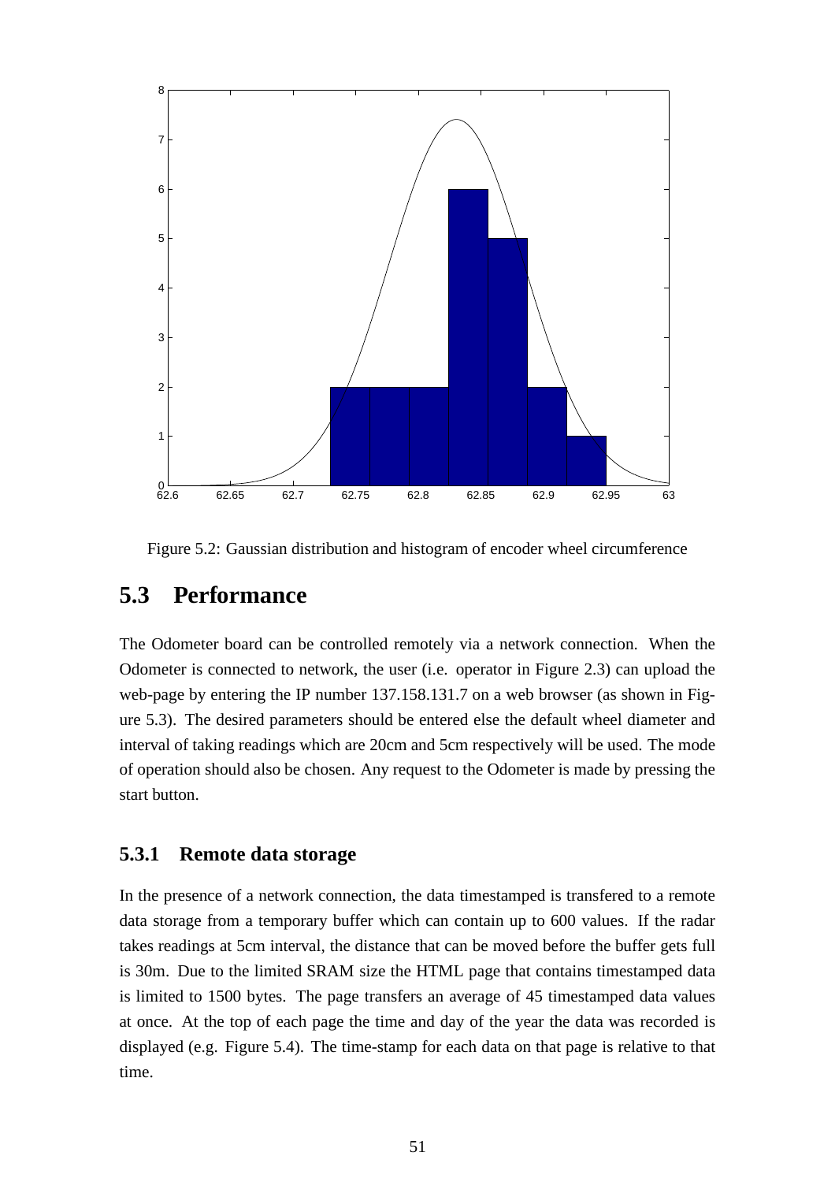Figure 5.2: Gaussian distribution and histogram of encoder wheel circumference

## 5.3 Performance

The Odometer board can be controlled remotely via a network connection. When the Odometer is connected to network, the user (i.e. operator in Figure 2.3) can upload the web-page by entering the IP number 137.158.131.7 on a web browser (as shown in Figure 5.3). The desired parameters should be entered else the default wheel diameter and interval of taking readings which are 20cm and 5cm respectively will be used. The mode of operation should also be chosen. Any request to the Odometer is made by pressing the start button.

### 5.3.1 Remote data storage

In the presence of a network connection, the data timestamped is transfered to a remote data storage from a temporary buffer which can contain up to 600 values. If the radar takes readings at 5cm interval, the distance that can be moved before the buffer gets full is 30m. Due to the limited SRAM size the HTML page that contains timestamped data is limited to 1500 bytes. The page transfers an average of 45 timestamped data values at once. At the top of each page the time and day of the year the data was recorded is displayed (e.g. Figure 5.4). The time-stamp for each data on that page is relative to that time.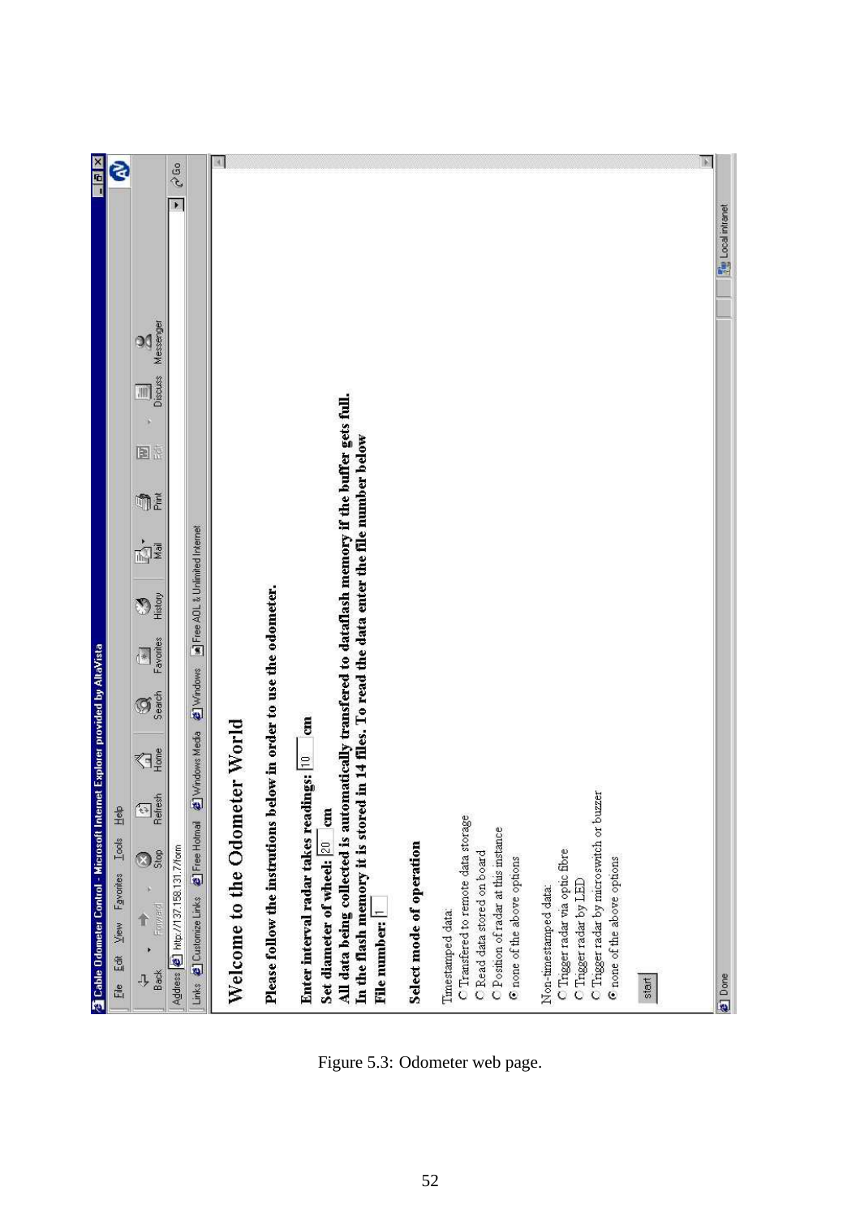Figure 5.3: Odometer web page.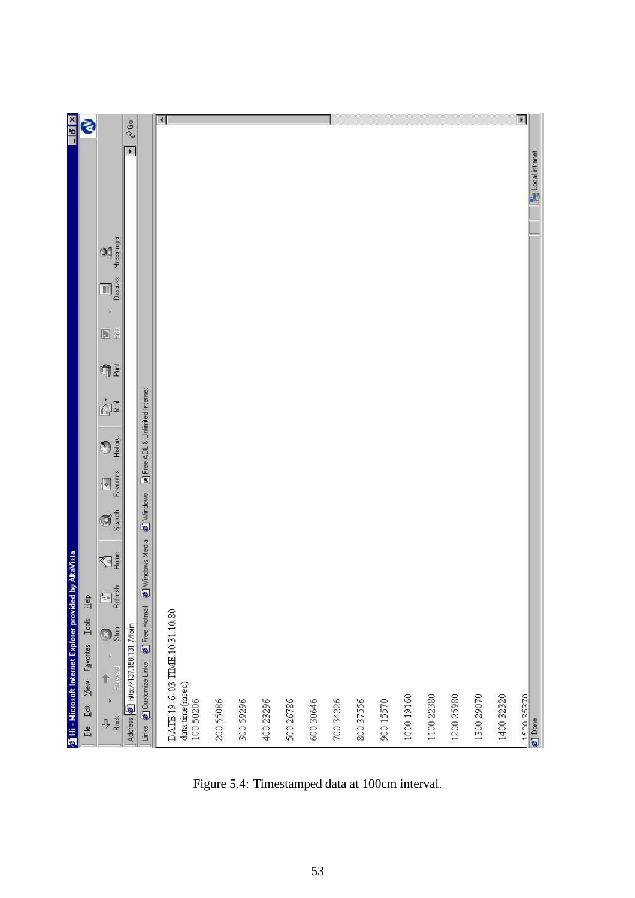DATE:19-6-03 TIME:10:31:10.80

data time(msec)

```
100 50206
200 55086
300 59296
400 23296
500 26786
600 30646
700 34226
800 37556
900 15570
1000 19160
1100 22380
1200 25980
1300 29070
1400 32320
1500 35320
```

Figure 5.4: Timestamped data at 100cm interval.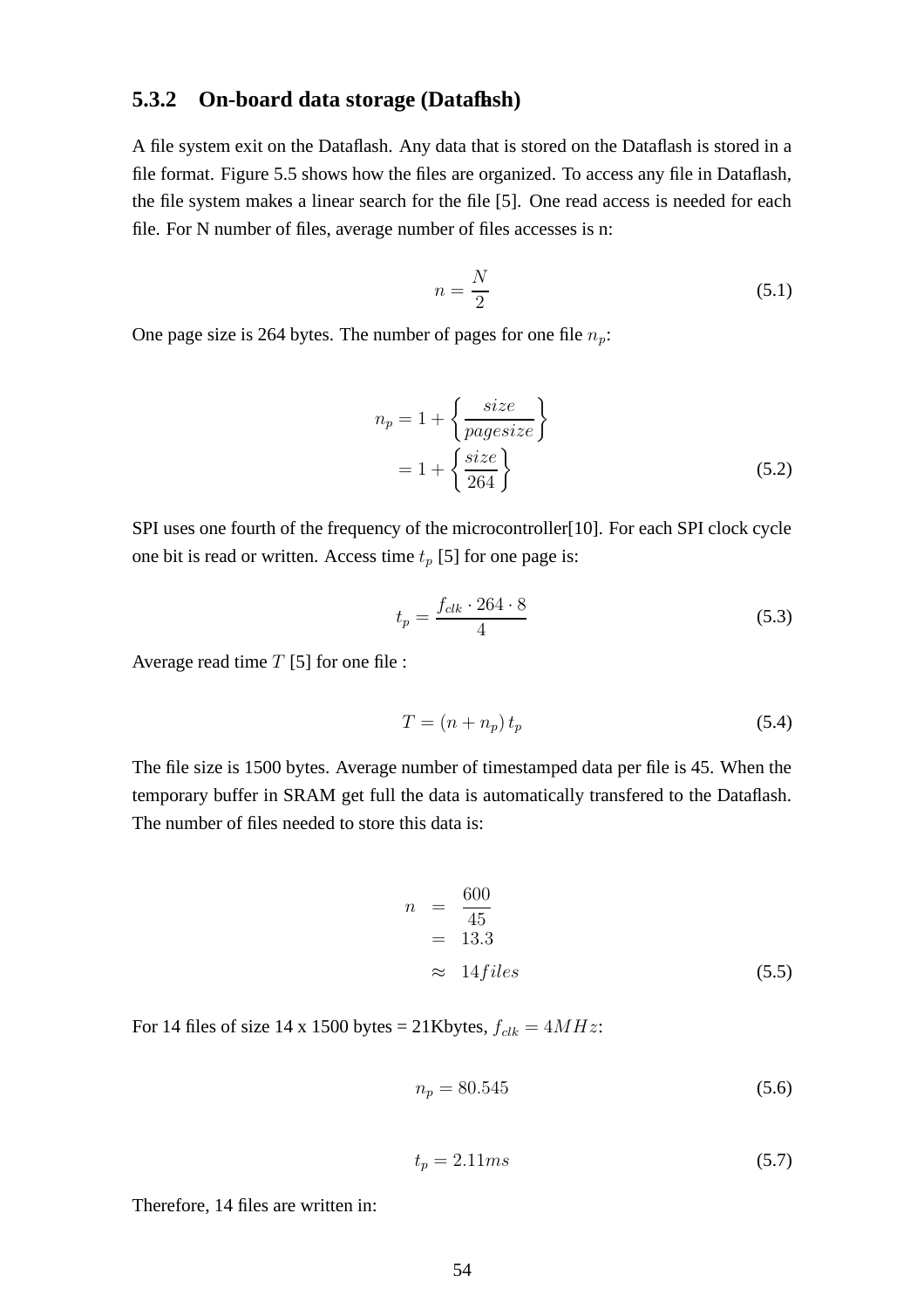### 5.3.2 On-board data storage (Dataflash)

A file system exit on the Dataflash. Any data that is stored on the Dataflash is stored in a file format. Figure 5.5 shows how the files are organized. To access any file in Dataflash, the file system makes a linear search for the file [5]. One read access is needed for each file. For N number of files, average number of files accesses is n:

$$n = \frac{N}{2} \tag{5.1}$$

One page size is 264 bytes. The number of pages for one file $n_p$:

$$\begin{aligned} n_p &= 1 + \left\{ \frac{size}{pagesize} \right\} \\ &= 1 + \left\{ \frac{size}{264} \right\} \end{aligned} \tag{5.2}$$

SPI uses one fourth of the frequency of the microcontroller[10]. For each SPI clock cycle one bit is read or written. Access time $t_p$ [5] for one page is:

$$t_p = \frac{f_{clk} \cdot 264 \cdot 8}{4} \tag{5.3}$$

Average read time $T$ [5] for one file :

$$T = (n + n_p)\, t_p \tag{5.4}$$

The file size is 1500 bytes. Average number of timestamped data per file is 45. When the temporary buffer in SRAM get full the data is automatically transfered to the Dataflash. The number of files needed to store this data is:

$$\begin{aligned} n &= \frac{600}{45} \\ &= 13.3 \\ &\approx 14 files \end{aligned} \tag{5.5}$$

For 14 files of size 14 x 1500 bytes = 21Kbytes, $f_{clk} = 4MHz$:

$$n_p = 80.545 \tag{5.6}$$

$$t_p = 2.11ms \tag{5.7}$$

Therefore, 14 files are written in: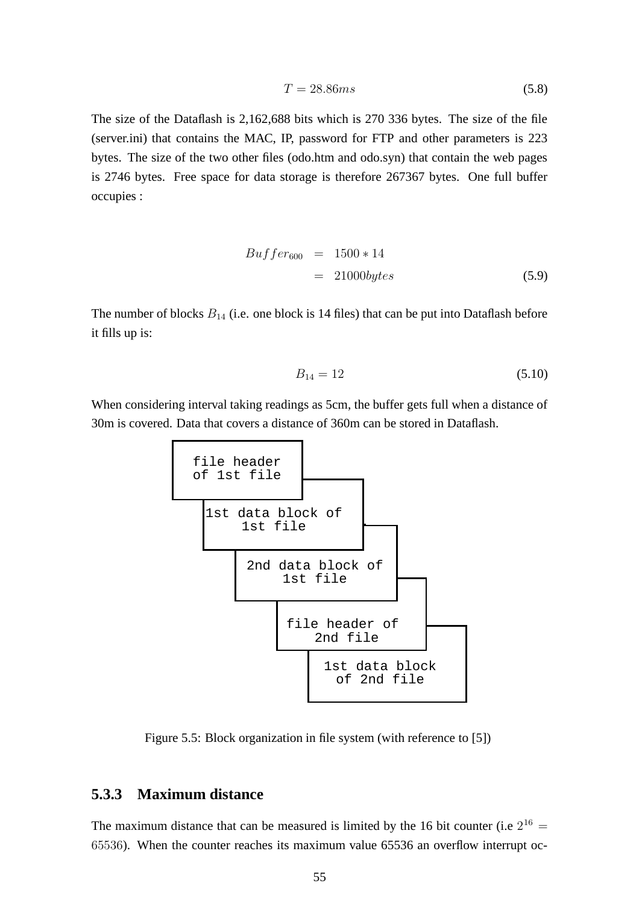$$T = 28.86ms \tag{5.8}$$

The size of the Dataflash is 2,162,688 bits which is 270 336 bytes. The size of the file (server.ini) that contains the MAC, IP, password for FTP and other parameters is 223 bytes. The size of the two other files (odo.htm and odo.syn) that contain the web pages is 2746 bytes. Free space for data storage is therefore 267367 bytes. One full buffer occupies :

$$\begin{aligned} Buffer_{600} &= 1500 * 14 \\ &= 21000 bytes \end{aligned} \tag{5.9}$$

The number of blocks $B_{14}$ (i.e. one block is 14 files) that can be put into Dataflash before it fills up is:

$$B_{14} = 12 \tag{5.10}$$

When considering interval taking readings as 5cm, the buffer gets full when a distance of 30m is covered. Data that covers a distance of 360m can be stored in Dataflash.

file header of 1st file

1st data block of 1st file

2nd data block of 1st file

file header of 2nd file

1st data block of 2nd file

Figure 5.5: Block organization in file system (with reference to [5])

### 5.3.3 Maximum distance

The maximum distance that can be measured is limited by the 16 bit counter (i.e $2^{16} = 65536$). When the counter reaches its maximum value 65536 an overflow interrupt oc-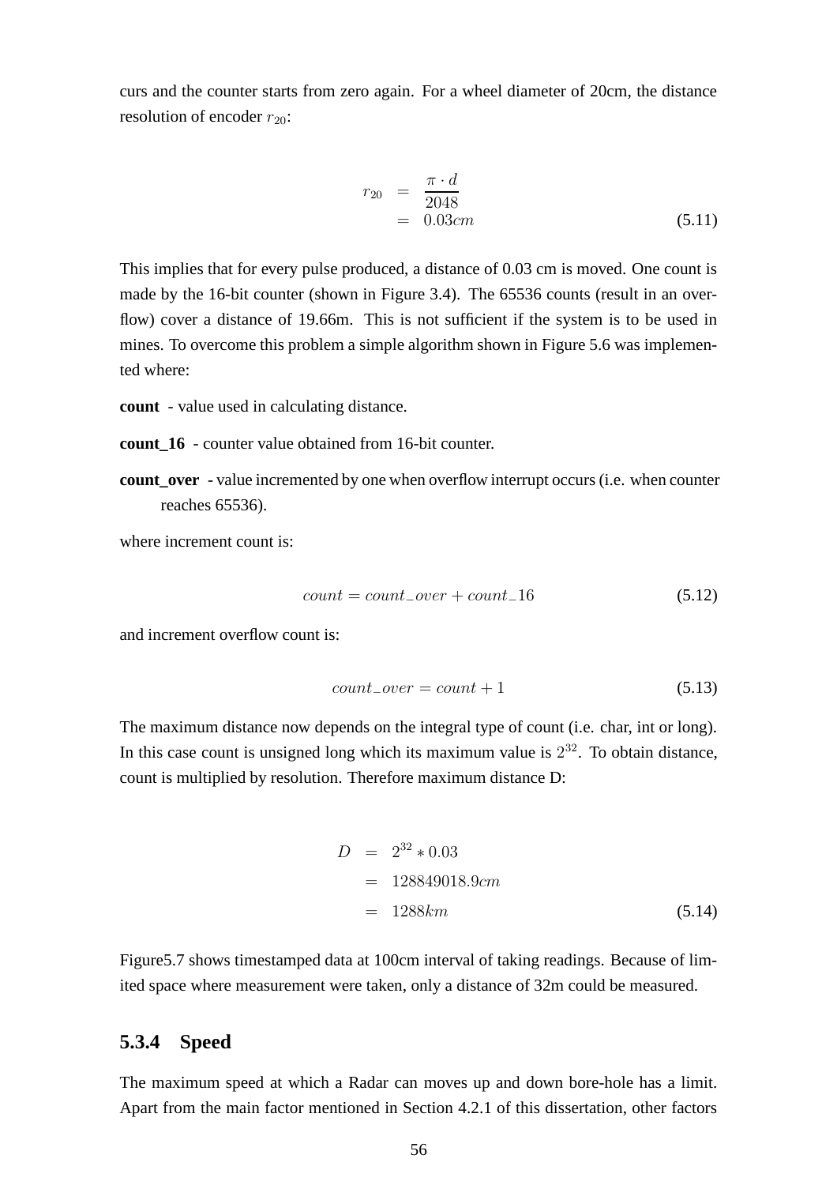curs and the counter starts from zero again. For a wheel diameter of 20cm, the distance resolution of encoder $r_{20}$:

$$
\begin{aligned}
r_{20} &= \frac{\pi \cdot d}{2048} \\
&= 0.03cm
\end{aligned}
\tag{5.11}
$$

This implies that for every pulse produced, a distance of 0.03 cm is moved. One count is made by the 16-bit counter (shown in Figure 3.4). The 65536 counts (result in an overflow) cover a distance of 19.66m. This is not sufficient if the system is to be used in mines. To overcome this problem a simple algorithm shown in Figure 5.6 was implemented where:

**count** - value used in calculating distance.

**count_16** - counter value obtained from 16-bit counter.

**count_over** - value incremented by one when overflow interrupt occurs (i.e. when counter reaches 65536).

where increment count is:

$$
count = count\_over + count\_16 \tag{5.12}
$$

and increment overflow count is:

$$
count\_over = count + 1 \tag{5.13}
$$

The maximum distance now depends on the integral type of count (i.e. char, int or long). In this case count is unsigned long which its maximum value is $2^{32}$. To obtain distance, count is multiplied by resolution. Therefore maximum distance D:

$$
\begin{aligned}
D &= 2^{32} * 0.03 \\
&= 128849018.9cm \\
&= 1288km
\end{aligned}
\tag{5.14}
$$

Figure5.7 shows timestamped data at 100cm interval of taking readings. Because of limited space where measurement were taken, only a distance of 32m could be measured.

### 5.3.4 Speed

The maximum speed at which a Radar can moves up and down bore-hole has a limit. Apart from the main factor mentioned in Section 4.2.1 of this dissertation, other factors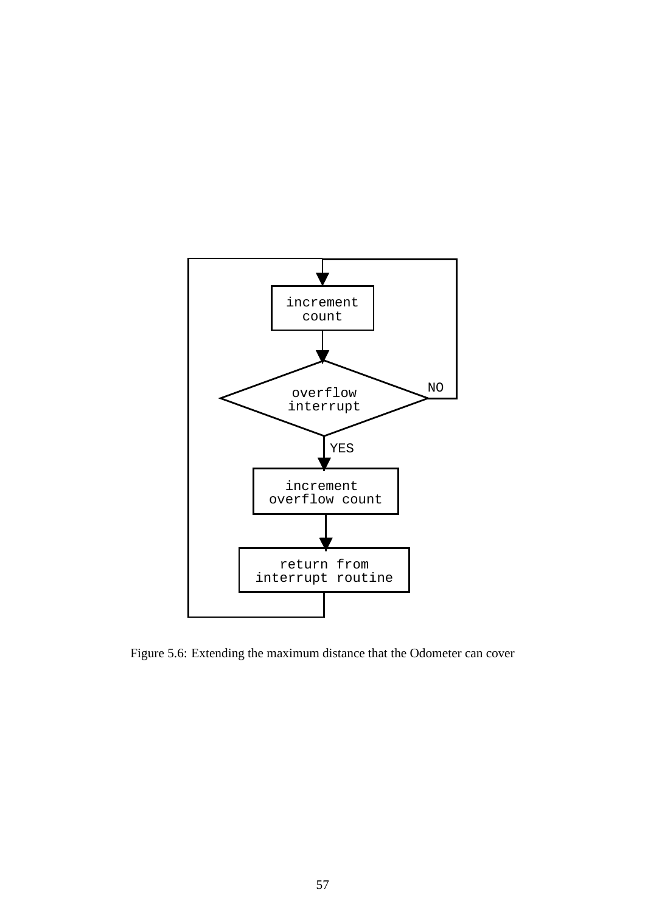Figure 5.6: Extending the maximum distance that the Odometer can cover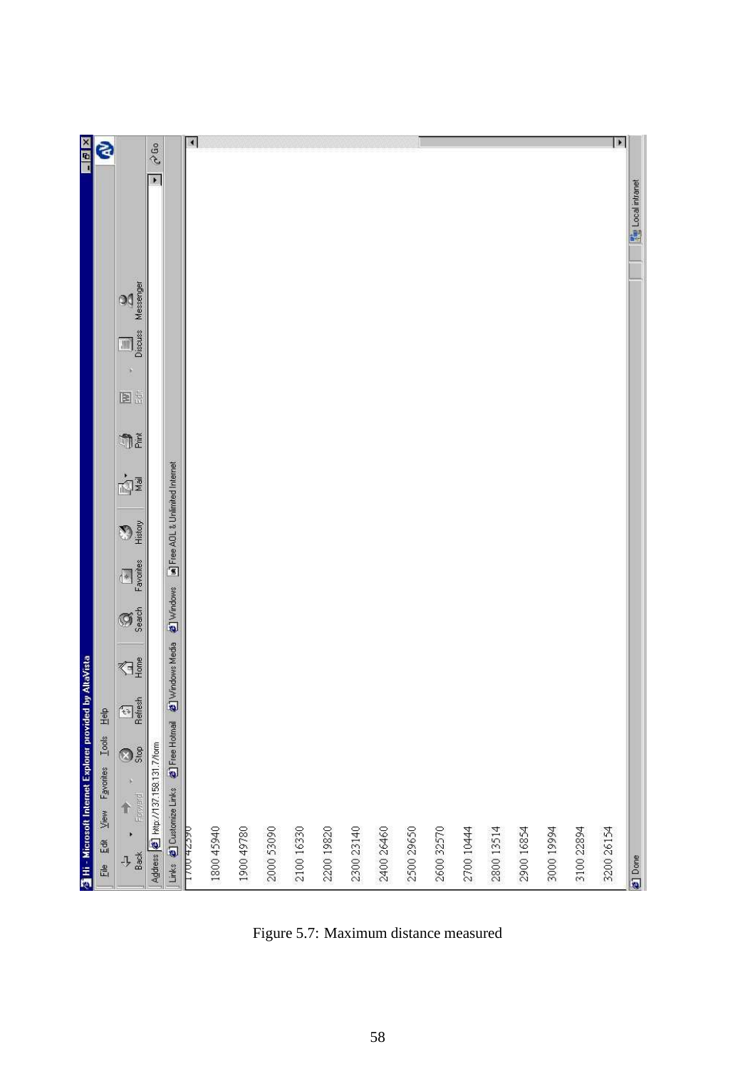```
1700 42590
1800 45940
1900 49780
2000 53090
2100 16330
2200 19820
2300 23140
2400 26460
2500 29650
2600 32570
2700 10444
2800 13514
2900 16854
3000 19994
3100 22894
3200 26154
```

Figure 5.7: Maximum distance measured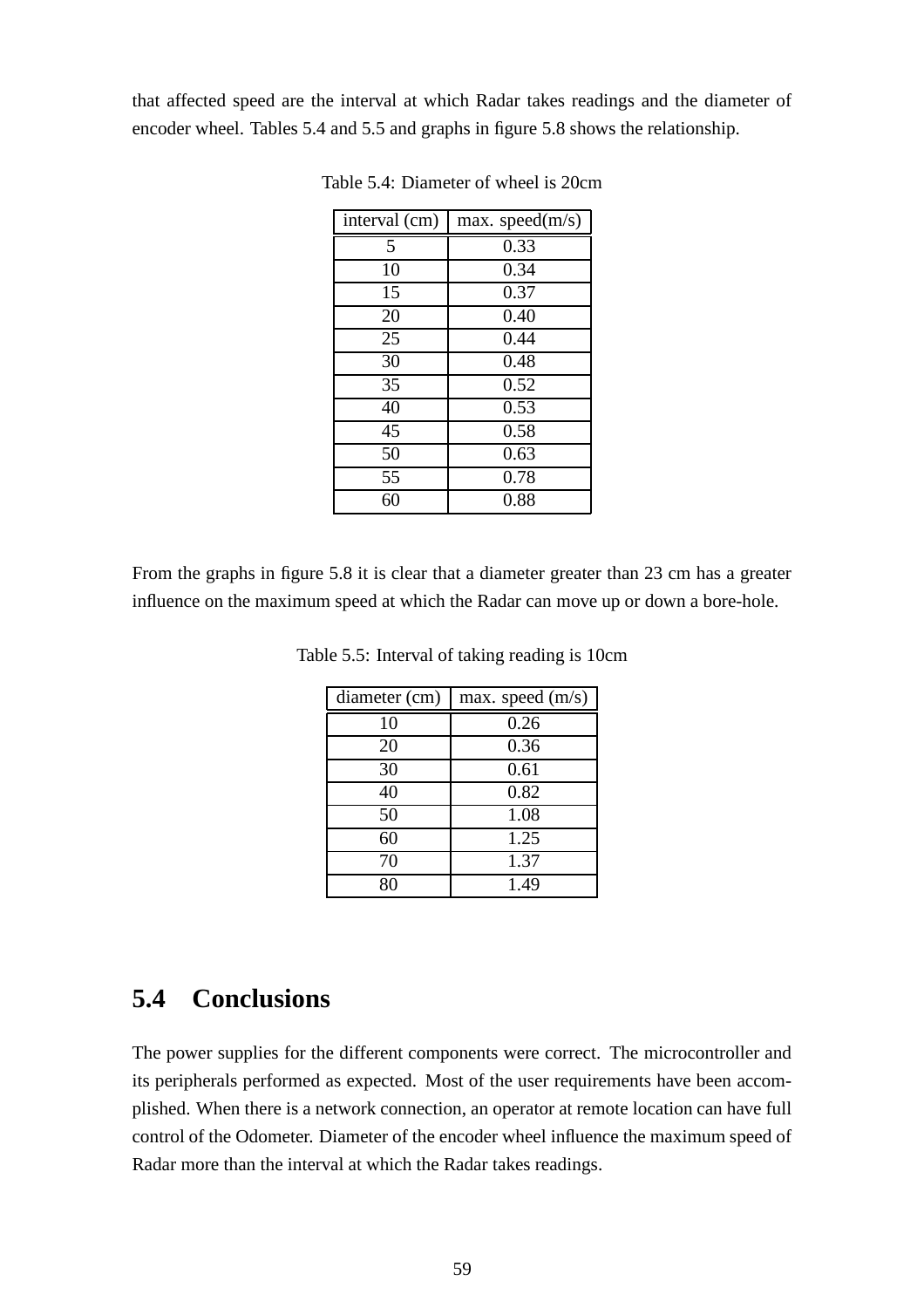that affected speed are the interval at which Radar takes readings and the diameter of encoder wheel. Tables 5.4 and 5.5 and graphs in figure 5.8 shows the relationship.

Table 5.4: Diameter of wheel is 20cm

| interval (cm) | max. speed(m/s) |
|---|---|
| 5 | 0.33 |
| 10 | 0.34 |
| 15 | 0.37 |
| 20 | 0.40 |
| 25 | 0.44 |
| 30 | 0.48 |
| 35 | 0.52 |
| 40 | 0.53 |
| 45 | 0.58 |
| 50 | 0.63 |
| 55 | 0.78 |
| 60 | 0.88 |

From the graphs in figure 5.8 it is clear that a diameter greater than 23 cm has a greater influence on the maximum speed at which the Radar can move up or down a bore-hole.

Table 5.5: Interval of taking reading is 10cm

| diameter (cm) | max. speed (m/s) |
|---|---|
| 10 | 0.26 |
| 20 | 0.36 |
| 30 | 0.61 |
| 40 | 0.82 |
| 50 | 1.08 |
| 60 | 1.25 |
| 70 | 1.37 |
| 80 | 1.49 |

## 5.4 Conclusions

The power supplies for the different components were correct. The microcontroller and its peripherals performed as expected. Most of the user requirements have been accomplished. When there is a network connection, an operator at remote location can have full control of the Odometer. Diameter of the encoder wheel influence the maximum speed of Radar more than the interval at which the Radar takes readings.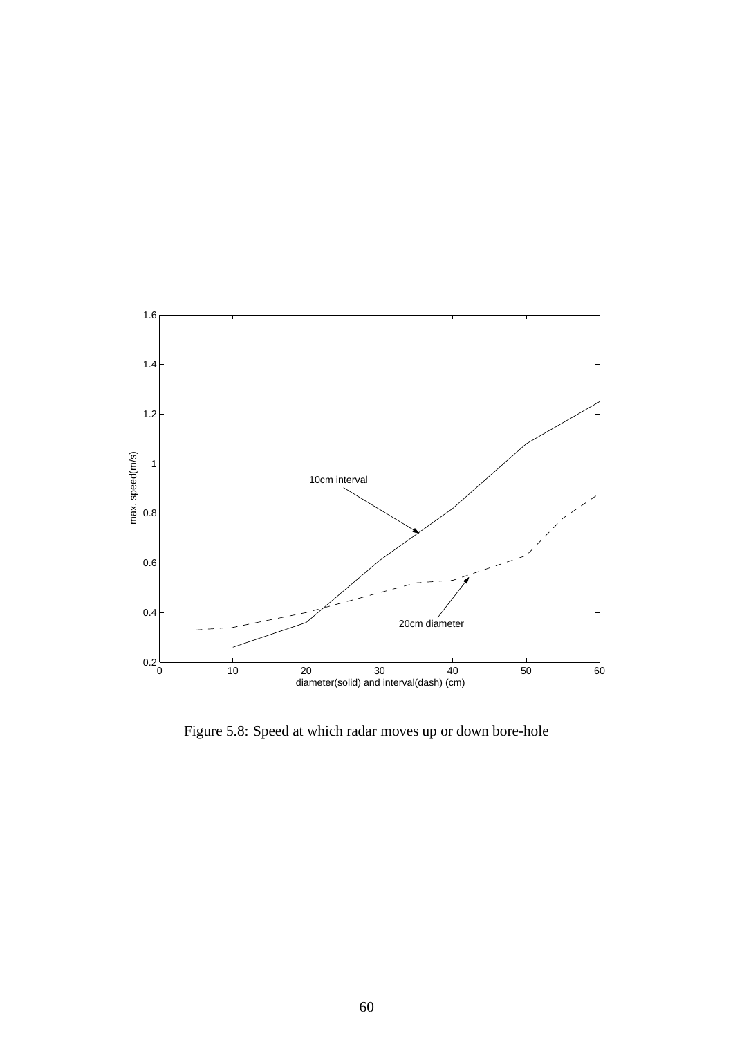Figure 5.8: Speed at which radar moves up or down bore-hole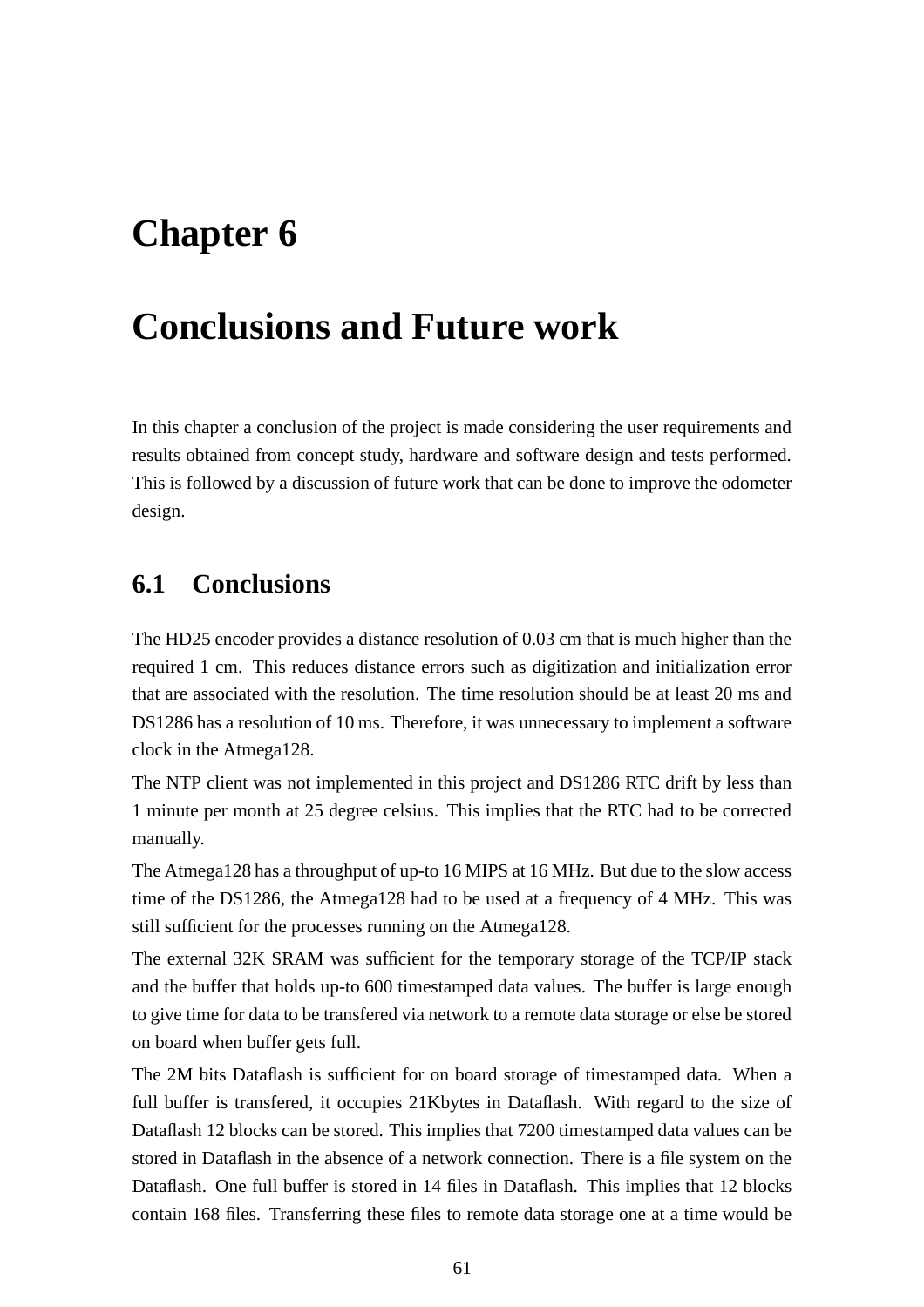# Chapter 6

# Conclusions and Future work

In this chapter a conclusion of the project is made considering the user requirements and results obtained from concept study, hardware and software design and tests performed. This is followed by a discussion of future work that can be done to improve the odometer design.

## 6.1 Conclusions

The HD25 encoder provides a distance resolution of 0.03 cm that is much higher than the required 1 cm. This reduces distance errors such as digitization and initialization error that are associated with the resolution. The time resolution should be at least 20 ms and DS1286 has a resolution of 10 ms. Therefore, it was unnecessary to implement a software clock in the Atmega128.

The NTP client was not implemented in this project and DS1286 RTC drift by less than 1 minute per month at 25 degree celsius. This implies that the RTC had to be corrected manually.

The Atmega128 has a throughput of up-to 16 MIPS at 16 MHz. But due to the slow access time of the DS1286, the Atmega128 had to be used at a frequency of 4 MHz. This was still sufficient for the processes running on the Atmega128.

The external 32K SRAM was sufficient for the temporary storage of the TCP/IP stack and the buffer that holds up-to 600 timestamped data values. The buffer is large enough to give time for data to be transfered via network to a remote data storage or else be stored on board when buffer gets full.

The 2M bits Dataflash is sufficient for on board storage of timestamped data. When a full buffer is transfered, it occupies 21Kbytes in Dataflash. With regard to the size of Dataflash 12 blocks can be stored. This implies that 7200 timestamped data values can be stored in Dataflash in the absence of a network connection. There is a file system on the Dataflash. One full buffer is stored in 14 files in Dataflash. This implies that 12 blocks contain 168 files. Transferring these files to remote data storage one at a time would be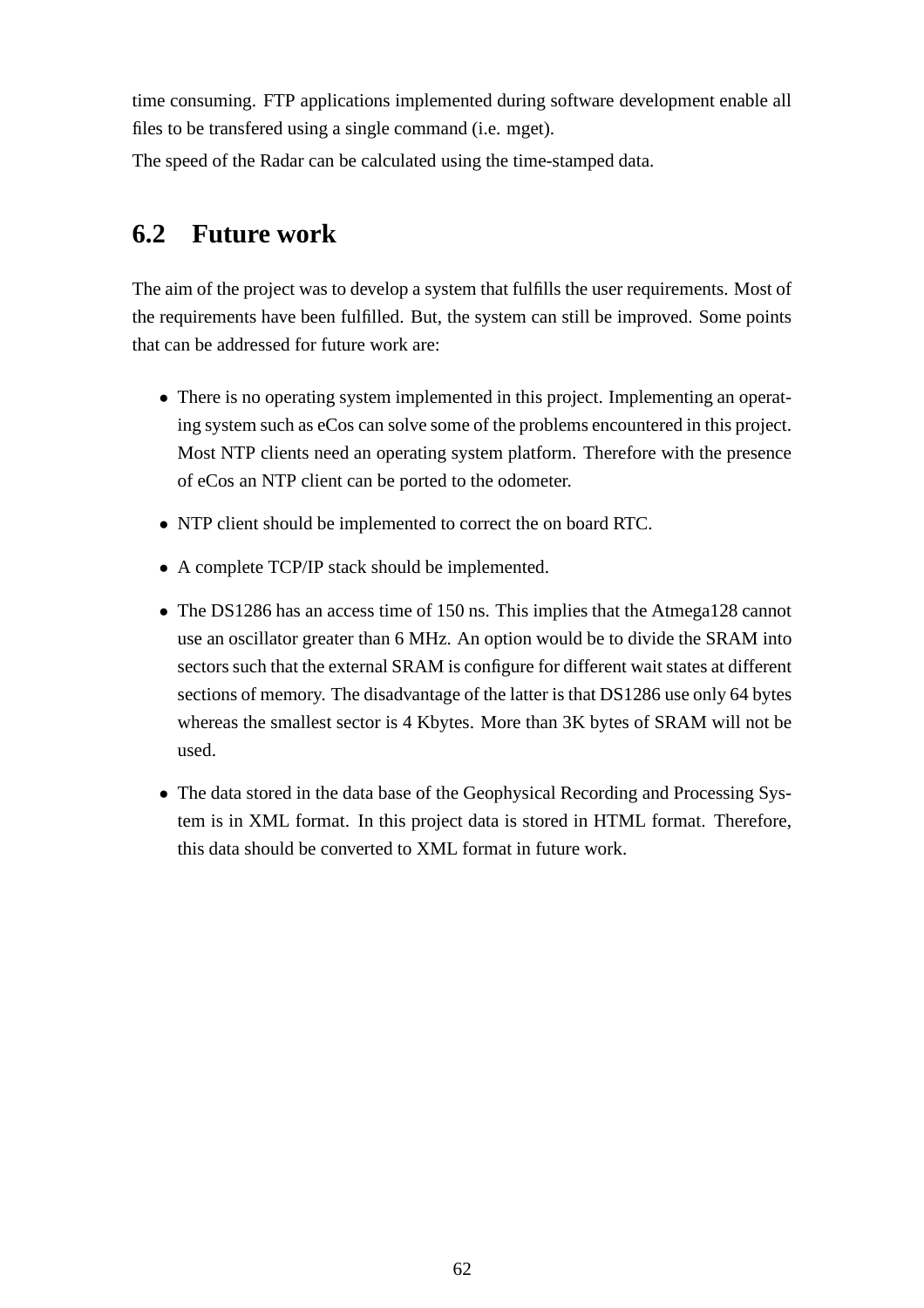time consuming. FTP applications implemented during software development enable all files to be transfered using a single command (i.e. mget).

The speed of the Radar can be calculated using the time-stamped data.

## 6.2 Future work

The aim of the project was to develop a system that fulfills the user requirements. Most of the requirements have been fulfilled. But, the system can still be improved. Some points that can be addressed for future work are:

- There is no operating system implemented in this project. Implementing an operating system such as eCos can solve some of the problems encountered in this project. Most NTP clients need an operating system platform. Therefore with the presence of eCos an NTP client can be ported to the odometer.
- NTP client should be implemented to correct the on board RTC.
- A complete TCP/IP stack should be implemented.
- The DS1286 has an access time of 150 ns. This implies that the Atmega128 cannot use an oscillator greater than 6 MHz. An option would be to divide the SRAM into sectors such that the external SRAM is configure for different wait states at different sections of memory. The disadvantage of the latter is that DS1286 use only 64 bytes whereas the smallest sector is 4 Kbytes. More than 3K bytes of SRAM will not be used.
- The data stored in the data base of the Geophysical Recording and Processing System is in XML format. In this project data is stored in HTML format. Therefore, this data should be converted to XML format in future work.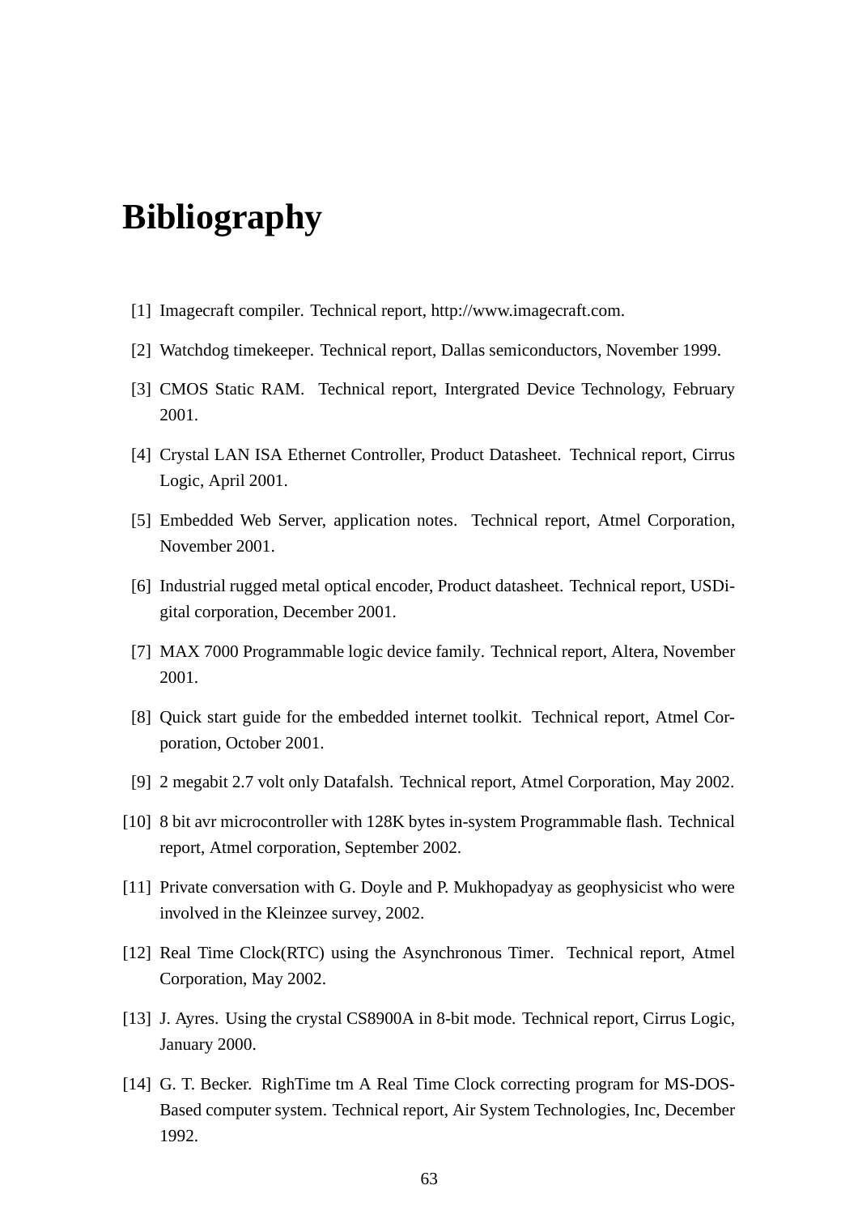# Bibliography

[1] Imagecraft compiler. Technical report, http://www.imagecraft.com.

[2] Watchdog timekeeper. Technical report, Dallas semiconductors, November 1999.

[3] CMOS Static RAM. Technical report, Intergrated Device Technology, February 2001.

[4] Crystal LAN ISA Ethernet Controller, Product Datasheet. Technical report, Cirrus Logic, April 2001.

[5] Embedded Web Server, application notes. Technical report, Atmel Corporation, November 2001.

[6] Industrial rugged metal optical encoder, Product datasheet. Technical report, USDigital corporation, December 2001.

[7] MAX 7000 Programmable logic device family. Technical report, Altera, November 2001.

[8] Quick start guide for the embedded internet toolkit. Technical report, Atmel Corporation, October 2001.

[9] 2 megabit 2.7 volt only Datafalsh. Technical report, Atmel Corporation, May 2002.

[10] 8 bit avr microcontroller with 128K bytes in-system Programmable flash. Technical report, Atmel corporation, September 2002.

[11] Private conversation with G. Doyle and P. Mukhopadyay as geophysicist who were involved in the Kleinzee survey, 2002.

[12] Real Time Clock(RTC) using the Asynchronous Timer. Technical report, Atmel Corporation, May 2002.

[13] J. Ayres. Using the crystal CS8900A in 8-bit mode. Technical report, Cirrus Logic, January 2000.

[14] G. T. Becker. RighTime tm A Real Time Clock correcting program for MS-DOS-Based computer system. Technical report, Air System Technologies, Inc, December 1992.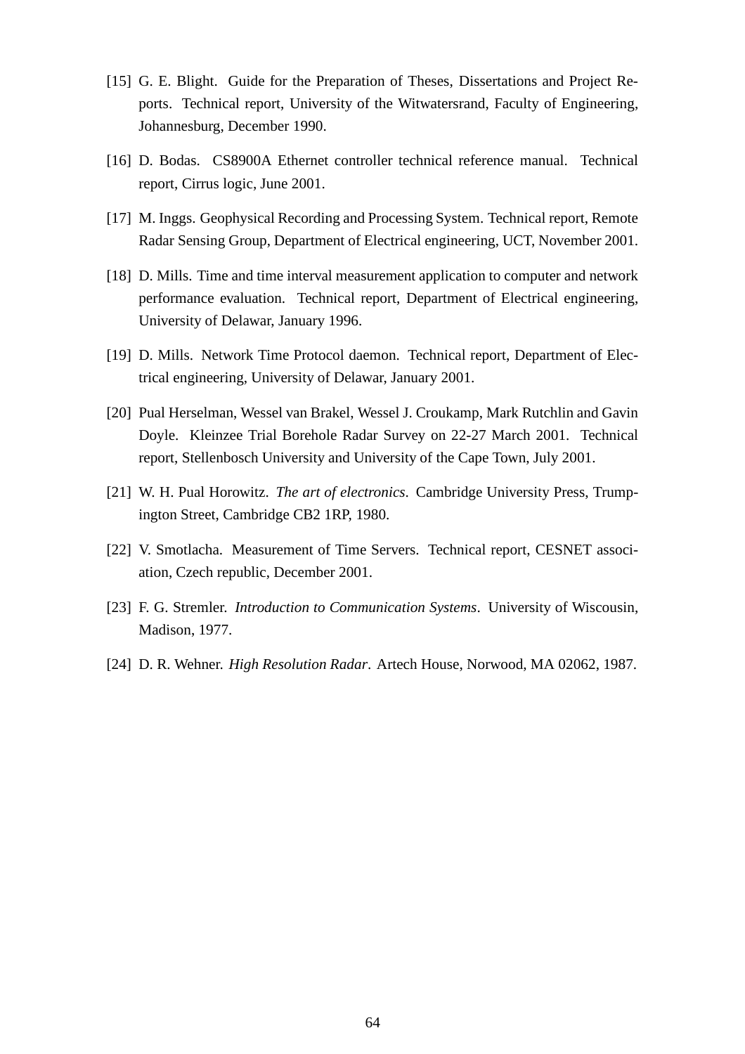[15] G. E. Blight. Guide for the Preparation of Theses, Dissertations and Project Reports. Technical report, University of the Witwatersrand, Faculty of Engineering, Johannesburg, December 1990.

[16] D. Bodas. CS8900A Ethernet controller technical reference manual. Technical report, Cirrus logic, June 2001.

[17] M. Inggs. Geophysical Recording and Processing System. Technical report, Remote Radar Sensing Group, Department of Electrical engineering, UCT, November 2001.

[18] D. Mills. Time and time interval measurement application to computer and network performance evaluation. Technical report, Department of Electrical engineering, University of Delawar, January 1996.

[19] D. Mills. Network Time Protocol daemon. Technical report, Department of Electrical engineering, University of Delawar, January 2001.

[20] Pual Herselman, Wessel van Brakel, Wessel J. Croukamp, Mark Rutchlin and Gavin Doyle. Kleinzee Trial Borehole Radar Survey on 22-27 March 2001. Technical report, Stellenbosch University and University of the Cape Town, July 2001.

[21] W. H. Pual Horowitz. *The art of electronics*. Cambridge University Press, Trumpington Street, Cambridge CB2 1RP, 1980.

[22] V. Smotlacha. Measurement of Time Servers. Technical report, CESNET association, Czech republic, December 2001.

[23] F. G. Stremler. *Introduction to Communication Systems*. University of Wiscousin, Madison, 1977.

[24] D. R. Wehner. *High Resolution Radar*. Artech House, Norwood, MA 02062, 1987.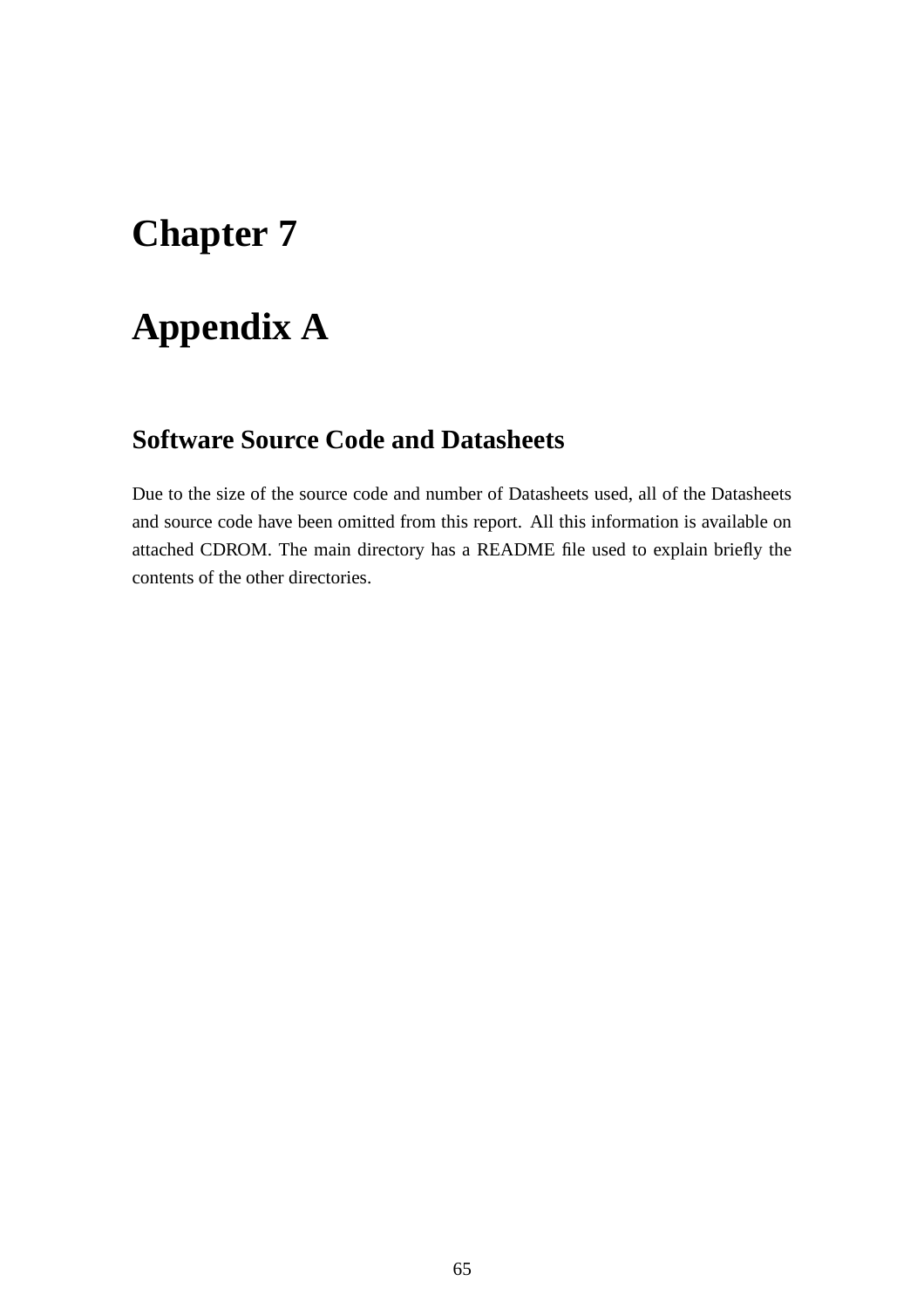# Chapter 7

# Appendix A

## Software Source Code and Datasheets

Due to the size of the source code and number of Datasheets used, all of the Datasheets and source code have been omitted from this report. All this information is available on attached CDROM. The main directory has a README file used to explain briefly the contents of the other directories.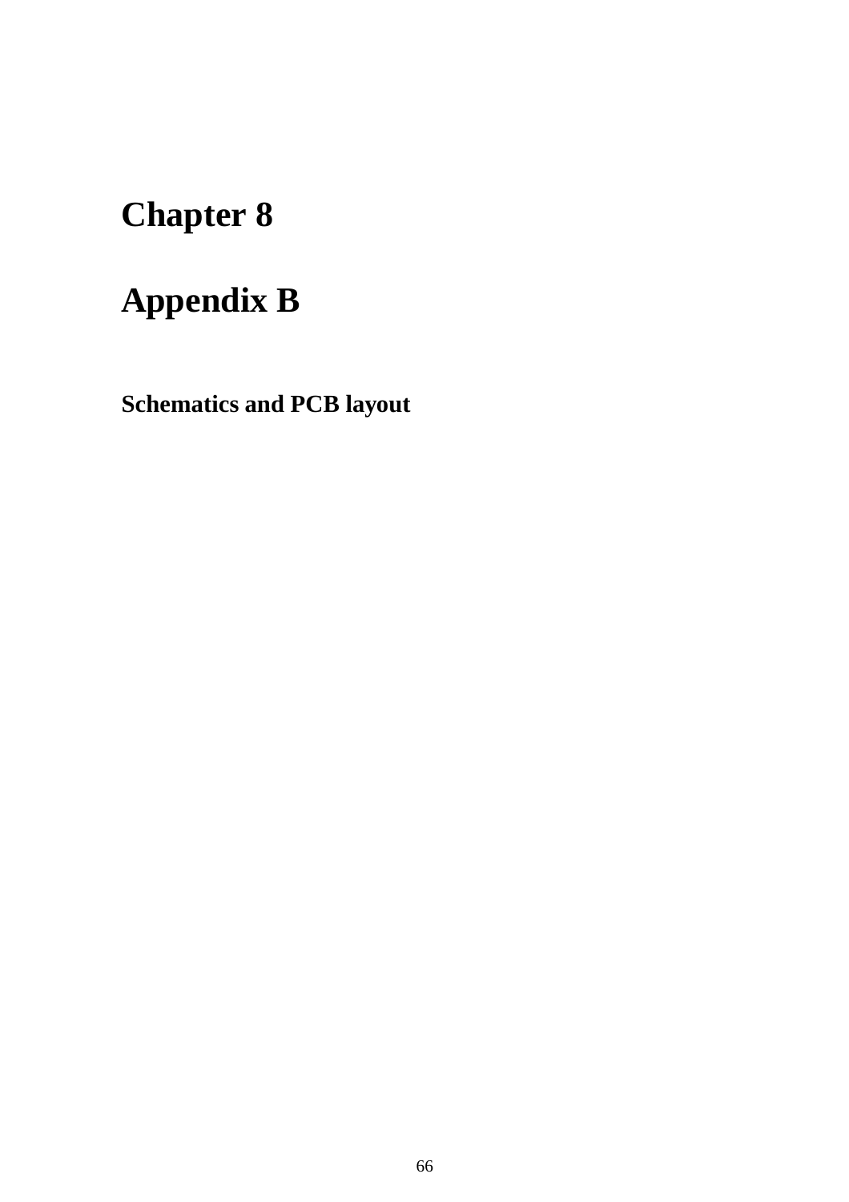# Chapter 8

# Appendix B

**Schematics and PCB layout**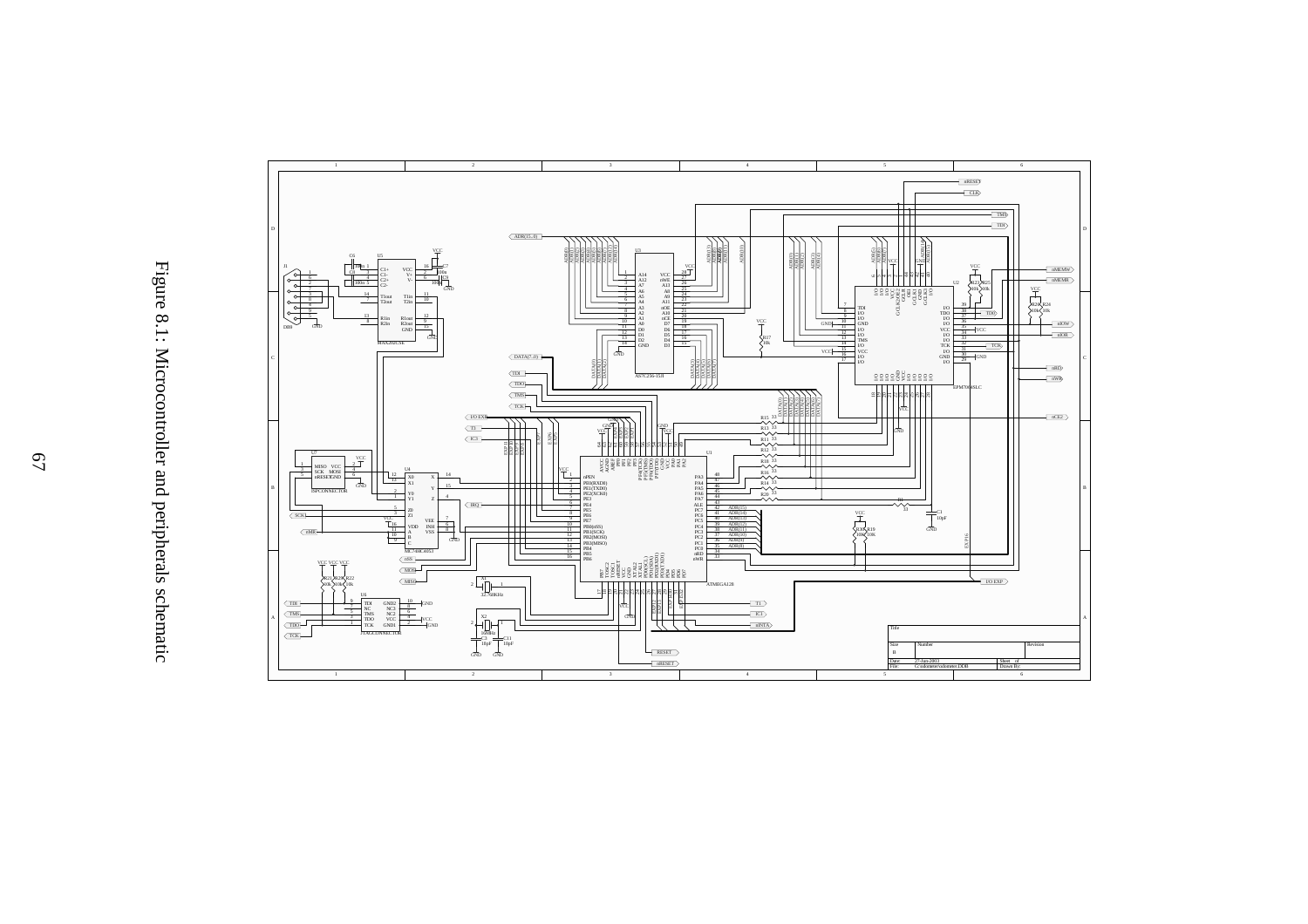Figure 8.1: Microcontroller and peripherals schematic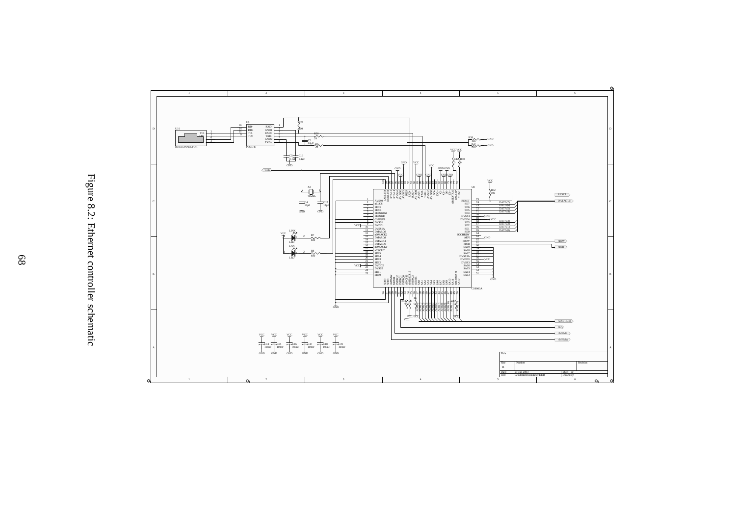Figure 8.2: Ethernet controller schematic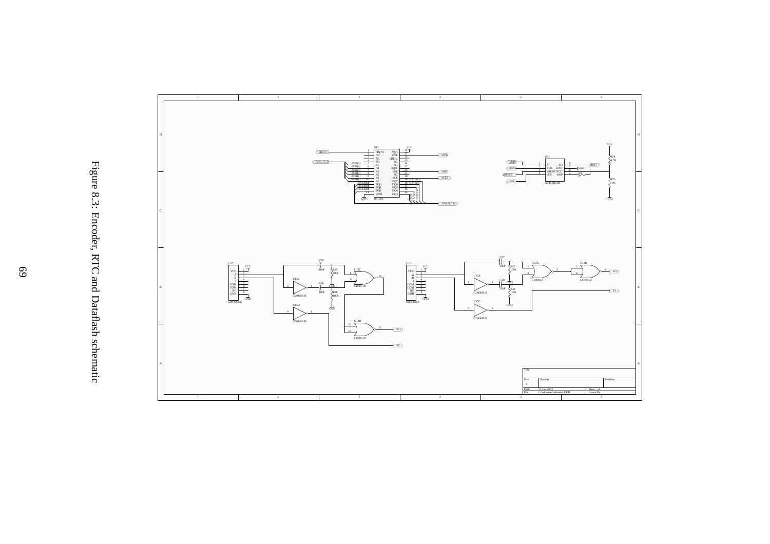Figure 8.3: Encoder, RTC and Dataflash schematic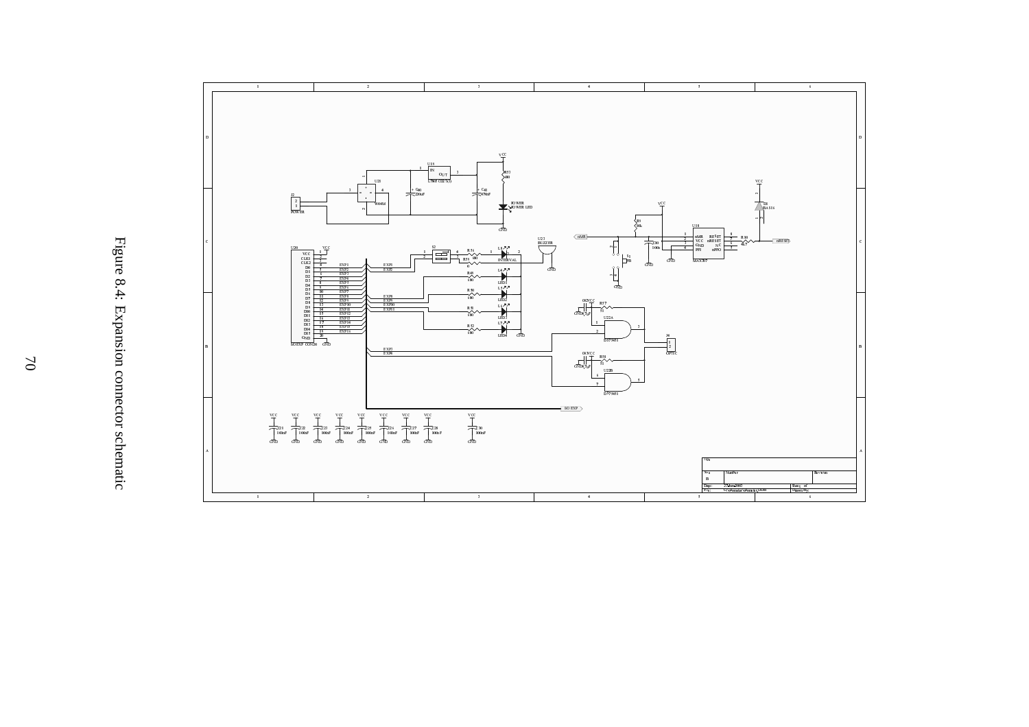Figure 8.4: Expansion connector schematic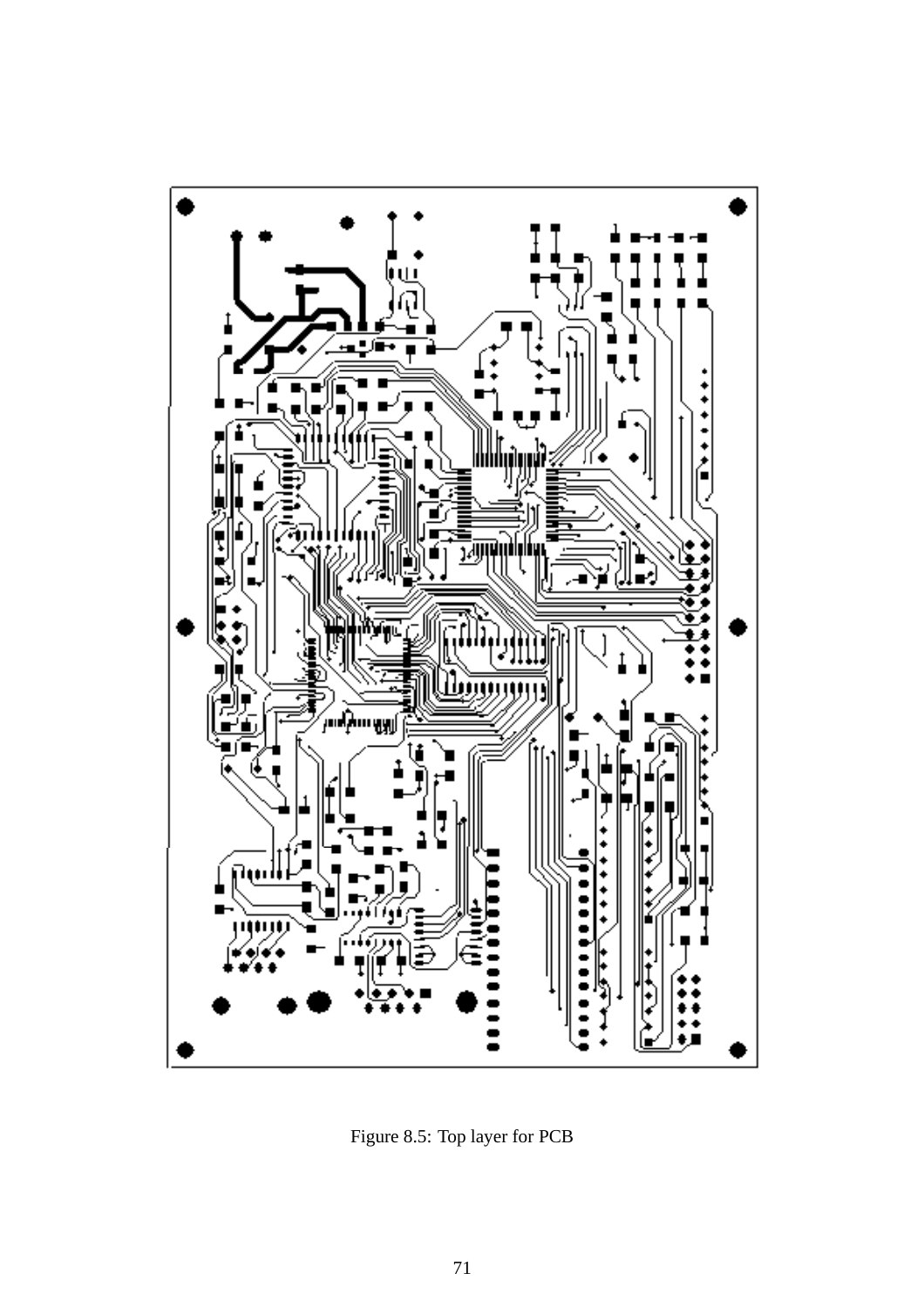Figure 8.5: Top layer for PCB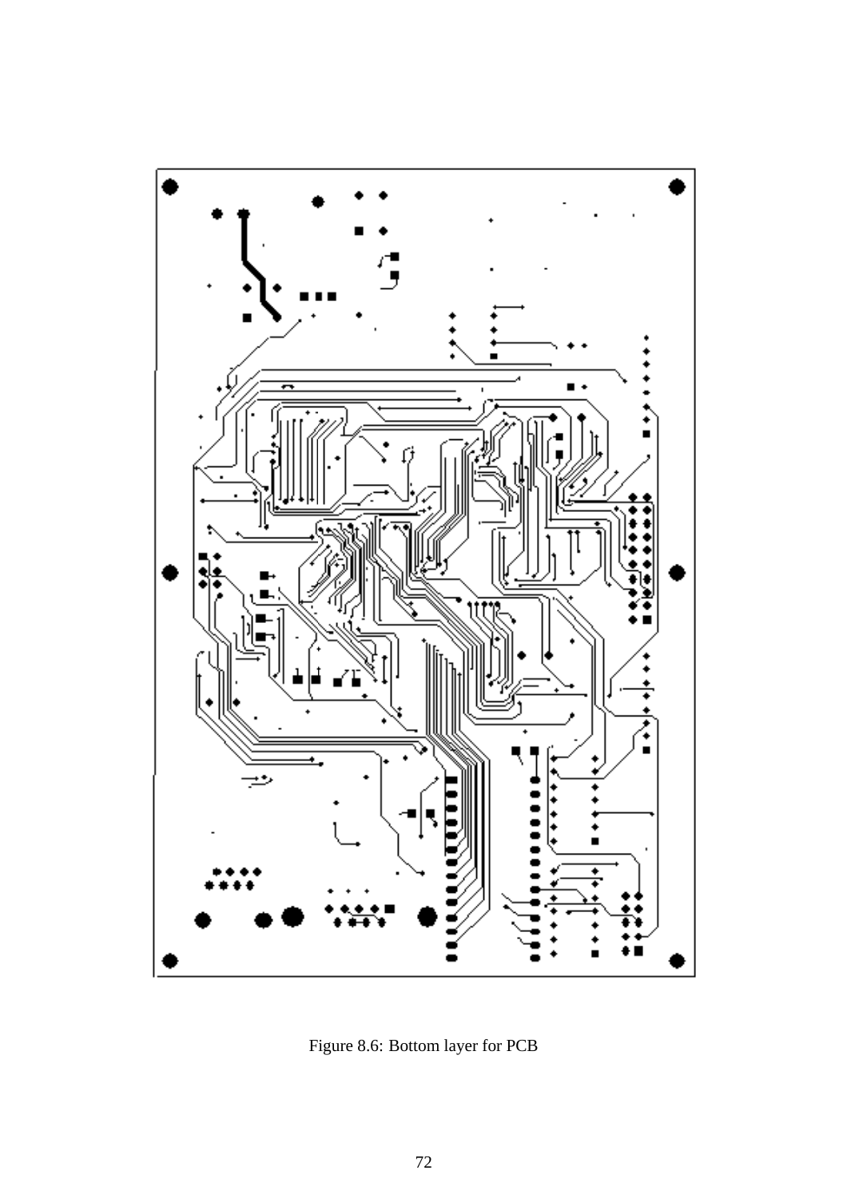Figure 8.6: Bottom layer for PCB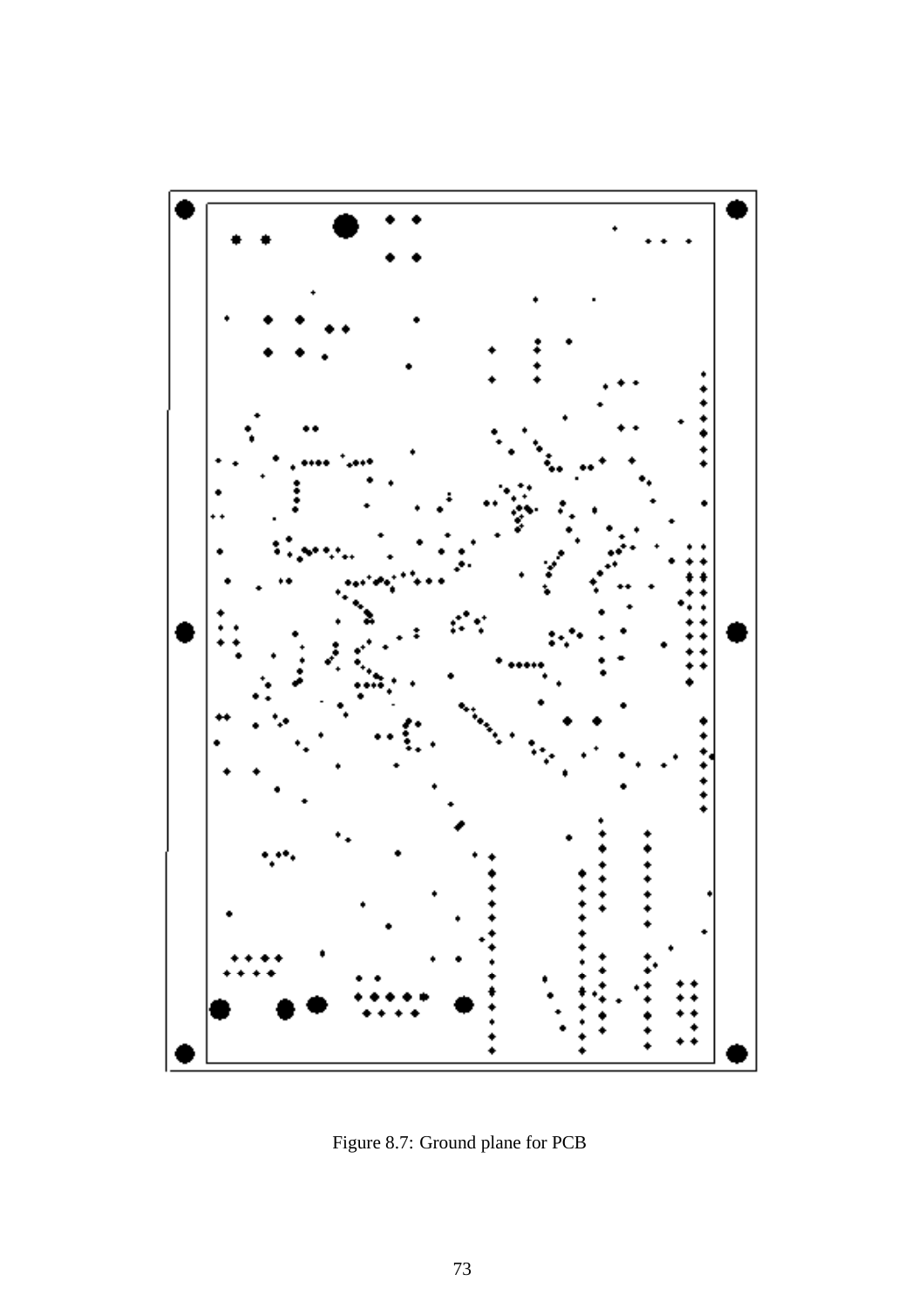Figure 8.7: Ground plane for PCB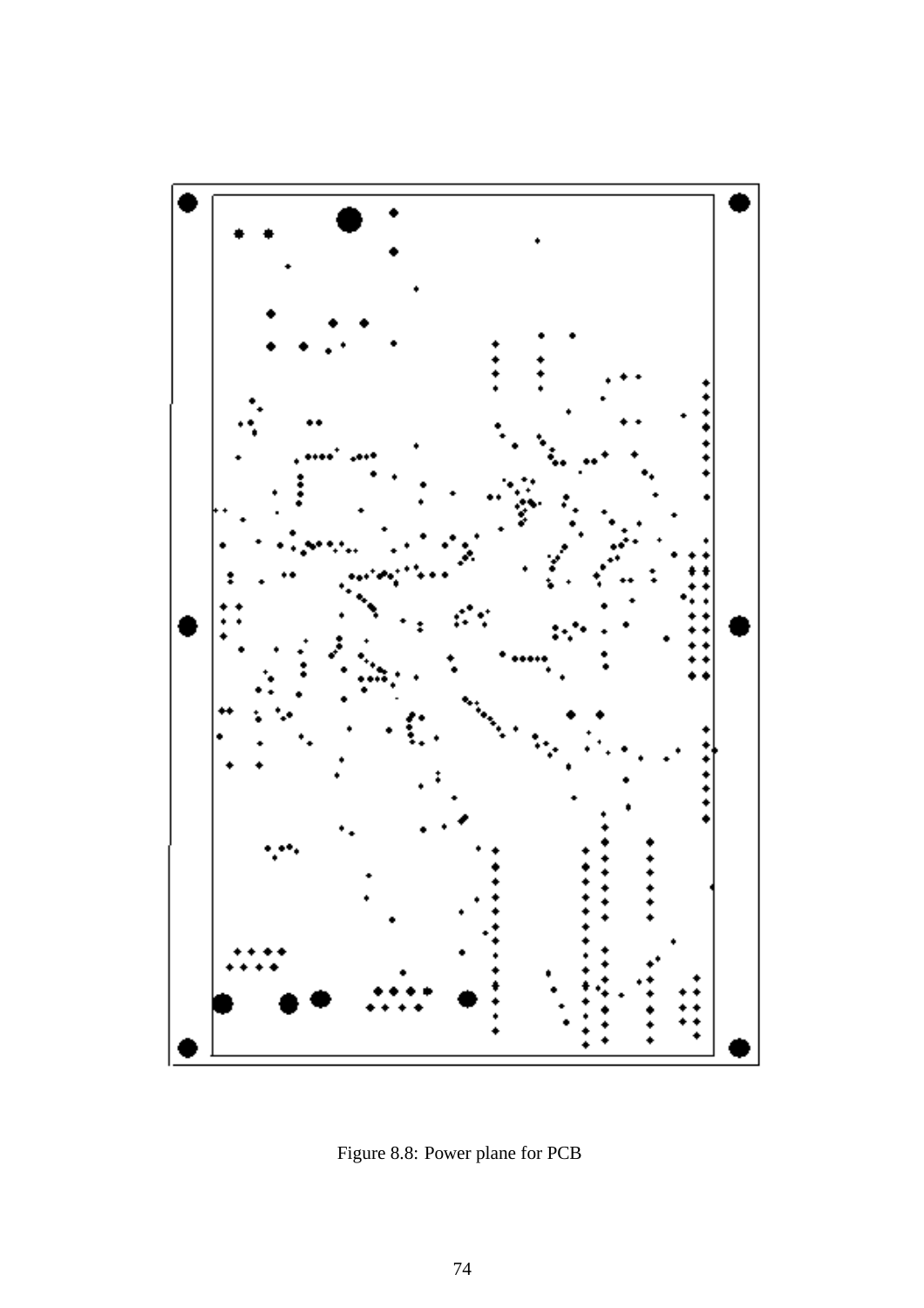Figure 8.8: Power plane for PCB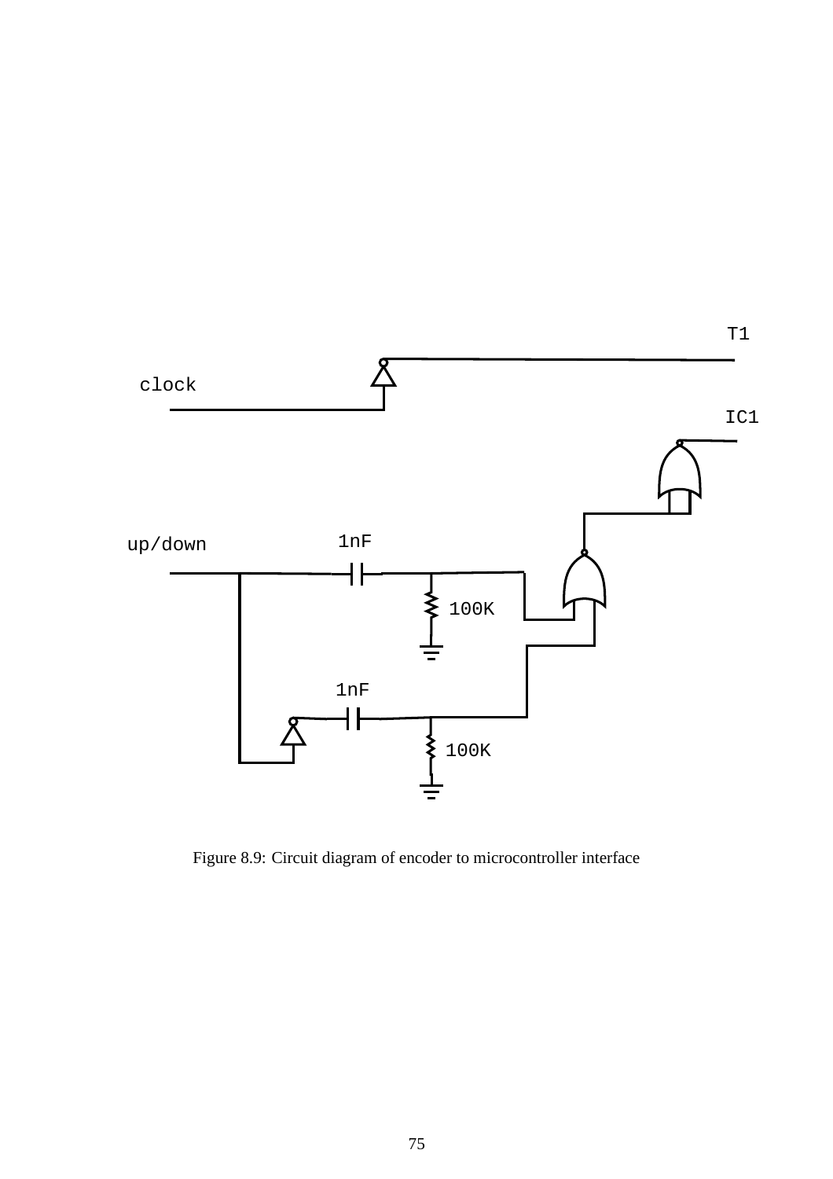Figure 8.9: Circuit diagram of encoder to microcontroller interface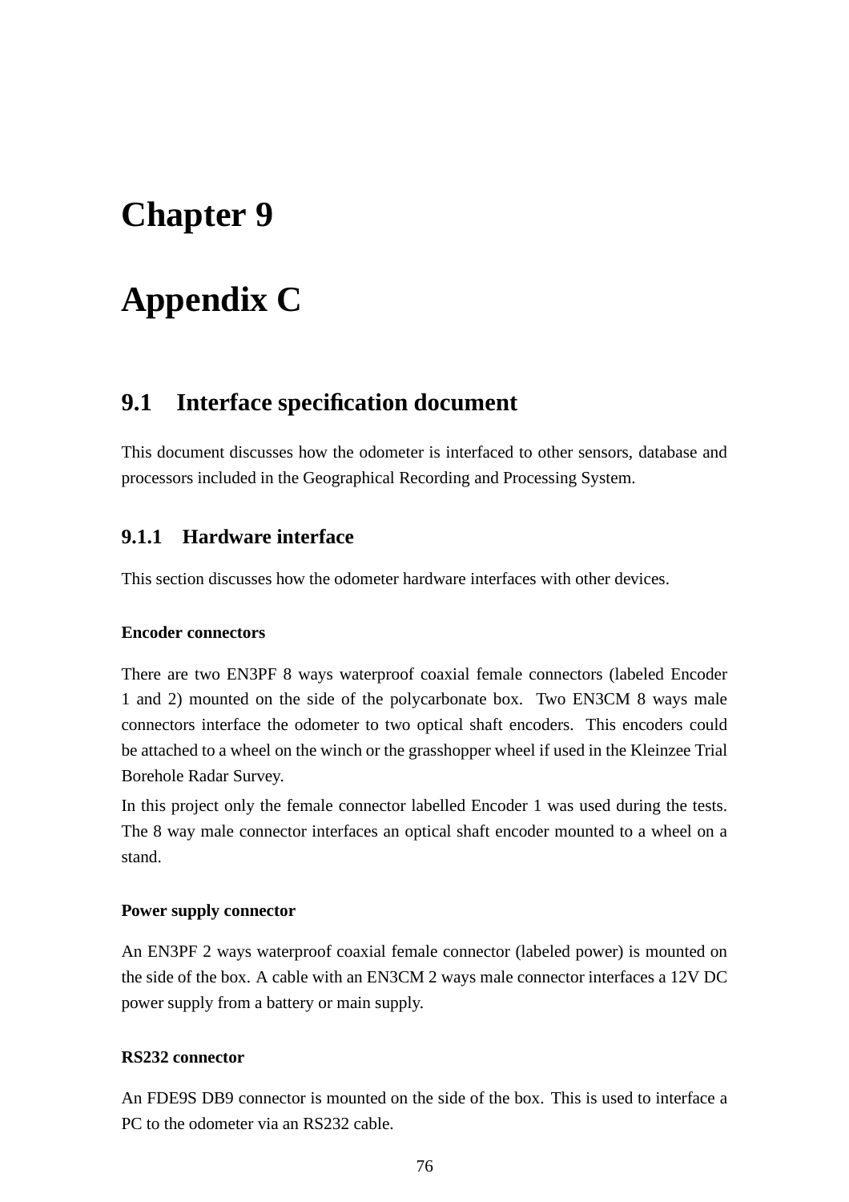# Chapter 9

# Appendix C

## 9.1 Interface specification document

This document discusses how the odometer is interfaced to other sensors, database and processors included in the Geographical Recording and Processing System.

### 9.1.1 Hardware interface

This section discusses how the odometer hardware interfaces with other devices.

#### Encoder connectors

There are two EN3PF 8 ways waterproof coaxial female connectors (labeled Encoder 1 and 2) mounted on the side of the polycarbonate box. Two EN3CM 8 ways male connectors interface the odometer to two optical shaft encoders. This encoders could be attached to a wheel on the winch or the grasshopper wheel if used in the Kleinzee Trial Borehole Radar Survey.

In this project only the female connector labelled Encoder 1 was used during the tests. The 8 way male connector interfaces an optical shaft encoder mounted to a wheel on a stand.

#### Power supply connector

An EN3PF 2 ways waterproof coaxial female connector (labeled power) is mounted on the side of the box. A cable with an EN3CM 2 ways male connector interfaces a 12V DC power supply from a battery or main supply.

#### RS232 connector

An FDE9S DB9 connector is mounted on the side of the box. This is used to interface a PC to the odometer via an RS232 cable.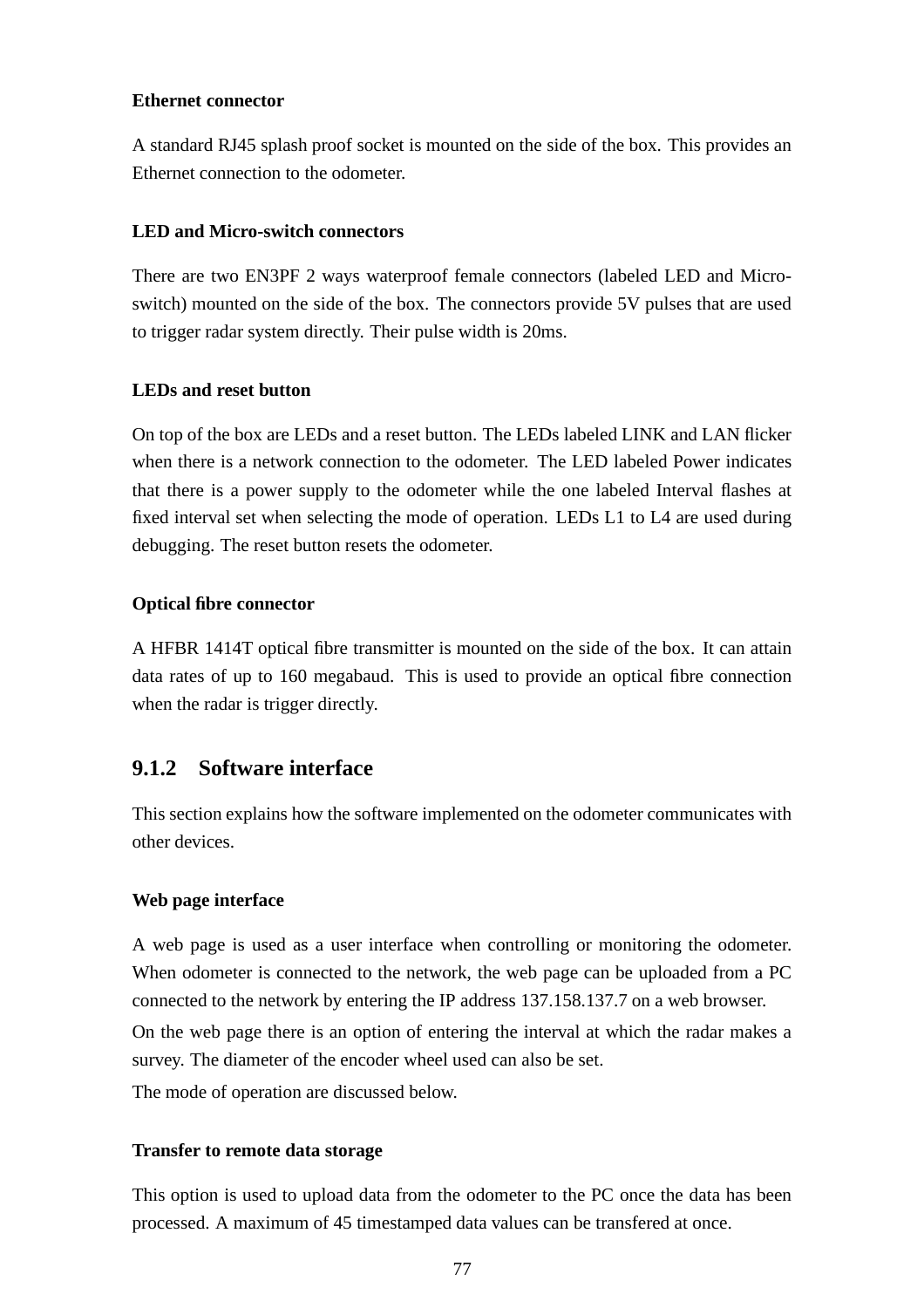#### Ethernet connector

A standard RJ45 splash proof socket is mounted on the side of the box. This provides an Ethernet connection to the odometer.

#### LED and Micro-switch connectors

There are two EN3PF 2 ways waterproof female connectors (labeled LED and Micro-switch) mounted on the side of the box. The connectors provide 5V pulses that are used to trigger radar system directly. Their pulse width is 20ms.

#### LEDs and reset button

On top of the box are LEDs and a reset button. The LEDs labeled LINK and LAN flicker when there is a network connection to the odometer. The LED labeled Power indicates that there is a power supply to the odometer while the one labeled Interval flashes at fixed interval set when selecting the mode of operation. LEDs L1 to L4 are used during debugging. The reset button resets the odometer.

#### Optical fibre connector

A HFBR 1414T optical fibre transmitter is mounted on the side of the box. It can attain data rates of up to 160 megabaud. This is used to provide an optical fibre connection when the radar is trigger directly.

### 9.1.2 Software interface

This section explains how the software implemented on the odometer communicates with other devices.

#### Web page interface

A web page is used as a user interface when controlling or monitoring the odometer. When odometer is connected to the network, the web page can be uploaded from a PC connected to the network by entering the IP address 137.158.137.7 on a web browser.

On the web page there is an option of entering the interval at which the radar makes a survey. The diameter of the encoder wheel used can also be set.

The mode of operation are discussed below.

#### Transfer to remote data storage

This option is used to upload data from the odometer to the PC once the data has been processed. A maximum of 45 timestamped data values can be transfered at once.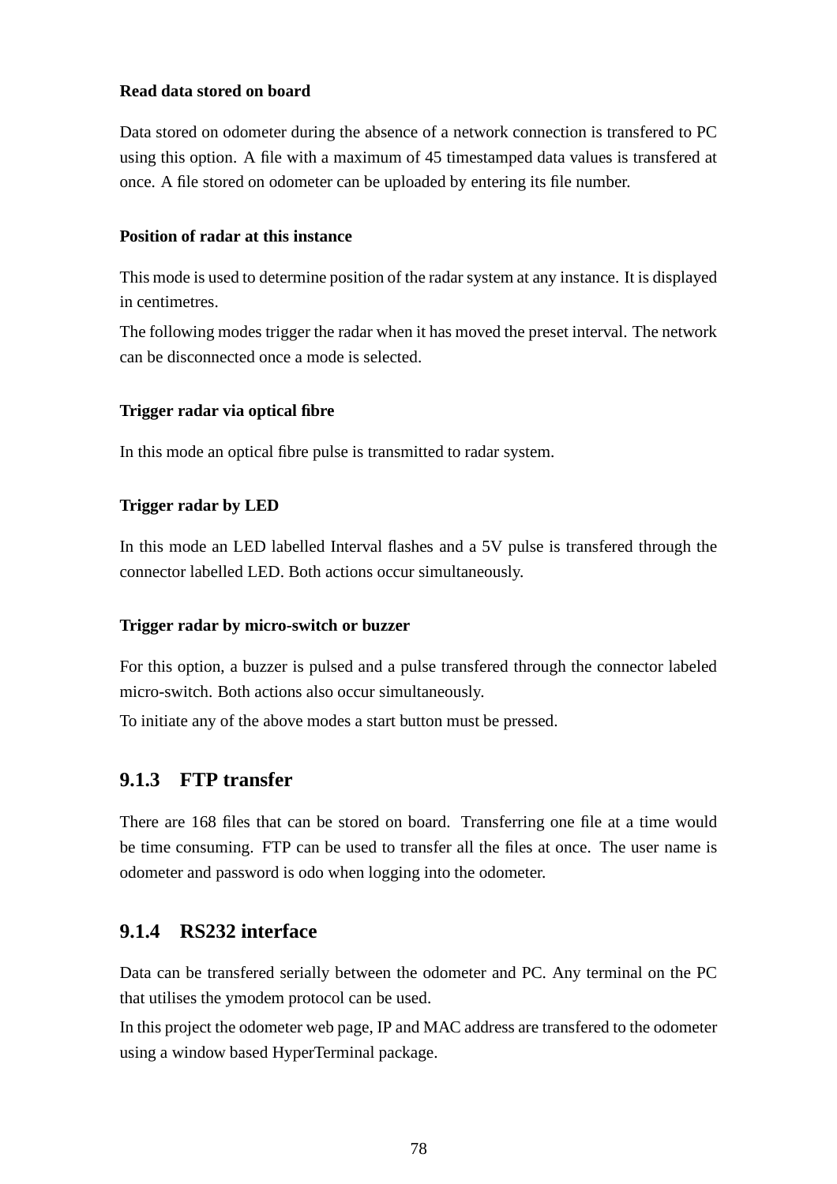**Read data stored on board**

Data stored on odometer during the absence of a network connection is transfered to PC using this option. A file with a maximum of 45 timestamped data values is transfered at once. A file stored on odometer can be uploaded by entering its file number.

**Position of radar at this instance**

This mode is used to determine position of the radar system at any instance. It is displayed in centimetres.

The following modes trigger the radar when it has moved the preset interval. The network can be disconnected once a mode is selected.

**Trigger radar via optical fibre**

In this mode an optical fibre pulse is transmitted to radar system.

**Trigger radar by LED**

In this mode an LED labelled Interval flashes and a 5V pulse is transfered through the connector labelled LED. Both actions occur simultaneously.

**Trigger radar by micro-switch or buzzer**

For this option, a buzzer is pulsed and a pulse transfered through the connector labeled micro-switch. Both actions also occur simultaneously.

To initiate any of the above modes a start button must be pressed.

### 9.1.3 FTP transfer

There are 168 files that can be stored on board. Transferring one file at a time would be time consuming. FTP can be used to transfer all the files at once. The user name is odometer and password is odo when logging into the odometer.

### 9.1.4 RS232 interface

Data can be transfered serially between the odometer and PC. Any terminal on the PC that utilises the ymodem protocol can be used.

In this project the odometer web page, IP and MAC address are transfered to the odometer using a window based HyperTerminal package.